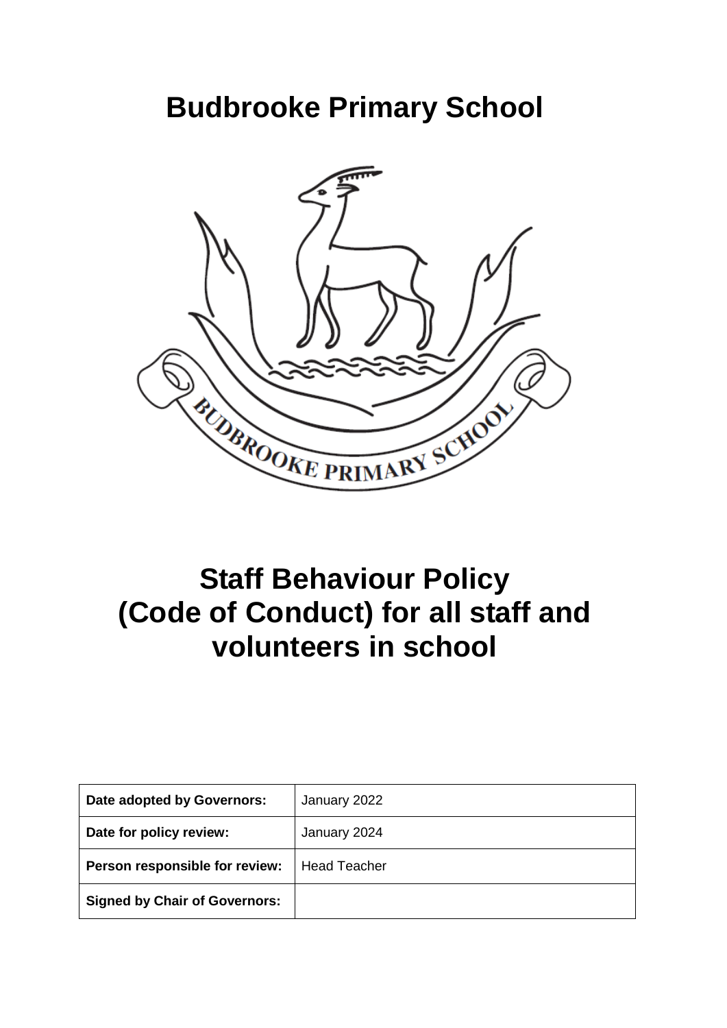# Budbrooke Primary School

# Staff Behaviour Policy (Code of Conduct) for all staff and volunteers in school

| Date adopted by Governors: | January 2022 |
|---|---|
| Date for policy review: | January 2024 |
| Person responsible for review: | Head Teacher |
| Signed by Chair of Governors: | |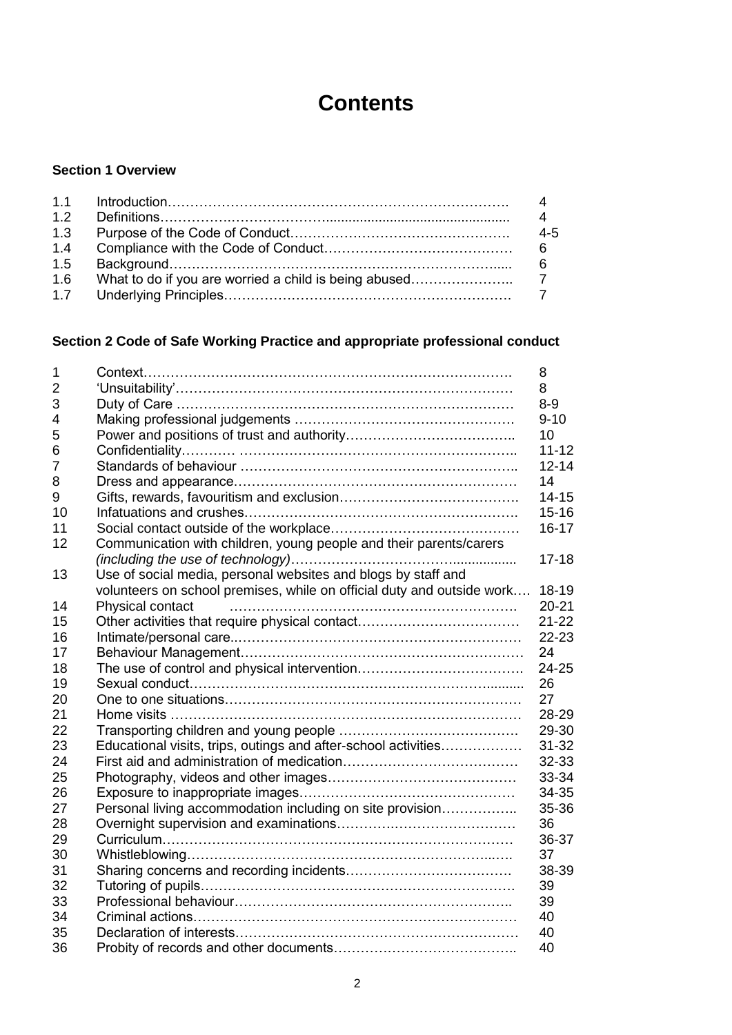# Contents

**Section 1 Overview**

| | | |
|---|---|---|
| 1.1 | Introduction | 4 |
| 1.2 | Definitions | 4 |
| 1.3 | Purpose of the Code of Conduct | 4-5 |
| 1.4 | Compliance with the Code of Conduct | 6 |
| 1.5 | Background | 6 |
| 1.6 | What to do if you are worried a child is being abused | 7 |
| 1.7 | Underlying Principles | 7 |

**Section 2 Code of Safe Working Practice and appropriate professional conduct**

| | | |
|---|---|---|
| 1 | Context | 8 |
| 2 | 'Unsuitability' | 8 |
| 3 | Duty of Care | 8-9 |
| 4 | Making professional judgements | 9-10 |
| 5 | Power and positions of trust and authority | 10 |
| 6 | Confidentiality | 11-12 |
| 7 | Standards of behaviour | 12-14 |
| 8 | Dress and appearance | 14 |
| 9 | Gifts, rewards, favouritism and exclusion | 14-15 |
| 10 | Infatuations and crushes | 15-16 |
| 11 | Social contact outside of the workplace | 16-17 |
| 12 | Communication with children, young people and their parents/carers *(including the use of technology)* | 17-18 |
| 13 | Use of social media, personal websites and blogs by staff and volunteers on school premises, while on official duty and outside work | 18-19 |
| 14 | Physical contact | 20-21 |
| 15 | Other activities that require physical contact | 21-22 |
| 16 | Intimate/personal care | 22-23 |
| 17 | Behaviour Management | 24 |
| 18 | The use of control and physical intervention | 24-25 |
| 19 | Sexual conduct | 26 |
| 20 | One to one situations | 27 |
| 21 | Home visits | 28-29 |
| 22 | Transporting children and young people | 29-30 |
| 23 | Educational visits, trips, outings and after-school activities | 31-32 |
| 24 | First aid and administration of medication | 32-33 |
| 25 | Photography, videos and other images | 33-34 |
| 26 | Exposure to inappropriate images | 34-35 |
| 27 | Personal living accommodation including on site provision | 35-36 |
| 28 | Overnight supervision and examinations | 36 |
| 29 | Curriculum | 36-37 |
| 30 | Whistleblowing | 37 |
| 31 | Sharing concerns and recording incidents | 38-39 |
| 32 | Tutoring of pupils | 39 |
| 33 | Professional behaviour | 39 |
| 34 | Criminal actions | 40 |
| 35 | Declaration of interests | 40 |
| 36 | Probity of records and other documents | 40 |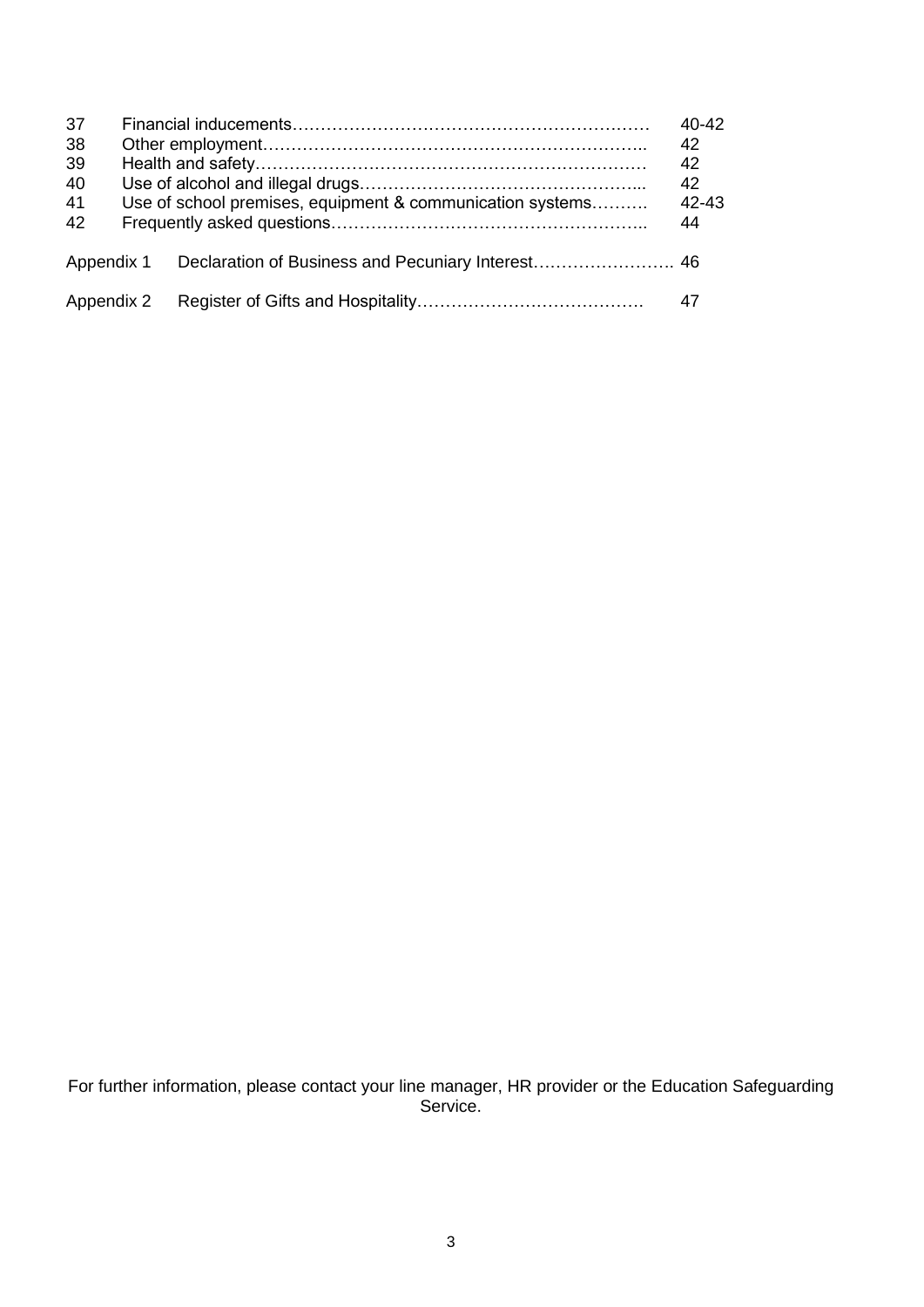| | | |
|---|---|---|
| 37 | Financial inducements | 40-42 |
| 38 | Other employment | 42 |
| 39 | Health and safety | 42 |
| 40 | Use of alcohol and illegal drugs | 42 |
| 41 | Use of school premises, equipment & communication systems | 42-43 |
| 42 | Frequently asked questions | 44 |
| Appendix 1 | Declaration of Business and Pecuniary Interest | 46 |
| Appendix 2 | Register of Gifts and Hospitality | 47 |

For further information, please contact your line manager, HR provider or the Education Safeguarding Service.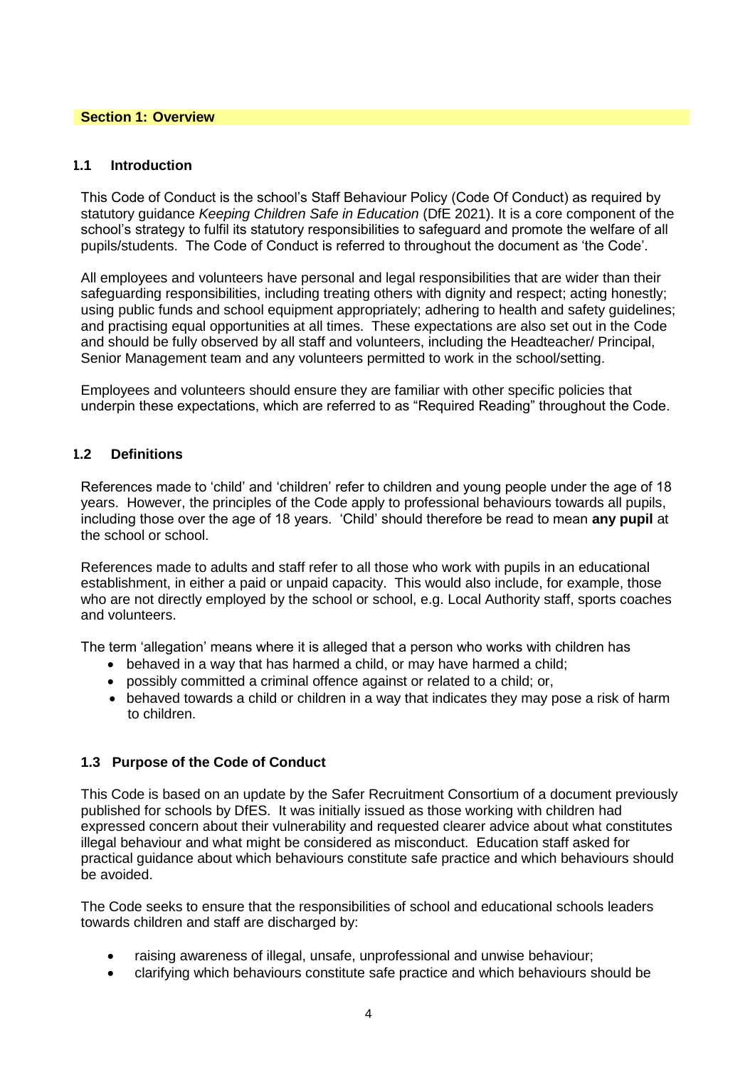## Section 1: Overview

### 1.1 Introduction

This Code of Conduct is the school's Staff Behaviour Policy (Code Of Conduct) as required by statutory guidance *Keeping Children Safe in Education* (DfE 2021). It is a core component of the school's strategy to fulfil its statutory responsibilities to safeguard and promote the welfare of all pupils/students. The Code of Conduct is referred to throughout the document as 'the Code'.

All employees and volunteers have personal and legal responsibilities that are wider than their safeguarding responsibilities, including treating others with dignity and respect; acting honestly; using public funds and school equipment appropriately; adhering to health and safety guidelines; and practising equal opportunities at all times. These expectations are also set out in the Code and should be fully observed by all staff and volunteers, including the Headteacher/ Principal, Senior Management team and any volunteers permitted to work in the school/setting.

Employees and volunteers should ensure they are familiar with other specific policies that underpin these expectations, which are referred to as "Required Reading" throughout the Code.

### 1.2 Definitions

References made to 'child' and 'children' refer to children and young people under the age of 18 years. However, the principles of the Code apply to professional behaviours towards all pupils, including those over the age of 18 years. 'Child' should therefore be read to mean **any pupil** at the school or school.

References made to adults and staff refer to all those who work with pupils in an educational establishment, in either a paid or unpaid capacity. This would also include, for example, those who are not directly employed by the school or school, e.g. Local Authority staff, sports coaches and volunteers.

The term 'allegation' means where it is alleged that a person who works with children has

- behaved in a way that has harmed a child, or may have harmed a child;
- possibly committed a criminal offence against or related to a child; or,
- behaved towards a child or children in a way that indicates they may pose a risk of harm to children.

### 1.3 Purpose of the Code of Conduct

This Code is based on an update by the Safer Recruitment Consortium of a document previously published for schools by DfES. It was initially issued as those working with children had expressed concern about their vulnerability and requested clearer advice about what constitutes illegal behaviour and what might be considered as misconduct. Education staff asked for practical guidance about which behaviours constitute safe practice and which behaviours should be avoided.

The Code seeks to ensure that the responsibilities of school and educational schools leaders towards children and staff are discharged by:

- raising awareness of illegal, unsafe, unprofessional and unwise behaviour;
- clarifying which behaviours constitute safe practice and which behaviours should be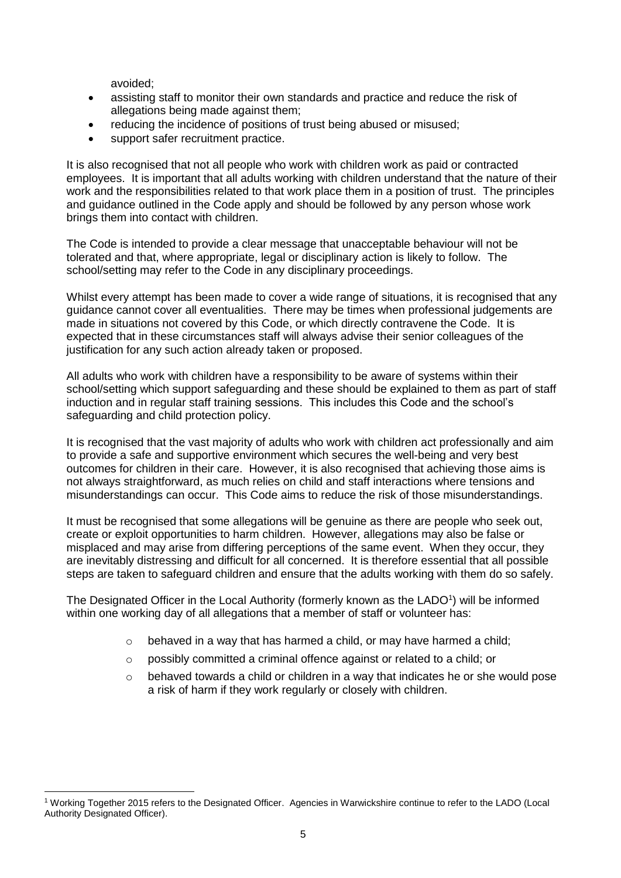avoided;

- assisting staff to monitor their own standards and practice and reduce the risk of allegations being made against them;
- reducing the incidence of positions of trust being abused or misused;
- support safer recruitment practice.

It is also recognised that not all people who work with children work as paid or contracted employees. It is important that all adults working with children understand that the nature of their work and the responsibilities related to that work place them in a position of trust. The principles and guidance outlined in the Code apply and should be followed by any person whose work brings them into contact with children.

The Code is intended to provide a clear message that unacceptable behaviour will not be tolerated and that, where appropriate, legal or disciplinary action is likely to follow. The school/setting may refer to the Code in any disciplinary proceedings.

Whilst every attempt has been made to cover a wide range of situations, it is recognised that any guidance cannot cover all eventualities. There may be times when professional judgements are made in situations not covered by this Code, or which directly contravene the Code. It is expected that in these circumstances staff will always advise their senior colleagues of the justification for any such action already taken or proposed.

All adults who work with children have a responsibility to be aware of systems within their school/setting which support safeguarding and these should be explained to them as part of staff induction and in regular staff training sessions. This includes this Code and the school's safeguarding and child protection policy.

It is recognised that the vast majority of adults who work with children act professionally and aim to provide a safe and supportive environment which secures the well-being and very best outcomes for children in their care. However, it is also recognised that achieving those aims is not always straightforward, as much relies on child and staff interactions where tensions and misunderstandings can occur. This Code aims to reduce the risk of those misunderstandings.

It must be recognised that some allegations will be genuine as there are people who seek out, create or exploit opportunities to harm children. However, allegations may also be false or misplaced and may arise from differing perceptions of the same event. When they occur, they are inevitably distressing and difficult for all concerned. It is therefore essential that all possible steps are taken to safeguard children and ensure that the adults working with them do so safely.

The Designated Officer in the Local Authority (formerly known as the LADO[1]) will be informed within one working day of all allegations that a member of staff or volunteer has:

- behaved in a way that has harmed a child, or may have harmed a child;
- possibly committed a criminal offence against or related to a child; or
- behaved towards a child or children in a way that indicates he or she would pose a risk of harm if they work regularly or closely with children.

[1] Working Together 2015 refers to the Designated Officer. Agencies in Warwickshire continue to refer to the LADO (Local Authority Designated Officer).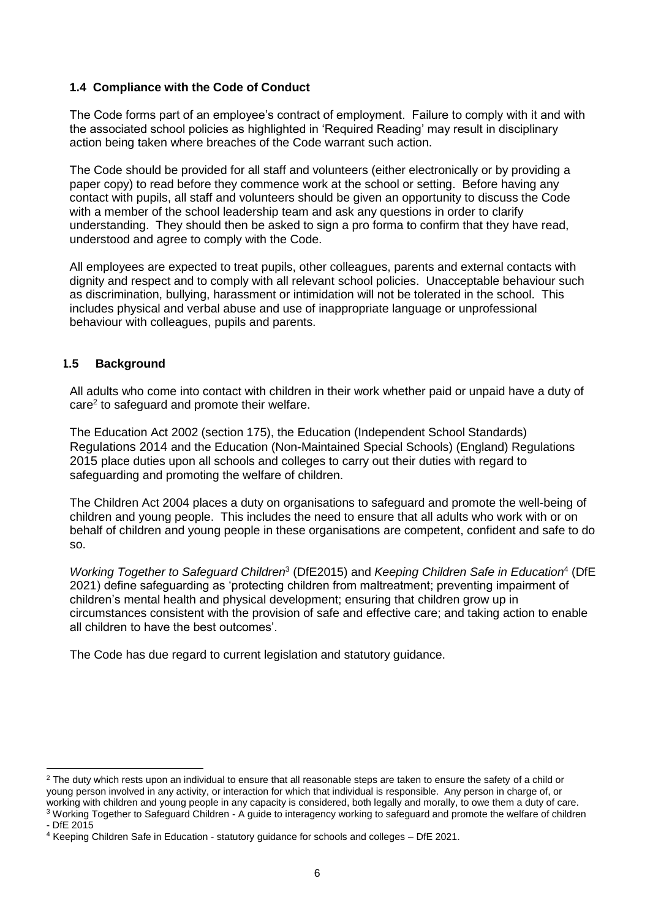### 1.4 Compliance with the Code of Conduct

The Code forms part of an employee's contract of employment. Failure to comply with it and with the associated school policies as highlighted in 'Required Reading' may result in disciplinary action being taken where breaches of the Code warrant such action.

The Code should be provided for all staff and volunteers (either electronically or by providing a paper copy) to read before they commence work at the school or setting. Before having any contact with pupils, all staff and volunteers should be given an opportunity to discuss the Code with a member of the school leadership team and ask any questions in order to clarify understanding. They should then be asked to sign a pro forma to confirm that they have read, understood and agree to comply with the Code.

All employees are expected to treat pupils, other colleagues, parents and external contacts with dignity and respect and to comply with all relevant school policies. Unacceptable behaviour such as discrimination, bullying, harassment or intimidation will not be tolerated in the school. This includes physical and verbal abuse and use of inappropriate language or unprofessional behaviour with colleagues, pupils and parents.

### 1.5 Background

All adults who come into contact with children in their work whether paid or unpaid have a duty of care[2] to safeguard and promote their welfare.

The Education Act 2002 (section 175), the Education (Independent School Standards) Regulations 2014 and the Education (Non-Maintained Special Schools) (England) Regulations 2015 place duties upon all schools and colleges to carry out their duties with regard to safeguarding and promoting the welfare of children.

The Children Act 2004 places a duty on organisations to safeguard and promote the well-being of children and young people. This includes the need to ensure that all adults who work with or on behalf of children and young people in these organisations are competent, confident and safe to do so.

*Working Together to Safeguard Children*[3] (DfE2015) and *Keeping Children Safe in Education*[4] (DfE 2021) define safeguarding as 'protecting children from maltreatment; preventing impairment of children's mental health and physical development; ensuring that children grow up in circumstances consistent with the provision of safe and effective care; and taking action to enable all children to have the best outcomes'.

The Code has due regard to current legislation and statutory guidance.

---

[2] The duty which rests upon an individual to ensure that all reasonable steps are taken to ensure the safety of a child or young person involved in any activity, or interaction for which that individual is responsible. Any person in charge of, or working with children and young people in any capacity is considered, both legally and morally, to owe them a duty of care.

[3] Working Together to Safeguard Children - A guide to interagency working to safeguard and promote the welfare of children - DfE 2015

[4] Keeping Children Safe in Education - statutory guidance for schools and colleges – DfE 2021.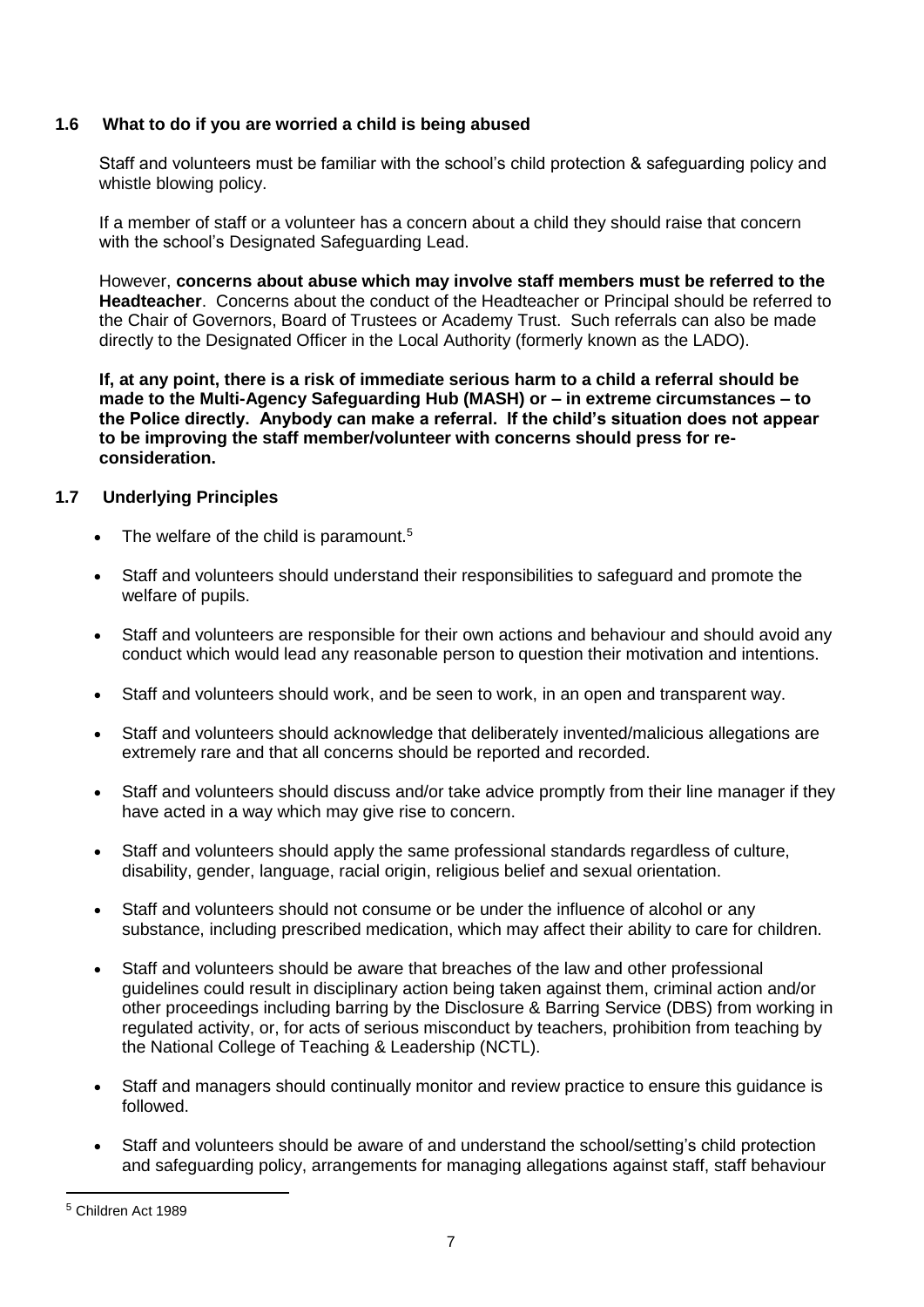### 1.6 What to do if you are worried a child is being abused

Staff and volunteers must be familiar with the school's child protection & safeguarding policy and whistle blowing policy.

If a member of staff or a volunteer has a concern about a child they should raise that concern with the school's Designated Safeguarding Lead.

However, **concerns about abuse which may involve staff members must be referred to the Headteacher**. Concerns about the conduct of the Headteacher or Principal should be referred to the Chair of Governors, Board of Trustees or Academy Trust. Such referrals can also be made directly to the Designated Officer in the Local Authority (formerly known as the LADO).

**If, at any point, there is a risk of immediate serious harm to a child a referral should be made to the Multi-Agency Safeguarding Hub (MASH) or – in extreme circumstances – to the Police directly. Anybody can make a referral. If the child's situation does not appear to be improving the staff member/volunteer with concerns should press for re-consideration.**

### 1.7 Underlying Principles

- The welfare of the child is paramount.[5]
- Staff and volunteers should understand their responsibilities to safeguard and promote the welfare of pupils.
- Staff and volunteers are responsible for their own actions and behaviour and should avoid any conduct which would lead any reasonable person to question their motivation and intentions.
- Staff and volunteers should work, and be seen to work, in an open and transparent way.
- Staff and volunteers should acknowledge that deliberately invented/malicious allegations are extremely rare and that all concerns should be reported and recorded.
- Staff and volunteers should discuss and/or take advice promptly from their line manager if they have acted in a way which may give rise to concern.
- Staff and volunteers should apply the same professional standards regardless of culture, disability, gender, language, racial origin, religious belief and sexual orientation.
- Staff and volunteers should not consume or be under the influence of alcohol or any substance, including prescribed medication, which may affect their ability to care for children.
- Staff and volunteers should be aware that breaches of the law and other professional guidelines could result in disciplinary action being taken against them, criminal action and/or other proceedings including barring by the Disclosure & Barring Service (DBS) from working in regulated activity, or, for acts of serious misconduct by teachers, prohibition from teaching by the National College of Teaching & Leadership (NCTL).
- Staff and managers should continually monitor and review practice to ensure this guidance is followed.
- Staff and volunteers should be aware of and understand the school/setting's child protection and safeguarding policy, arrangements for managing allegations against staff, staff behaviour

[5] Children Act 1989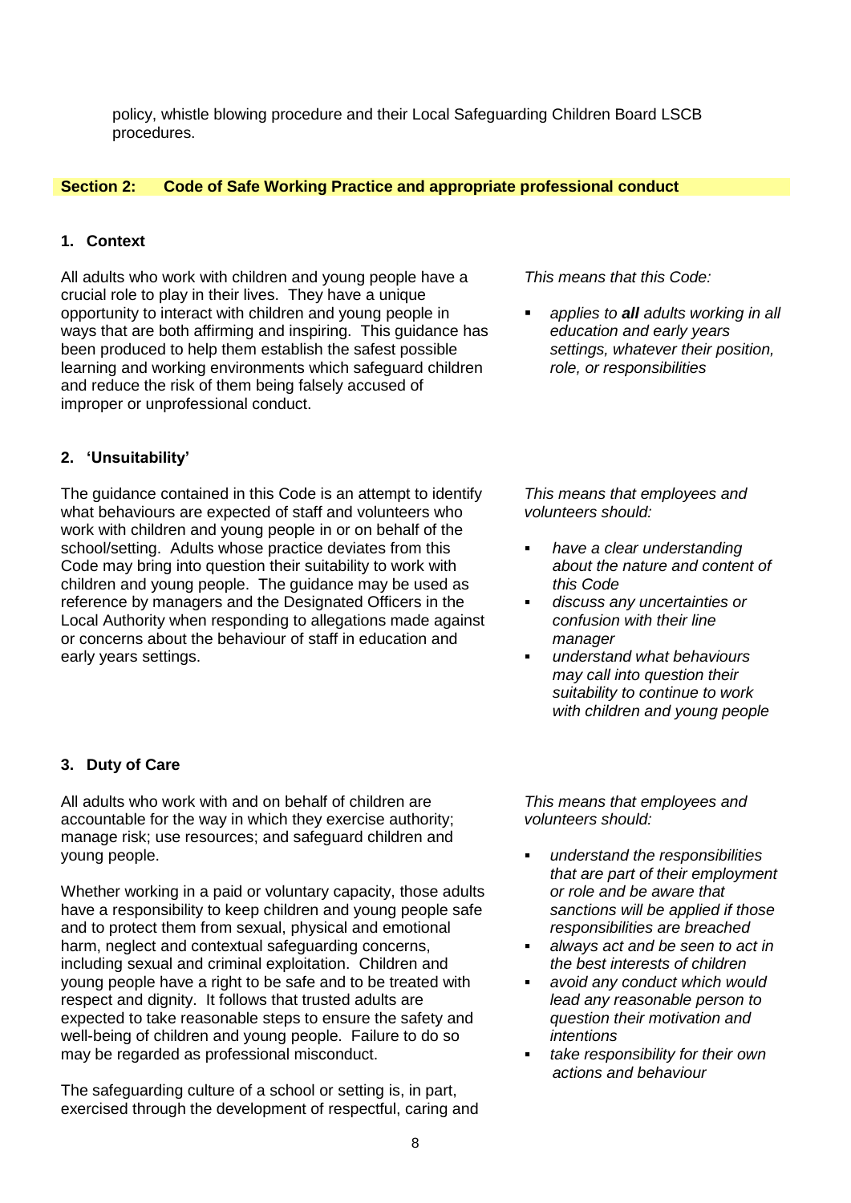policy, whistle blowing procedure and their Local Safeguarding Children Board LSCB procedures.

## Section 2: Code of Safe Working Practice and appropriate professional conduct

### 1. Context

All adults who work with children and young people have a crucial role to play in their lives. They have a unique opportunity to interact with children and young people in ways that are both affirming and inspiring. This guidance has been produced to help them establish the safest possible learning and working environments which safeguard children and reduce the risk of them being falsely accused of improper or unprofessional conduct.

*This means that this Code:*

- *applies to **all** adults working in all education and early years settings, whatever their position, role, or responsibilities*

### 2. 'Unsuitability'

The guidance contained in this Code is an attempt to identify what behaviours are expected of staff and volunteers who work with children and young people in or on behalf of the school/setting. Adults whose practice deviates from this Code may bring into question their suitability to work with children and young people. The guidance may be used as reference by managers and the Designated Officers in the Local Authority when responding to allegations made against or concerns about the behaviour of staff in education and early years settings.

*This means that employees and volunteers should:*

- *have a clear understanding about the nature and content of this Code*
- *discuss any uncertainties or confusion with their line manager*
- *understand what behaviours may call into question their suitability to continue to work with children and young people*

### 3. Duty of Care

All adults who work with and on behalf of children are accountable for the way in which they exercise authority; manage risk; use resources; and safeguard children and young people.

Whether working in a paid or voluntary capacity, those adults have a responsibility to keep children and young people safe and to protect them from sexual, physical and emotional harm, neglect and contextual safeguarding concerns, including sexual and criminal exploitation. Children and young people have a right to be safe and to be treated with respect and dignity. It follows that trusted adults are expected to take reasonable steps to ensure the safety and well-being of children and young people. Failure to do so may be regarded as professional misconduct.

The safeguarding culture of a school or setting is, in part, exercised through the development of respectful, caring and

*This means that employees and volunteers should:*

- *understand the responsibilities that are part of their employment or role and be aware that sanctions will be applied if those responsibilities are breached*
- *always act and be seen to act in the best interests of children*
- *avoid any conduct which would lead any reasonable person to question their motivation and intentions*
- *take responsibility for their own actions and behaviour*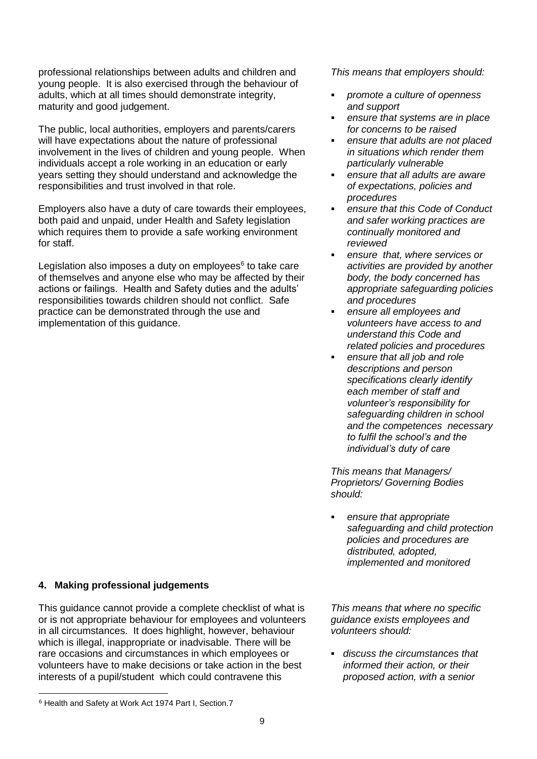professional relationships between adults and children and young people. It is also exercised through the behaviour of adults, which at all times should demonstrate integrity, maturity and good judgement.

The public, local authorities, employers and parents/carers will have expectations about the nature of professional involvement in the lives of children and young people. When individuals accept a role working in an education or early years setting they should understand and acknowledge the responsibilities and trust involved in that role.

Employers also have a duty of care towards their employees, both paid and unpaid, under Health and Safety legislation which requires them to provide a safe working environment for staff.

Legislation also imposes a duty on employees[6] to take care of themselves and anyone else who may be affected by their actions or failings. Health and Safety duties and the adults' responsibilities towards children should not conflict. Safe practice can be demonstrated through the use and implementation of this guidance.

*This means that employers should:*

- *promote a culture of openness and support*
- *ensure that systems are in place for concerns to be raised*
- *ensure that adults are not placed in situations which render them particularly vulnerable*
- *ensure that all adults are aware of expectations, policies and procedures*
- *ensure that this Code of Conduct and safer working practices are continually monitored and reviewed*
- *ensure that, where services or activities are provided by another body, the body concerned has appropriate safeguarding policies and procedures*
- *ensure all employees and volunteers have access to and understand this Code and related policies and procedures*
- *ensure that all job and role descriptions and person specifications clearly identify each member of staff and volunteer's responsibility for safeguarding children in school and the competences necessary to fulfil the school's and the individual's duty of care*

*This means that Managers/ Proprietors/ Governing Bodies should:*

- *ensure that appropriate safeguarding and child protection policies and procedures are distributed, adopted, implemented and monitored*

#### 4. Making professional judgements

This guidance cannot provide a complete checklist of what is or is not appropriate behaviour for employees and volunteers in all circumstances. It does highlight, however, behaviour which is illegal, inappropriate or inadvisable. There will be rare occasions and circumstances in which employees or volunteers have to make decisions or take action in the best interests of a pupil/student which could contravene this

*This means that where no specific guidance exists employees and volunteers should:*

- *discuss the circumstances that informed their action, or their proposed action, with a senior*

[6] Health and Safety at Work Act 1974 Part I, Section.7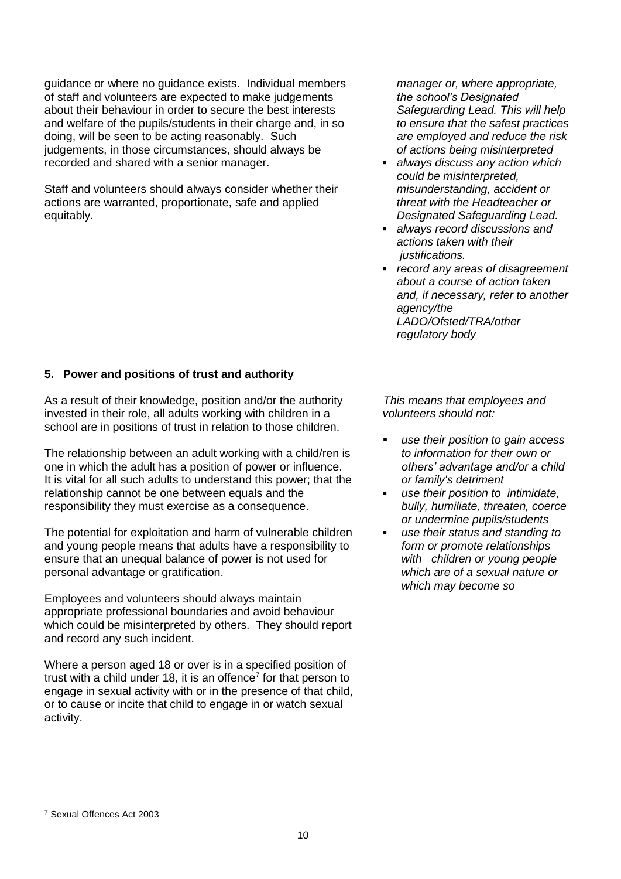guidance or where no guidance exists. Individual members of staff and volunteers are expected to make judgements about their behaviour in order to secure the best interests and welfare of the pupils/students in their charge and, in so doing, will be seen to be acting reasonably. Such judgements, in those circumstances, should always be recorded and shared with a senior manager.

Staff and volunteers should always consider whether their actions are warranted, proportionate, safe and applied equitably.

*manager or, where appropriate, the school's Designated Safeguarding Lead. This will help to ensure that the safest practices are employed and reduce the risk of actions being misinterpreted*

- *always discuss any action which could be misinterpreted, misunderstanding, accident or threat with the Headteacher or Designated Safeguarding Lead.*
- *always record discussions and actions taken with their justifications.*
- *record any areas of disagreement about a course of action taken and, if necessary, refer to another agency/the LADO/Ofsted/TRA/other regulatory body*

### 5. Power and positions of trust and authority

As a result of their knowledge, position and/or the authority invested in their role, all adults working with children in a school are in positions of trust in relation to those children.

The relationship between an adult working with a child/ren is one in which the adult has a position of power or influence. It is vital for all such adults to understand this power; that the relationship cannot be one between equals and the responsibility they must exercise as a consequence.

The potential for exploitation and harm of vulnerable children and young people means that adults have a responsibility to ensure that an unequal balance of power is not used for personal advantage or gratification.

Employees and volunteers should always maintain appropriate professional boundaries and avoid behaviour which could be misinterpreted by others. They should report and record any such incident.

Where a person aged 18 or over is in a specified position of trust with a child under 18, it is an offence[7] for that person to engage in sexual activity with or in the presence of that child, or to cause or incite that child to engage in or watch sexual activity.

*This means that employees and volunteers should not:*

- *use their position to gain access to information for their own or others' advantage and/or a child or family's detriment*
- *use their position to intimidate, bully, humiliate, threaten, coerce or undermine pupils/students*
- *use their status and standing to form or promote relationships with children or young people which are of a sexual nature or which may become so*

[7] Sexual Offences Act 2003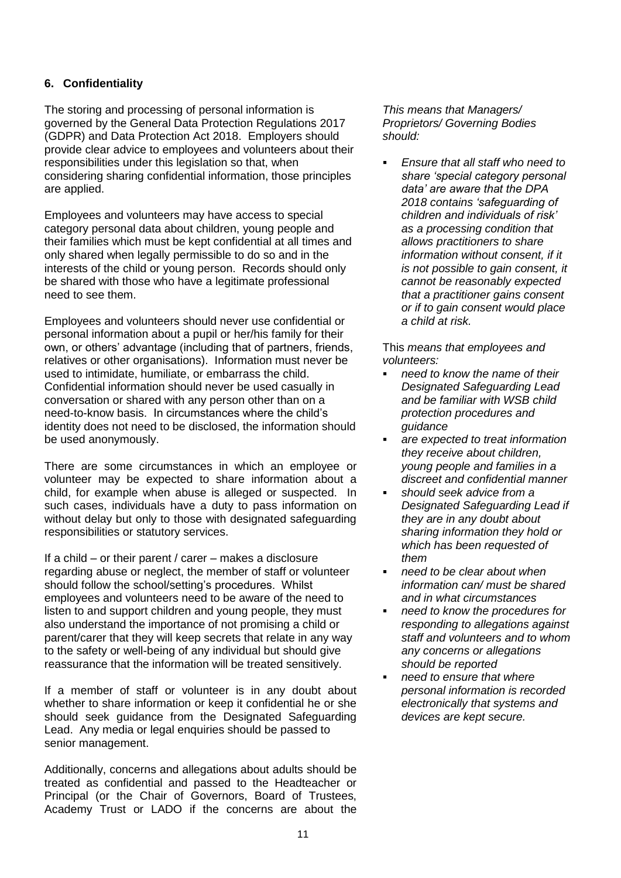## 6. Confidentiality

The storing and processing of personal information is governed by the General Data Protection Regulations 2017 (GDPR) and Data Protection Act 2018. Employers should provide clear advice to employees and volunteers about their responsibilities under this legislation so that, when considering sharing confidential information, those principles are applied.

Employees and volunteers may have access to special category personal data about children, young people and their families which must be kept confidential at all times and only shared when legally permissible to do so and in the interests of the child or young person. Records should only be shared with those who have a legitimate professional need to see them.

Employees and volunteers should never use confidential or personal information about a pupil or her/his family for their own, or others' advantage (including that of partners, friends, relatives or other organisations). Information must never be used to intimidate, humiliate, or embarrass the child. Confidential information should never be used casually in conversation or shared with any person other than on a need-to-know basis. In circumstances where the child's identity does not need to be disclosed, the information should be used anonymously.

There are some circumstances in which an employee or volunteer may be expected to share information about a child, for example when abuse is alleged or suspected. In such cases, individuals have a duty to pass information on without delay but only to those with designated safeguarding responsibilities or statutory services.

If a child – or their parent / carer – makes a disclosure regarding abuse or neglect, the member of staff or volunteer should follow the school/setting's procedures. Whilst employees and volunteers need to be aware of the need to listen to and support children and young people, they must also understand the importance of not promising a child or parent/carer that they will keep secrets that relate in any way to the safety or well-being of any individual but should give reassurance that the information will be treated sensitively.

If a member of staff or volunteer is in any doubt about whether to share information or keep it confidential he or she should seek guidance from the Designated Safeguarding Lead. Any media or legal enquiries should be passed to senior management.

Additionally, concerns and allegations about adults should be treated as confidential and passed to the Headteacher or Principal (or the Chair of Governors, Board of Trustees, Academy Trust or LADO if the concerns are about the

*This means that Managers/ Proprietors/ Governing Bodies should:*

- *Ensure that all staff who need to share 'special category personal data' are aware that the DPA 2018 contains 'safeguarding of children and individuals of risk' as a processing condition that allows practitioners to share information without consent, if it is not possible to gain consent, it cannot be reasonably expected that a practitioner gains consent or if to gain consent would place a child at risk.*

This *means that employees and volunteers:*

- *need to know the name of their Designated Safeguarding Lead and be familiar with WSB child protection procedures and guidance*
- *are expected to treat information they receive about children, young people and families in a discreet and confidential manner*
- *should seek advice from a Designated Safeguarding Lead if they are in any doubt about sharing information they hold or which has been requested of them*
- *need to be clear about when information can/ must be shared and in what circumstances*
- *need to know the procedures for responding to allegations against staff and volunteers and to whom any concerns or allegations should be reported*
- *need to ensure that where personal information is recorded electronically that systems and devices are kept secure.*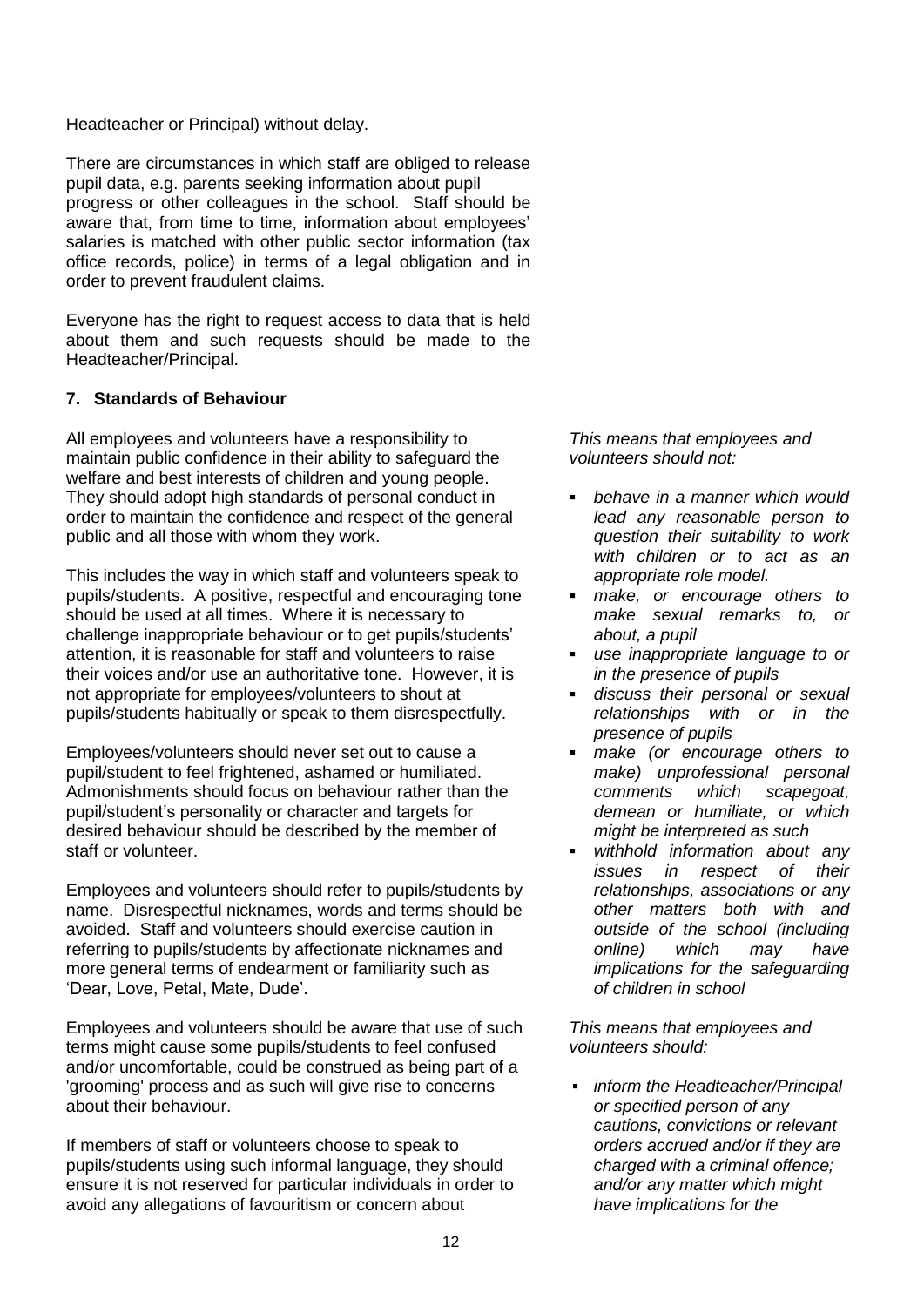Headteacher or Principal) without delay.

There are circumstances in which staff are obliged to release pupil data, e.g. parents seeking information about pupil progress or other colleagues in the school. Staff should be aware that, from time to time, information about employees' salaries is matched with other public sector information (tax office records, police) in terms of a legal obligation and in order to prevent fraudulent claims.

Everyone has the right to request access to data that is held about them and such requests should be made to the Headteacher/Principal.

### 7. Standards of Behaviour

All employees and volunteers have a responsibility to maintain public confidence in their ability to safeguard the welfare and best interests of children and young people. They should adopt high standards of personal conduct in order to maintain the confidence and respect of the general public and all those with whom they work.

This includes the way in which staff and volunteers speak to pupils/students. A positive, respectful and encouraging tone should be used at all times. Where it is necessary to challenge inappropriate behaviour or to get pupils/students' attention, it is reasonable for staff and volunteers to raise their voices and/or use an authoritative tone. However, it is not appropriate for employees/volunteers to shout at pupils/students habitually or speak to them disrespectfully.

Employees/volunteers should never set out to cause a pupil/student to feel frightened, ashamed or humiliated. Admonishments should focus on behaviour rather than the pupil/student's personality or character and targets for desired behaviour should be described by the member of staff or volunteer.

Employees and volunteers should refer to pupils/students by name. Disrespectful nicknames, words and terms should be avoided. Staff and volunteers should exercise caution in referring to pupils/students by affectionate nicknames and more general terms of endearment or familiarity such as 'Dear, Love, Petal, Mate, Dude'.

Employees and volunteers should be aware that use of such terms might cause some pupils/students to feel confused and/or uncomfortable, could be construed as being part of a 'grooming' process and as such will give rise to concerns about their behaviour.

If members of staff or volunteers choose to speak to pupils/students using such informal language, they should ensure it is not reserved for particular individuals in order to avoid any allegations of favouritism or concern about

*This means that employees and volunteers should not:*

- *behave in a manner which would lead any reasonable person to question their suitability to work with children or to act as an appropriate role model.*
- *make, or encourage others to make sexual remarks to, or about, a pupil*
- *use inappropriate language to or in the presence of pupils*
- *discuss their personal or sexual relationships with or in the presence of pupils*
- *make (or encourage others to make) unprofessional personal comments which scapegoat, demean or humiliate, or which might be interpreted as such*
- *withhold information about any issues in respect of their relationships, associations or any other matters both with and outside of the school (including online) which may have implications for the safeguarding of children in school*

*This means that employees and volunteers should:*

- *inform the Headteacher/Principal or specified person of any cautions, convictions or relevant orders accrued and/or if they are charged with a criminal offence; and/or any matter which might have implications for the*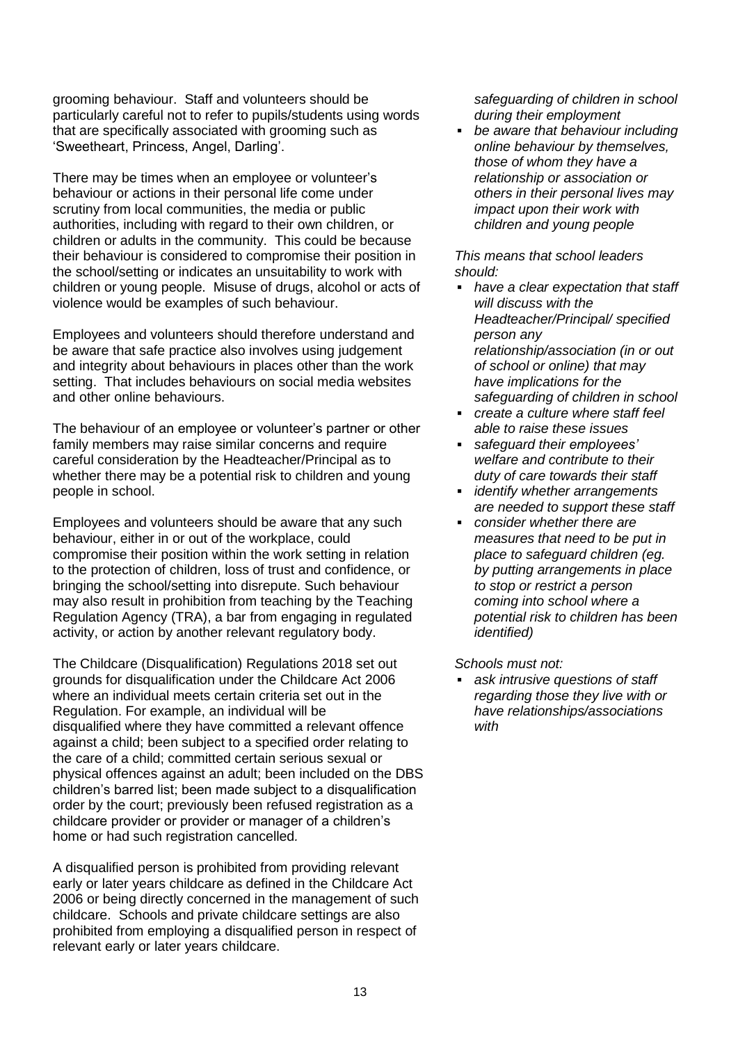grooming behaviour. Staff and volunteers should be particularly careful not to refer to pupils/students using words that are specifically associated with grooming such as 'Sweetheart, Princess, Angel, Darling'.

There may be times when an employee or volunteer's behaviour or actions in their personal life come under scrutiny from local communities, the media or public authorities, including with regard to their own children, or children or adults in the community. This could be because their behaviour is considered to compromise their position in the school/setting or indicates an unsuitability to work with children or young people. Misuse of drugs, alcohol or acts of violence would be examples of such behaviour.

Employees and volunteers should therefore understand and be aware that safe practice also involves using judgement and integrity about behaviours in places other than the work setting. That includes behaviours on social media websites and other online behaviours.

The behaviour of an employee or volunteer's partner or other family members may raise similar concerns and require careful consideration by the Headteacher/Principal as to whether there may be a potential risk to children and young people in school.

Employees and volunteers should be aware that any such behaviour, either in or out of the workplace, could compromise their position within the work setting in relation to the protection of children, loss of trust and confidence, or bringing the school/setting into disrepute. Such behaviour may also result in prohibition from teaching by the Teaching Regulation Agency (TRA), a bar from engaging in regulated activity, or action by another relevant regulatory body.

The Childcare (Disqualification) Regulations 2018 set out grounds for disqualification under the Childcare Act 2006 where an individual meets certain criteria set out in the Regulation. For example, an individual will be disqualified where they have committed a relevant offence against a child; been subject to a specified order relating to the care of a child; committed certain serious sexual or physical offences against an adult; been included on the DBS children's barred list; been made subject to a disqualification order by the court; previously been refused registration as a childcare provider or provider or manager of a children's home or had such registration cancelled.

A disqualified person is prohibited from providing relevant early or later years childcare as defined in the Childcare Act 2006 or being directly concerned in the management of such childcare. Schools and private childcare settings are also prohibited from employing a disqualified person in respect of relevant early or later years childcare.

*safeguarding of children in school during their employment*

- *be aware that behaviour including online behaviour by themselves, those of whom they have a relationship or association or others in their personal lives may impact upon their work with children and young people*

*This means that school leaders should:*

- *have a clear expectation that staff will discuss with the Headteacher/Principal/ specified person any relationship/association (in or out of school or online) that may have implications for the safeguarding of children in school*
- *create a culture where staff feel able to raise these issues*
- *safeguard their employees' welfare and contribute to their duty of care towards their staff*
- *identify whether arrangements are needed to support these staff*
- *consider whether there are measures that need to be put in place to safeguard children (eg. by putting arrangements in place to stop or restrict a person coming into school where a potential risk to children has been identified)*

*Schools must not:*

- *ask intrusive questions of staff regarding those they live with or have relationships/associations with*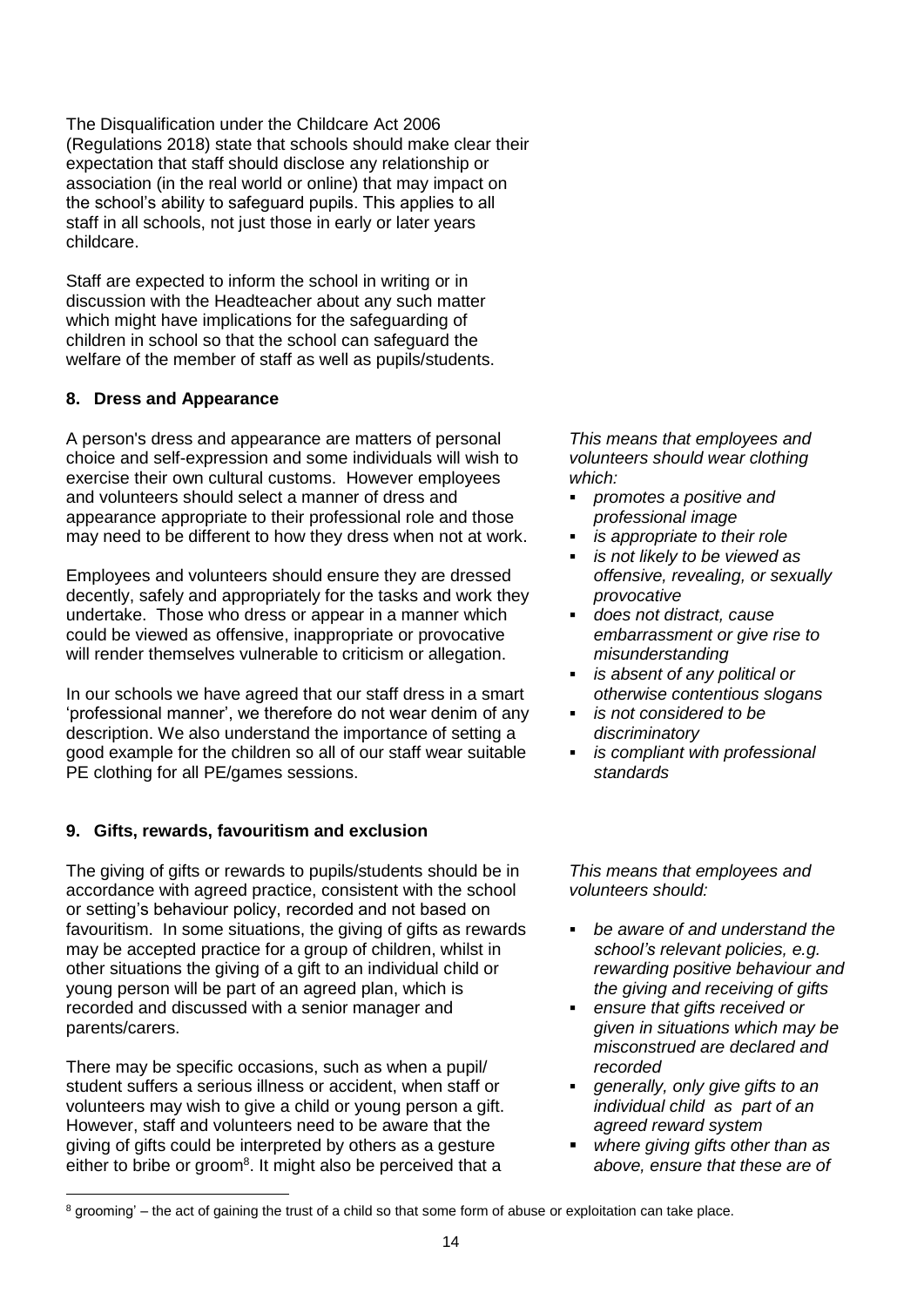The Disqualification under the Childcare Act 2006 (Regulations 2018) state that schools should make clear their expectation that staff should disclose any relationship or association (in the real world or online) that may impact on the school's ability to safeguard pupils. This applies to all staff in all schools, not just those in early or later years childcare.

Staff are expected to inform the school in writing or in discussion with the Headteacher about any such matter which might have implications for the safeguarding of children in school so that the school can safeguard the welfare of the member of staff as well as pupils/students.

## 8. Dress and Appearance

A person's dress and appearance are matters of personal choice and self-expression and some individuals will wish to exercise their own cultural customs. However employees and volunteers should select a manner of dress and appearance appropriate to their professional role and those may need to be different to how they dress when not at work.

Employees and volunteers should ensure they are dressed decently, safely and appropriately for the tasks and work they undertake. Those who dress or appear in a manner which could be viewed as offensive, inappropriate or provocative will render themselves vulnerable to criticism or allegation.

In our schools we have agreed that our staff dress in a smart 'professional manner', we therefore do not wear denim of any description. We also understand the importance of setting a good example for the children so all of our staff wear suitable PE clothing for all PE/games sessions.

*This means that employees and volunteers should wear clothing which:*

- *promotes a positive and professional image*
- *is appropriate to their role*
- *is not likely to be viewed as offensive, revealing, or sexually provocative*
- *does not distract, cause embarrassment or give rise to misunderstanding*
- *is absent of any political or otherwise contentious slogans*
- *is not considered to be discriminatory*
- *is compliant with professional standards*

## 9. Gifts, rewards, favouritism and exclusion

The giving of gifts or rewards to pupils/students should be in accordance with agreed practice, consistent with the school or setting's behaviour policy, recorded and not based on favouritism. In some situations, the giving of gifts as rewards may be accepted practice for a group of children, whilst in other situations the giving of a gift to an individual child or young person will be part of an agreed plan, which is recorded and discussed with a senior manager and parents/carers.

There may be specific occasions, such as when a pupil/ student suffers a serious illness or accident, when staff or volunteers may wish to give a child or young person a gift. However, staff and volunteers need to be aware that the giving of gifts could be interpreted by others as a gesture either to bribe or groom[8]. It might also be perceived that a

*This means that employees and volunteers should:*

- *be aware of and understand the school's relevant policies, e.g. rewarding positive behaviour and the giving and receiving of gifts*
- *ensure that gifts received or given in situations which may be misconstrued are declared and recorded*
- *generally, only give gifts to an individual child as part of an agreed reward system*
- *where giving gifts other than as above, ensure that these are of*

[8] grooming' – the act of gaining the trust of a child so that some form of abuse or exploitation can take place.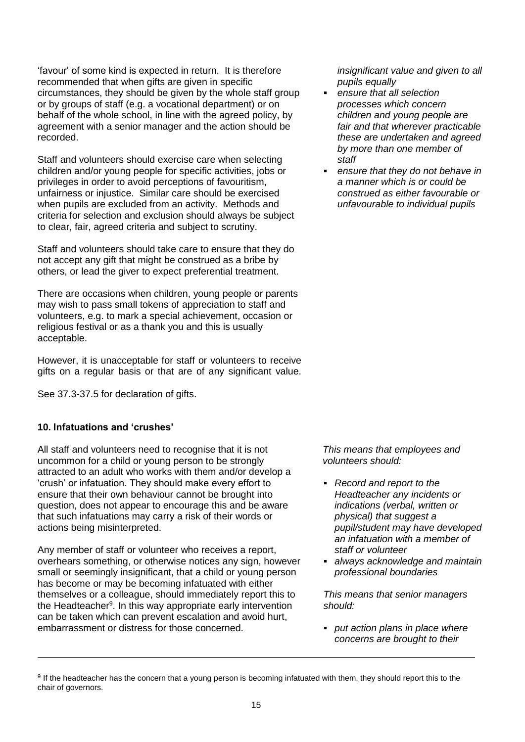'favour' of some kind is expected in return. It is therefore recommended that when gifts are given in specific circumstances, they should be given by the whole staff group or by groups of staff (e.g. a vocational department) or on behalf of the whole school, in line with the agreed policy, by agreement with a senior manager and the action should be recorded.

Staff and volunteers should exercise care when selecting children and/or young people for specific activities, jobs or privileges in order to avoid perceptions of favouritism, unfairness or injustice. Similar care should be exercised when pupils are excluded from an activity. Methods and criteria for selection and exclusion should always be subject to clear, fair, agreed criteria and subject to scrutiny.

Staff and volunteers should take care to ensure that they do not accept any gift that might be construed as a bribe by others, or lead the giver to expect preferential treatment.

There are occasions when children, young people or parents may wish to pass small tokens of appreciation to staff and volunteers, e.g. to mark a special achievement, occasion or religious festival or as a thank you and this is usually acceptable.

However, it is unacceptable for staff or volunteers to receive gifts on a regular basis or that are of any significant value.

See 37.3-37.5 for declaration of gifts.

*insignificant value and given to all pupils equally*

- *ensure that all selection processes which concern children and young people are fair and that wherever practicable these are undertaken and agreed by more than one member of staff*
- *ensure that they do not behave in a manner which is or could be construed as either favourable or unfavourable to individual pupils*

**10. Infatuations and 'crushes'**

All staff and volunteers need to recognise that it is not uncommon for a child or young person to be strongly attracted to an adult who works with them and/or develop a 'crush' or infatuation. They should make every effort to ensure that their own behaviour cannot be brought into question, does not appear to encourage this and be aware that such infatuations may carry a risk of their words or actions being misinterpreted.

Any member of staff or volunteer who receives a report, overhears something, or otherwise notices any sign, however small or seemingly insignificant, that a child or young person has become or may be becoming infatuated with either themselves or a colleague, should immediately report this to the Headteacher[9]. In this way appropriate early intervention can be taken which can prevent escalation and avoid hurt, embarrassment or distress for those concerned.

*This means that employees and volunteers should:*

- *Record and report to the Headteacher any incidents or indications (verbal, written or physical) that suggest a pupil/student may have developed an infatuation with a member of staff or volunteer*
- *always acknowledge and maintain professional boundaries*

*This means that senior managers should:*

- *put action plans in place where concerns are brought to their*

[9] If the headteacher has the concern that a young person is becoming infatuated with them, they should report this to the chair of governors.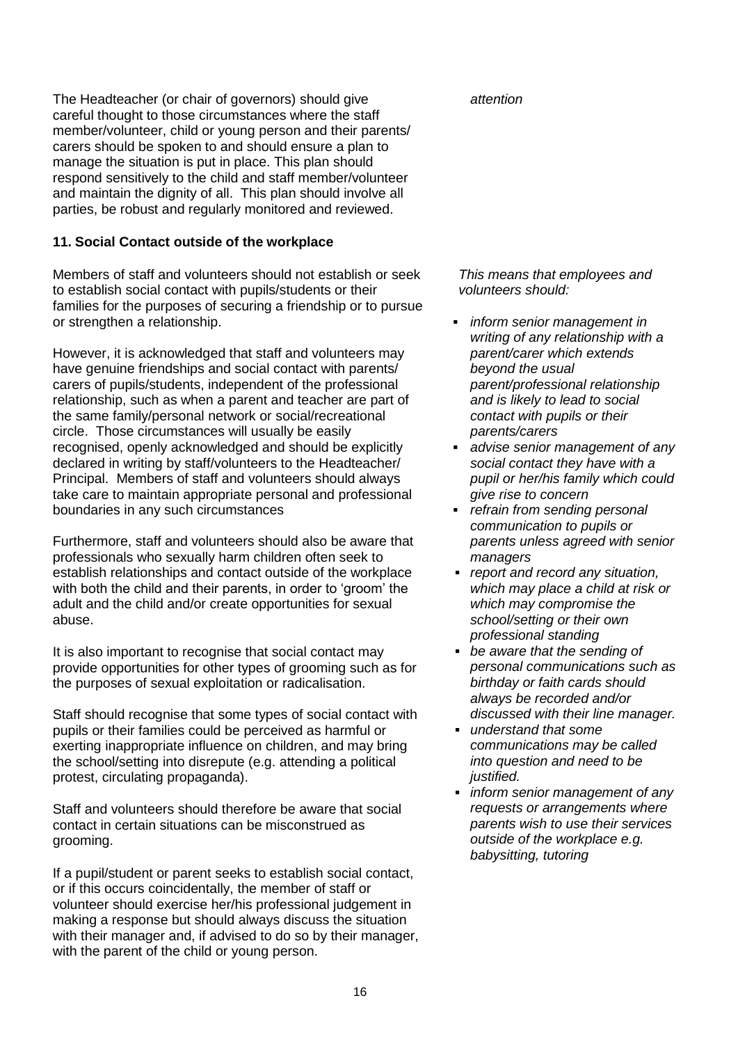The Headteacher (or chair of governors) should give careful thought to those circumstances where the staff member/volunteer, child or young person and their parents/ carers should be spoken to and should ensure a plan to manage the situation is put in place. This plan should respond sensitively to the child and staff member/volunteer and maintain the dignity of all. This plan should involve all parties, be robust and regularly monitored and reviewed.

*attention*

**11. Social Contact outside of the workplace**

Members of staff and volunteers should not establish or seek to establish social contact with pupils/students or their families for the purposes of securing a friendship or to pursue or strengthen a relationship.

However, it is acknowledged that staff and volunteers may have genuine friendships and social contact with parents/ carers of pupils/students, independent of the professional relationship, such as when a parent and teacher are part of the same family/personal network or social/recreational circle. Those circumstances will usually be easily recognised, openly acknowledged and should be explicitly declared in writing by staff/volunteers to the Headteacher/ Principal. Members of staff and volunteers should always take care to maintain appropriate personal and professional boundaries in any such circumstances

Furthermore, staff and volunteers should also be aware that professionals who sexually harm children often seek to establish relationships and contact outside of the workplace with both the child and their parents, in order to 'groom' the adult and the child and/or create opportunities for sexual abuse.

It is also important to recognise that social contact may provide opportunities for other types of grooming such as for the purposes of sexual exploitation or radicalisation.

Staff should recognise that some types of social contact with pupils or their families could be perceived as harmful or exerting inappropriate influence on children, and may bring the school/setting into disrepute (e.g. attending a political protest, circulating propaganda).

Staff and volunteers should therefore be aware that social contact in certain situations can be misconstrued as grooming.

If a pupil/student or parent seeks to establish social contact, or if this occurs coincidentally, the member of staff or volunteer should exercise her/his professional judgement in making a response but should always discuss the situation with their manager and, if advised to do so by their manager, with the parent of the child or young person.

*This means that employees and volunteers should:*

- *inform senior management in writing of any relationship with a parent/carer which extends beyond the usual parent/professional relationship and is likely to lead to social contact with pupils or their parents/carers*
- *advise senior management of any social contact they have with a pupil or her/his family which could give rise to concern*
- *refrain from sending personal communication to pupils or parents unless agreed with senior managers*
- *report and record any situation, which may place a child at risk or which may compromise the school/setting or their own professional standing*
- *be aware that the sending of personal communications such as birthday or faith cards should always be recorded and/or discussed with their line manager.*
- *understand that some communications may be called into question and need to be justified.*
- *inform senior management of any requests or arrangements where parents wish to use their services outside of the workplace e.g. babysitting, tutoring*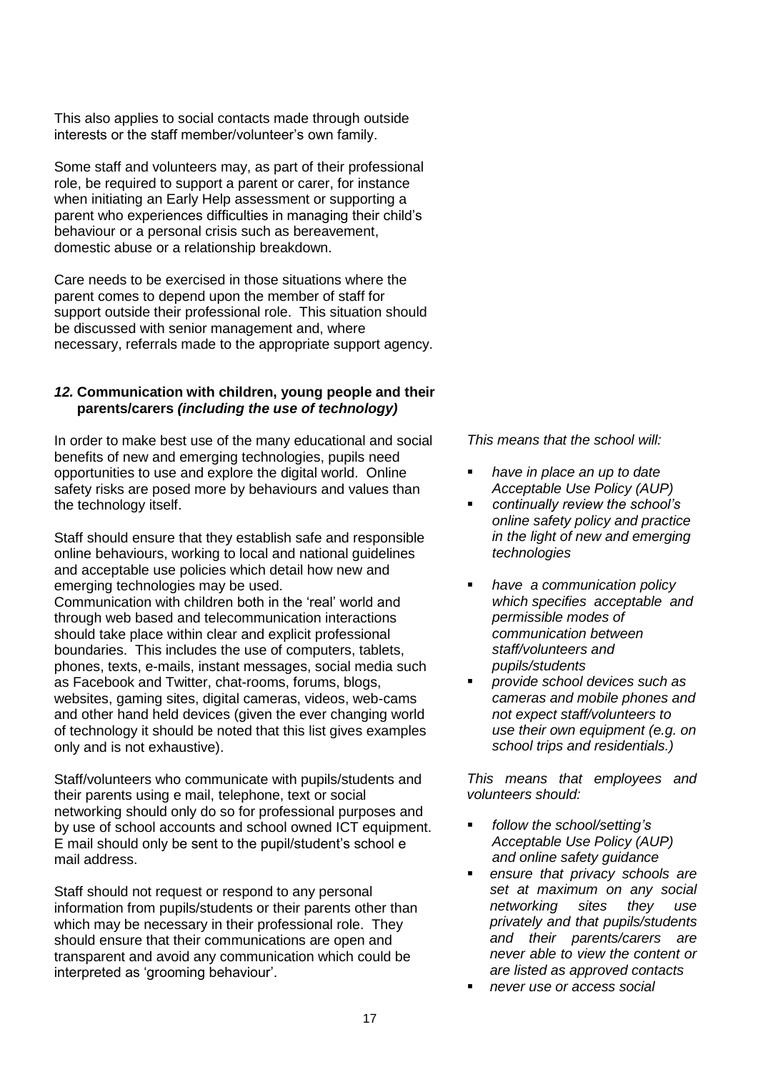This also applies to social contacts made through outside interests or the staff member/volunteer's own family.

Some staff and volunteers may, as part of their professional role, be required to support a parent or carer, for instance when initiating an Early Help assessment or supporting a parent who experiences difficulties in managing their child's behaviour or a personal crisis such as bereavement, domestic abuse or a relationship breakdown.

Care needs to be exercised in those situations where the parent comes to depend upon the member of staff for support outside their professional role. This situation should be discussed with senior management and, where necessary, referrals made to the appropriate support agency.

## *12.* Communication with children, young people and their parents/carers *(including the use of technology)*

In order to make best use of the many educational and social benefits of new and emerging technologies, pupils need opportunities to use and explore the digital world. Online safety risks are posed more by behaviours and values than the technology itself.

Staff should ensure that they establish safe and responsible online behaviours, working to local and national guidelines and acceptable use policies which detail how new and emerging technologies may be used.
Communication with children both in the 'real' world and through web based and telecommunication interactions should take place within clear and explicit professional boundaries. This includes the use of computers, tablets, phones, texts, e-mails, instant messages, social media such as Facebook and Twitter, chat-rooms, forums, blogs, websites, gaming sites, digital cameras, videos, web-cams and other hand held devices (given the ever changing world of technology it should be noted that this list gives examples only and is not exhaustive).

Staff/volunteers who communicate with pupils/students and their parents using e mail, telephone, text or social networking should only do so for professional purposes and by use of school accounts and school owned ICT equipment. E mail should only be sent to the pupil/student's school e mail address.

Staff should not request or respond to any personal information from pupils/students or their parents other than which may be necessary in their professional role. They should ensure that their communications are open and transparent and avoid any communication which could be interpreted as 'grooming behaviour'.

*This means that the school will:*

- *have in place an up to date Acceptable Use Policy (AUP)*
- *continually review the school's online safety policy and practice in the light of new and emerging technologies*
- *have a communication policy which specifies acceptable and permissible modes of communication between staff/volunteers and pupils/students*
- *provide school devices such as cameras and mobile phones and not expect staff/volunteers to use their own equipment (e.g. on school trips and residentials.)*

*This means that employees and volunteers should:*

- *follow the school/setting's Acceptable Use Policy (AUP) and online safety guidance*
- *ensure that privacy schools are set at maximum on any social networking sites they use privately and that pupils/students and their parents/carers are never able to view the content or are listed as approved contacts*
- *never use or access social*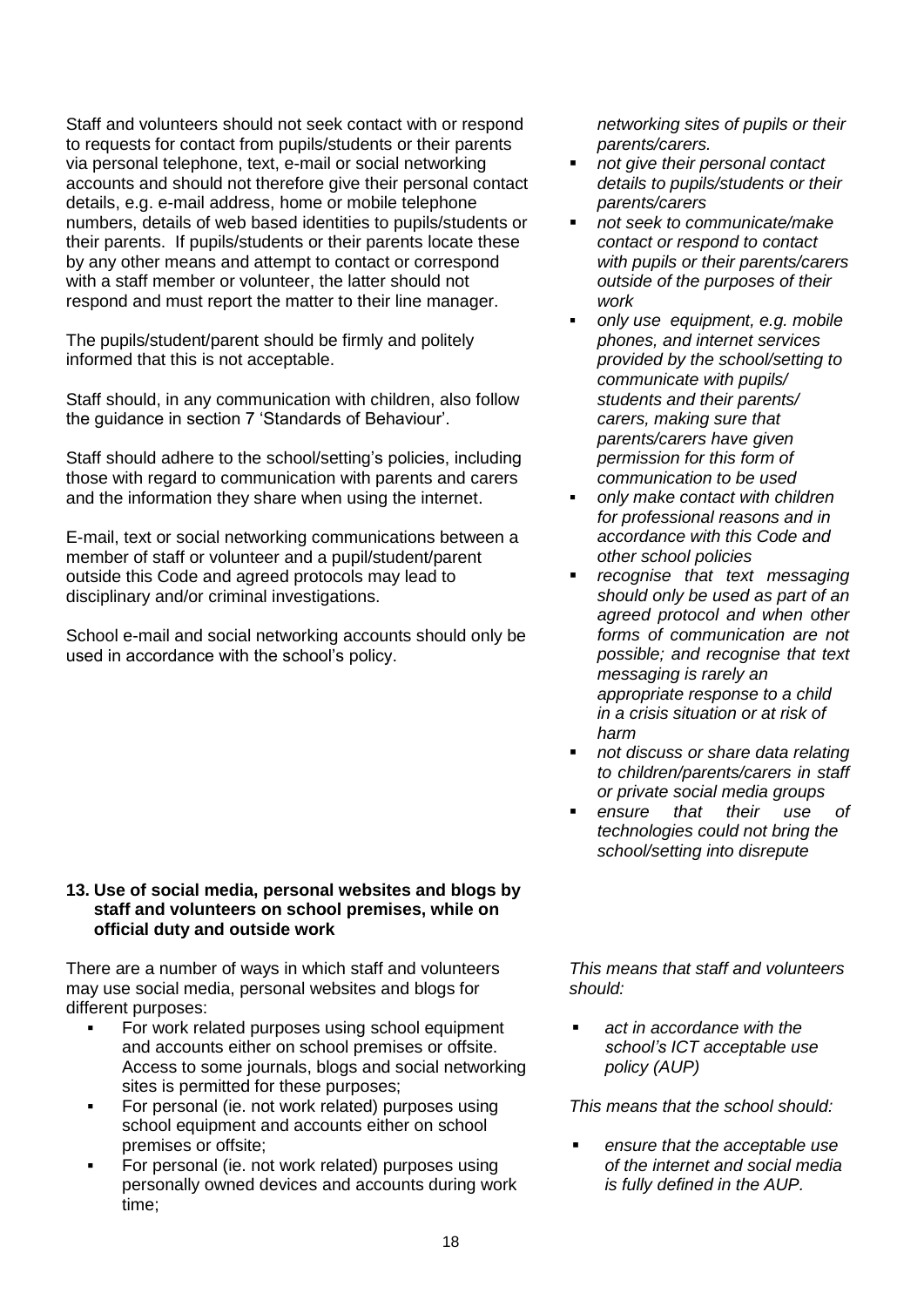Staff and volunteers should not seek contact with or respond to requests for contact from pupils/students or their parents via personal telephone, text, e-mail or social networking accounts and should not therefore give their personal contact details, e.g. e-mail address, home or mobile telephone numbers, details of web based identities to pupils/students or their parents. If pupils/students or their parents locate these by any other means and attempt to contact or correspond with a staff member or volunteer, the latter should not respond and must report the matter to their line manager.

The pupils/student/parent should be firmly and politely informed that this is not acceptable.

Staff should, in any communication with children, also follow the guidance in section 7 'Standards of Behaviour'.

Staff should adhere to the school/setting's policies, including those with regard to communication with parents and carers and the information they share when using the internet.

E-mail, text or social networking communications between a member of staff or volunteer and a pupil/student/parent outside this Code and agreed protocols may lead to disciplinary and/or criminal investigations.

School e-mail and social networking accounts should only be used in accordance with the school's policy.

*networking sites of pupils or their parents/carers.*

- *not give their personal contact details to pupils/students or their parents/carers*
- *not seek to communicate/make contact or respond to contact with pupils or their parents/carers outside of the purposes of their work*
- *only use equipment, e.g. mobile phones, and internet services provided by the school/setting to communicate with pupils/ students and their parents/ carers, making sure that parents/carers have given permission for this form of communication to be used*
- *only make contact with children for professional reasons and in accordance with this Code and other school policies*
- *recognise that text messaging should only be used as part of an agreed protocol and when other forms of communication are not possible; and recognise that text messaging is rarely an appropriate response to a child in a crisis situation or at risk of harm*
- *not discuss or share data relating to children/parents/carers in staff or private social media groups*
- *ensure that their use of technologies could not bring the school/setting into disrepute*

## 13. Use of social media, personal websites and blogs by staff and volunteers on school premises, while on official duty and outside work

There are a number of ways in which staff and volunteers may use social media, personal websites and blogs for different purposes:

- For work related purposes using school equipment and accounts either on school premises or offsite. Access to some journals, blogs and social networking sites is permitted for these purposes;
- For personal (ie. not work related) purposes using school equipment and accounts either on school premises or offsite;
- For personal (ie. not work related) purposes using personally owned devices and accounts during work time;

*This means that staff and volunteers should:*

- *act in accordance with the school's ICT acceptable use policy (AUP)*

*This means that the school should:*

- *ensure that the acceptable use of the internet and social media is fully defined in the AUP.*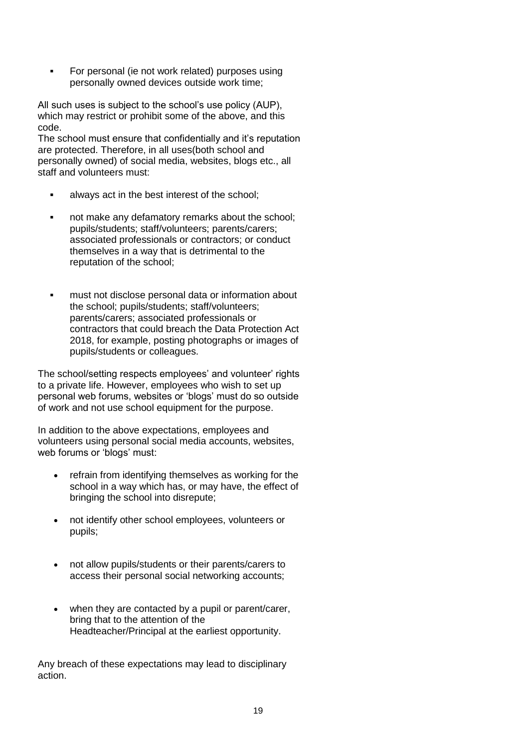- For personal (ie not work related) purposes using personally owned devices outside work time;

All such uses is subject to the school's use policy (AUP), which may restrict or prohibit some of the above, and this code.

The school must ensure that confidentially and it's reputation are protected. Therefore, in all uses(both school and personally owned) of social media, websites, blogs etc., all staff and volunteers must:

- always act in the best interest of the school;
- not make any defamatory remarks about the school; pupils/students; staff/volunteers; parents/carers; associated professionals or contractors; or conduct themselves in a way that is detrimental to the reputation of the school;
- must not disclose personal data or information about the school; pupils/students; staff/volunteers; parents/carers; associated professionals or contractors that could breach the Data Protection Act 2018, for example, posting photographs or images of pupils/students or colleagues.

The school/setting respects employees' and volunteer' rights to a private life. However, employees who wish to set up personal web forums, websites or 'blogs' must do so outside of work and not use school equipment for the purpose.

In addition to the above expectations, employees and volunteers using personal social media accounts, websites, web forums or 'blogs' must:

- refrain from identifying themselves as working for the school in a way which has, or may have, the effect of bringing the school into disrepute;
- not identify other school employees, volunteers or pupils;
- not allow pupils/students or their parents/carers to access their personal social networking accounts;
- when they are contacted by a pupil or parent/carer, bring that to the attention of the Headteacher/Principal at the earliest opportunity.

Any breach of these expectations may lead to disciplinary action.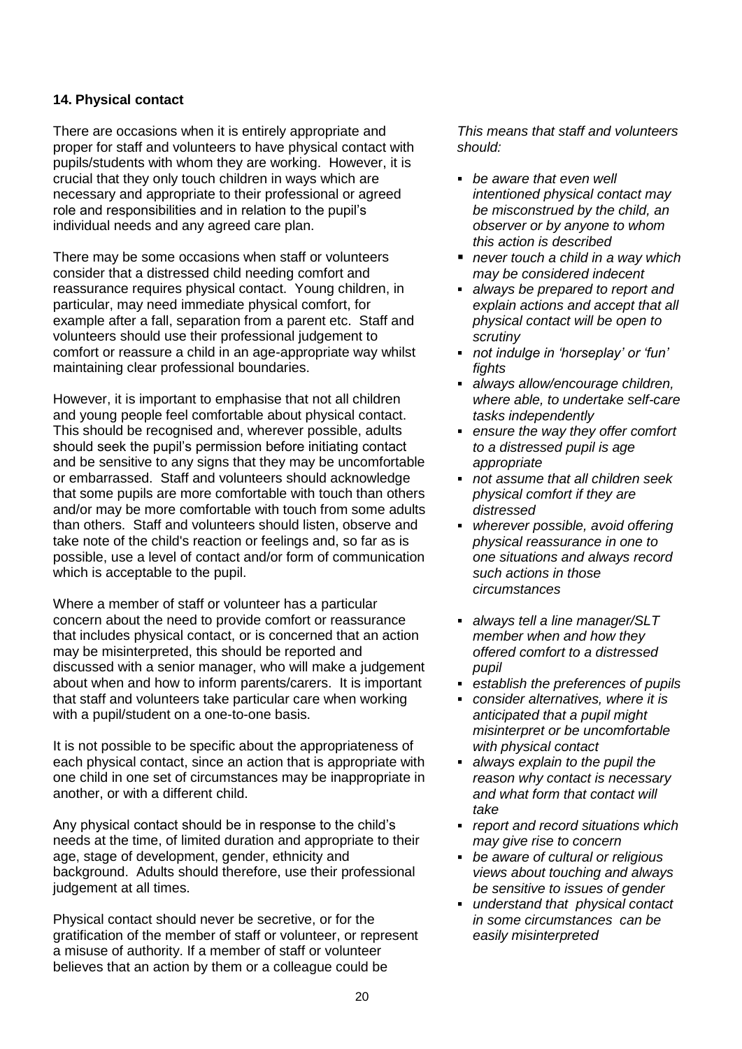## 14. Physical contact

There are occasions when it is entirely appropriate and proper for staff and volunteers to have physical contact with pupils/students with whom they are working. However, it is crucial that they only touch children in ways which are necessary and appropriate to their professional or agreed role and responsibilities and in relation to the pupil's individual needs and any agreed care plan.

There may be some occasions when staff or volunteers consider that a distressed child needing comfort and reassurance requires physical contact. Young children, in particular, may need immediate physical comfort, for example after a fall, separation from a parent etc. Staff and volunteers should use their professional judgement to comfort or reassure a child in an age-appropriate way whilst maintaining clear professional boundaries.

However, it is important to emphasise that not all children and young people feel comfortable about physical contact. This should be recognised and, wherever possible, adults should seek the pupil's permission before initiating contact and be sensitive to any signs that they may be uncomfortable or embarrassed. Staff and volunteers should acknowledge that some pupils are more comfortable with touch than others and/or may be more comfortable with touch from some adults than others. Staff and volunteers should listen, observe and take note of the child's reaction or feelings and, so far as is possible, use a level of contact and/or form of communication which is acceptable to the pupil.

Where a member of staff or volunteer has a particular concern about the need to provide comfort or reassurance that includes physical contact, or is concerned that an action may be misinterpreted, this should be reported and discussed with a senior manager, who will make a judgement about when and how to inform parents/carers. It is important that staff and volunteers take particular care when working with a pupil/student on a one-to-one basis.

It is not possible to be specific about the appropriateness of each physical contact, since an action that is appropriate with one child in one set of circumstances may be inappropriate in another, or with a different child.

Any physical contact should be in response to the child's needs at the time, of limited duration and appropriate to their age, stage of development, gender, ethnicity and background. Adults should therefore, use their professional judgement at all times.

Physical contact should never be secretive, or for the gratification of the member of staff or volunteer, or represent a misuse of authority. If a member of staff or volunteer believes that an action by them or a colleague could be

*This means that staff and volunteers should:*

- *be aware that even well intentioned physical contact may be misconstrued by the child, an observer or by anyone to whom this action is described*
- *never touch a child in a way which may be considered indecent*
- *always be prepared to report and explain actions and accept that all physical contact will be open to scrutiny*
- *not indulge in 'horseplay' or 'fun' fights*
- *always allow/encourage children, where able, to undertake self-care tasks independently*
- *ensure the way they offer comfort to a distressed pupil is age appropriate*
- *not assume that all children seek physical comfort if they are distressed*
- *wherever possible, avoid offering physical reassurance in one to one situations and always record such actions in those circumstances*
- *always tell a line manager/SLT member when and how they offered comfort to a distressed pupil*
- *establish the preferences of pupils*
- *consider alternatives, where it is anticipated that a pupil might misinterpret or be uncomfortable with physical contact*
- *always explain to the pupil the reason why contact is necessary and what form that contact will take*
- *report and record situations which may give rise to concern*
- *be aware of cultural or religious views about touching and always be sensitive to issues of gender*
- *understand that physical contact in some circumstances can be easily misinterpreted*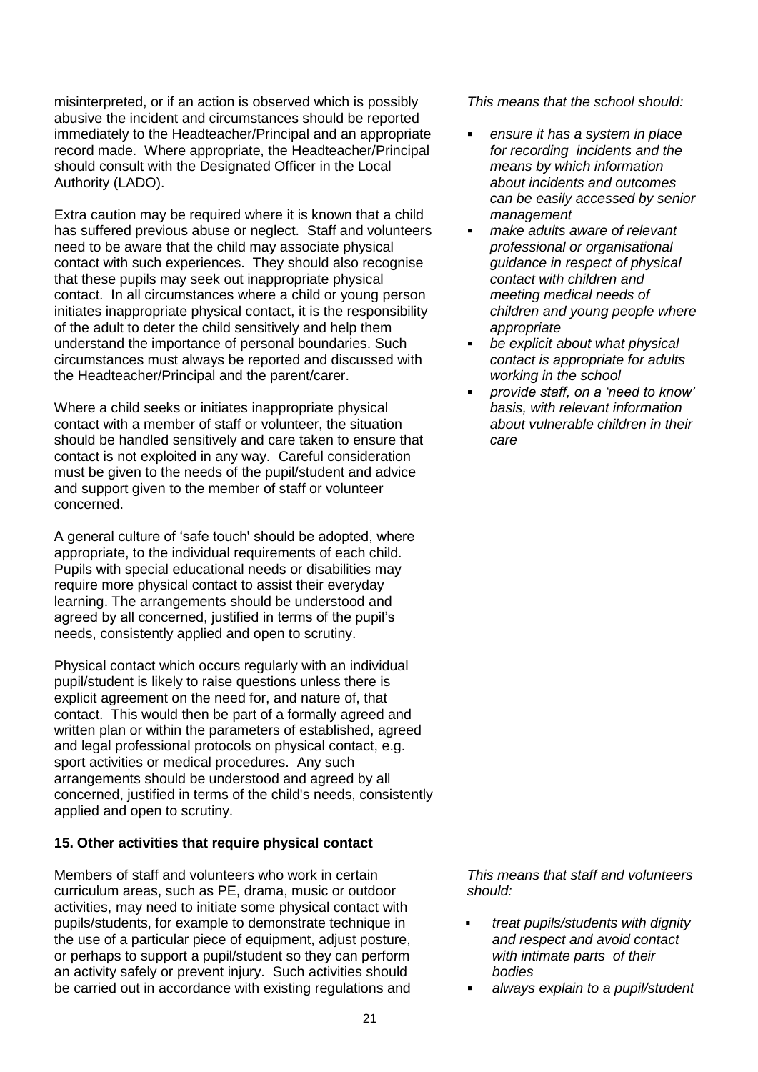misinterpreted, or if an action is observed which is possibly abusive the incident and circumstances should be reported immediately to the Headteacher/Principal and an appropriate record made. Where appropriate, the Headteacher/Principal should consult with the Designated Officer in the Local Authority (LADO).

Extra caution may be required where it is known that a child has suffered previous abuse or neglect. Staff and volunteers need to be aware that the child may associate physical contact with such experiences. They should also recognise that these pupils may seek out inappropriate physical contact. In all circumstances where a child or young person initiates inappropriate physical contact, it is the responsibility of the adult to deter the child sensitively and help them understand the importance of personal boundaries. Such circumstances must always be reported and discussed with the Headteacher/Principal and the parent/carer.

Where a child seeks or initiates inappropriate physical contact with a member of staff or volunteer, the situation should be handled sensitively and care taken to ensure that contact is not exploited in any way. Careful consideration must be given to the needs of the pupil/student and advice and support given to the member of staff or volunteer concerned.

A general culture of 'safe touch' should be adopted, where appropriate, to the individual requirements of each child. Pupils with special educational needs or disabilities may require more physical contact to assist their everyday learning. The arrangements should be understood and agreed by all concerned, justified in terms of the pupil's needs, consistently applied and open to scrutiny.

Physical contact which occurs regularly with an individual pupil/student is likely to raise questions unless there is explicit agreement on the need for, and nature of, that contact. This would then be part of a formally agreed and written plan or within the parameters of established, agreed and legal professional protocols on physical contact, e.g. sport activities or medical procedures. Any such arrangements should be understood and agreed by all concerned, justified in terms of the child's needs, consistently applied and open to scrutiny.

*This means that the school should:*

- *ensure it has a system in place for recording incidents and the means by which information about incidents and outcomes can be easily accessed by senior management*
- *make adults aware of relevant professional or organisational guidance in respect of physical contact with children and meeting medical needs of children and young people where appropriate*
- *be explicit about what physical contact is appropriate for adults working in the school*
- *provide staff, on a 'need to know' basis, with relevant information about vulnerable children in their care*

**15. Other activities that require physical contact**

Members of staff and volunteers who work in certain curriculum areas, such as PE, drama, music or outdoor activities, may need to initiate some physical contact with pupils/students, for example to demonstrate technique in the use of a particular piece of equipment, adjust posture, or perhaps to support a pupil/student so they can perform an activity safely or prevent injury. Such activities should be carried out in accordance with existing regulations and

*This means that staff and volunteers should:*

- *treat pupils/students with dignity and respect and avoid contact with intimate parts of their bodies*
- *always explain to a pupil/student*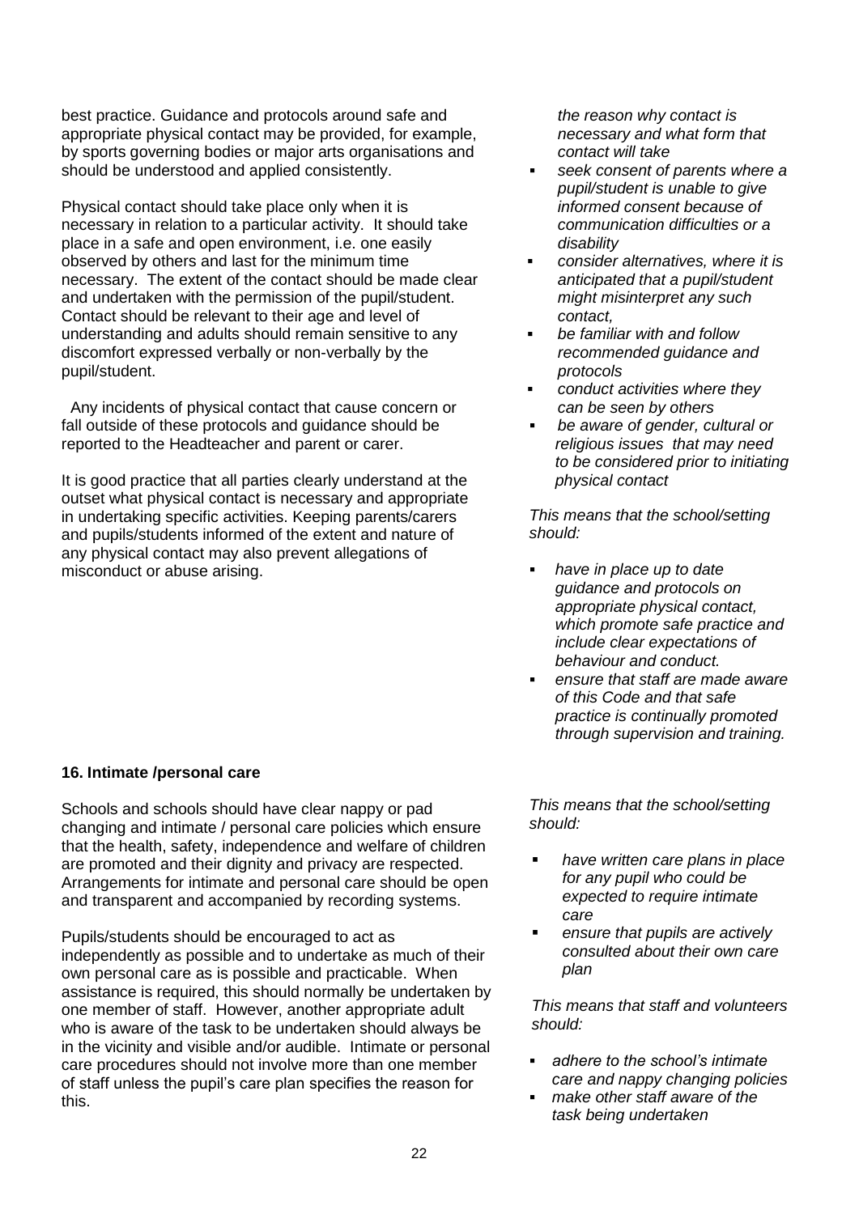best practice. Guidance and protocols around safe and appropriate physical contact may be provided, for example, by sports governing bodies or major arts organisations and should be understood and applied consistently.

Physical contact should take place only when it is necessary in relation to a particular activity. It should take place in a safe and open environment, i.e. one easily observed by others and last for the minimum time necessary. The extent of the contact should be made clear and undertaken with the permission of the pupil/student. Contact should be relevant to their age and level of understanding and adults should remain sensitive to any discomfort expressed verbally or non-verbally by the pupil/student.

Any incidents of physical contact that cause concern or fall outside of these protocols and guidance should be reported to the Headteacher and parent or carer.

It is good practice that all parties clearly understand at the outset what physical contact is necessary and appropriate in undertaking specific activities. Keeping parents/carers and pupils/students informed of the extent and nature of any physical contact may also prevent allegations of misconduct or abuse arising.

*the reason why contact is necessary and what form that contact will take*

- *seek consent of parents where a pupil/student is unable to give informed consent because of communication difficulties or a disability*
- *consider alternatives, where it is anticipated that a pupil/student might misinterpret any such contact,*
- *be familiar with and follow recommended guidance and protocols*
- *conduct activities where they can be seen by others*
- *be aware of gender, cultural or religious issues that may need to be considered prior to initiating physical contact*

*This means that the school/setting should:*

- *have in place up to date guidance and protocols on appropriate physical contact, which promote safe practice and include clear expectations of behaviour and conduct.*
- *ensure that staff are made aware of this Code and that safe practice is continually promoted through supervision and training.*

**16. Intimate /personal care**

Schools and schools should have clear nappy or pad changing and intimate / personal care policies which ensure that the health, safety, independence and welfare of children are promoted and their dignity and privacy are respected. Arrangements for intimate and personal care should be open and transparent and accompanied by recording systems.

Pupils/students should be encouraged to act as independently as possible and to undertake as much of their own personal care as is possible and practicable. When assistance is required, this should normally be undertaken by one member of staff. However, another appropriate adult who is aware of the task to be undertaken should always be in the vicinity and visible and/or audible. Intimate or personal care procedures should not involve more than one member of staff unless the pupil's care plan specifies the reason for this.

*This means that the school/setting should:*

- *have written care plans in place for any pupil who could be expected to require intimate care*
- *ensure that pupils are actively consulted about their own care plan*

*This means that staff and volunteers should:*

- *adhere to the school's intimate care and nappy changing policies*
- *make other staff aware of the task being undertaken*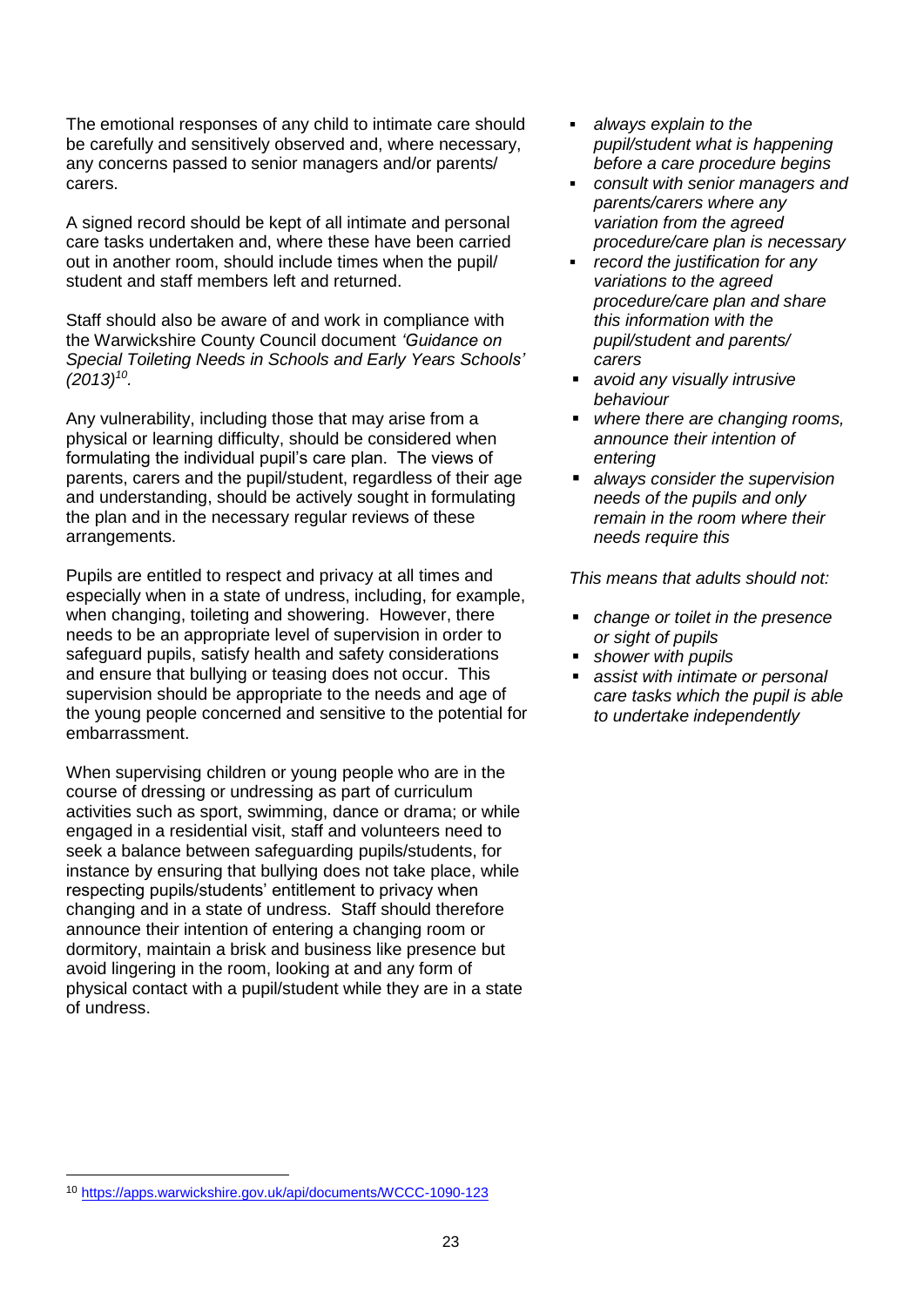The emotional responses of any child to intimate care should be carefully and sensitively observed and, where necessary, any concerns passed to senior managers and/or parents/ carers.

A signed record should be kept of all intimate and personal care tasks undertaken and, where these have been carried out in another room, should include times when the pupil/ student and staff members left and returned.

Staff should also be aware of and work in compliance with the Warwickshire County Council document *'Guidance on Special Toileting Needs in Schools and Early Years Schools' (2013)*[10].

Any vulnerability, including those that may arise from a physical or learning difficulty, should be considered when formulating the individual pupil's care plan. The views of parents, carers and the pupil/student, regardless of their age and understanding, should be actively sought in formulating the plan and in the necessary regular reviews of these arrangements.

Pupils are entitled to respect and privacy at all times and especially when in a state of undress, including, for example, when changing, toileting and showering. However, there needs to be an appropriate level of supervision in order to safeguard pupils, satisfy health and safety considerations and ensure that bullying or teasing does not occur. This supervision should be appropriate to the needs and age of the young people concerned and sensitive to the potential for embarrassment.

When supervising children or young people who are in the course of dressing or undressing as part of curriculum activities such as sport, swimming, dance or drama; or while engaged in a residential visit, staff and volunteers need to seek a balance between safeguarding pupils/students, for instance by ensuring that bullying does not take place, while respecting pupils/students' entitlement to privacy when changing and in a state of undress. Staff should therefore announce their intention of entering a changing room or dormitory, maintain a brisk and business like presence but avoid lingering in the room, looking at and any form of physical contact with a pupil/student while they are in a state of undress.

- *always explain to the pupil/student what is happening before a care procedure begins*
- *consult with senior managers and parents/carers where any variation from the agreed procedure/care plan is necessary*
- *record the justification for any variations to the agreed procedure/care plan and share this information with the pupil/student and parents/ carers*
- *avoid any visually intrusive behaviour*
- *where there are changing rooms, announce their intention of entering*
- *always consider the supervision needs of the pupils and only remain in the room where their needs require this*

*This means that adults should not:*

- *change or toilet in the presence or sight of pupils*
- *shower with pupils*
- *assist with intimate or personal care tasks which the pupil is able to undertake independently*

[10] https://apps.warwickshire.gov.uk/api/documents/WCCC-1090-123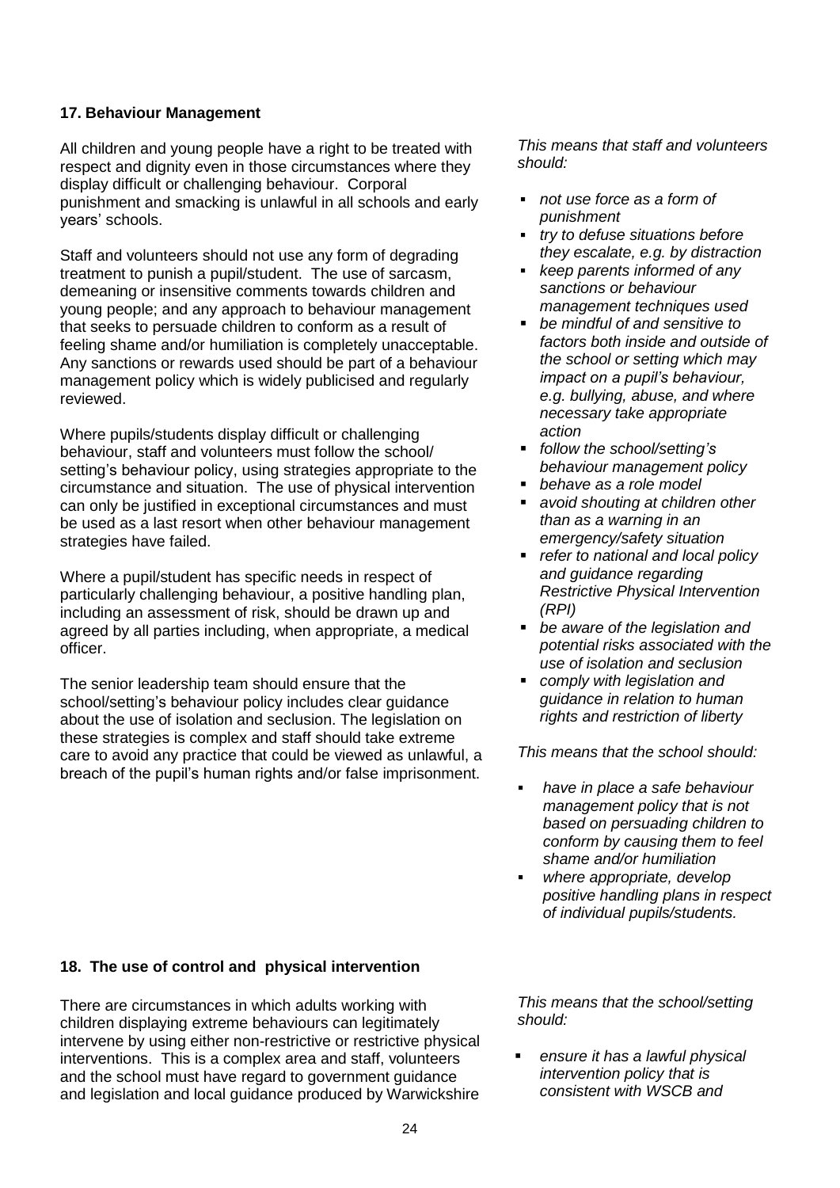### 17. Behaviour Management

All children and young people have a right to be treated with respect and dignity even in those circumstances where they display difficult or challenging behaviour. Corporal punishment and smacking is unlawful in all schools and early years' schools.

Staff and volunteers should not use any form of degrading treatment to punish a pupil/student. The use of sarcasm, demeaning or insensitive comments towards children and young people; and any approach to behaviour management that seeks to persuade children to conform as a result of feeling shame and/or humiliation is completely unacceptable. Any sanctions or rewards used should be part of a behaviour management policy which is widely publicised and regularly reviewed.

Where pupils/students display difficult or challenging behaviour, staff and volunteers must follow the school/ setting's behaviour policy, using strategies appropriate to the circumstance and situation. The use of physical intervention can only be justified in exceptional circumstances and must be used as a last resort when other behaviour management strategies have failed.

Where a pupil/student has specific needs in respect of particularly challenging behaviour, a positive handling plan, including an assessment of risk, should be drawn up and agreed by all parties including, when appropriate, a medical officer.

The senior leadership team should ensure that the school/setting's behaviour policy includes clear guidance about the use of isolation and seclusion. The legislation on these strategies is complex and staff should take extreme care to avoid any practice that could be viewed as unlawful, a breach of the pupil's human rights and/or false imprisonment.

*This means that staff and volunteers should:*

- *not use force as a form of punishment*
- *try to defuse situations before they escalate, e.g. by distraction*
- *keep parents informed of any sanctions or behaviour management techniques used*
- *be mindful of and sensitive to factors both inside and outside of the school or setting which may impact on a pupil's behaviour, e.g. bullying, abuse, and where necessary take appropriate action*
- *follow the school/setting's behaviour management policy*
- *behave as a role model*
- *avoid shouting at children other than as a warning in an emergency/safety situation*
- *refer to national and local policy and guidance regarding Restrictive Physical Intervention (RPI)*
- *be aware of the legislation and potential risks associated with the use of isolation and seclusion*
- *comply with legislation and guidance in relation to human rights and restriction of liberty*

*This means that the school should:*

- *have in place a safe behaviour management policy that is not based on persuading children to conform by causing them to feel shame and/or humiliation*
- *where appropriate, develop positive handling plans in respect of individual pupils/students.*

### 18. The use of control and physical intervention

There are circumstances in which adults working with children displaying extreme behaviours can legitimately intervene by using either non-restrictive or restrictive physical interventions. This is a complex area and staff, volunteers and the school must have regard to government guidance and legislation and local guidance produced by Warwickshire

*This means that the school/setting should:*

- *ensure it has a lawful physical intervention policy that is consistent with WSCB and*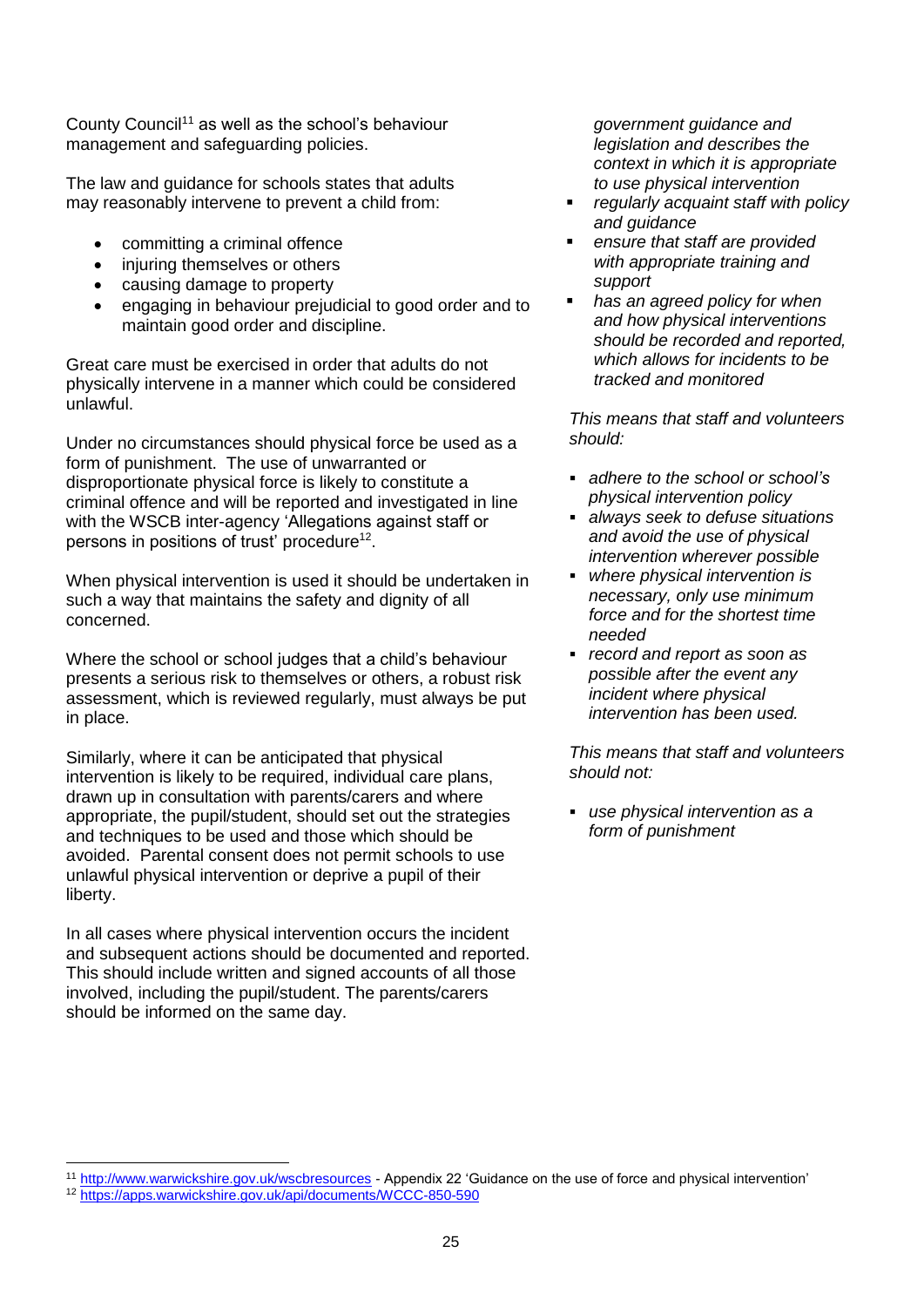County Council[11] as well as the school's behaviour management and safeguarding policies.

The law and guidance for schools states that adults may reasonably intervene to prevent a child from:

- committing a criminal offence
- injuring themselves or others
- causing damage to property
- engaging in behaviour prejudicial to good order and to maintain good order and discipline.

Great care must be exercised in order that adults do not physically intervene in a manner which could be considered unlawful.

Under no circumstances should physical force be used as a form of punishment. The use of unwarranted or disproportionate physical force is likely to constitute a criminal offence and will be reported and investigated in line with the WSCB inter-agency 'Allegations against staff or persons in positions of trust' procedure[12].

When physical intervention is used it should be undertaken in such a way that maintains the safety and dignity of all concerned.

Where the school or school judges that a child's behaviour presents a serious risk to themselves or others, a robust risk assessment, which is reviewed regularly, must always be put in place.

Similarly, where it can be anticipated that physical intervention is likely to be required, individual care plans, drawn up in consultation with parents/carers and where appropriate, the pupil/student, should set out the strategies and techniques to be used and those which should be avoided. Parental consent does not permit schools to use unlawful physical intervention or deprive a pupil of their liberty.

In all cases where physical intervention occurs the incident and subsequent actions should be documented and reported. This should include written and signed accounts of all those involved, including the pupil/student. The parents/carers should be informed on the same day.

*government guidance and legislation and describes the context in which it is appropriate to use physical intervention*

- *regularly acquaint staff with policy and guidance*
- *ensure that staff are provided with appropriate training and support*
- *has an agreed policy for when and how physical interventions should be recorded and reported, which allows for incidents to be tracked and monitored*

*This means that staff and volunteers should:*

- *adhere to the school or school's physical intervention policy*
- *always seek to defuse situations and avoid the use of physical intervention wherever possible*
- *where physical intervention is necessary, only use minimum force and for the shortest time needed*
- *record and report as soon as possible after the event any incident where physical intervention has been used.*

*This means that staff and volunteers should not:*

- *use physical intervention as a form of punishment*

---

[11] http://www.warwickshire.gov.uk/wscbresources - Appendix 22 'Guidance on the use of force and physical intervention'

[12] https://apps.warwickshire.gov.uk/api/documents/WCCC-850-590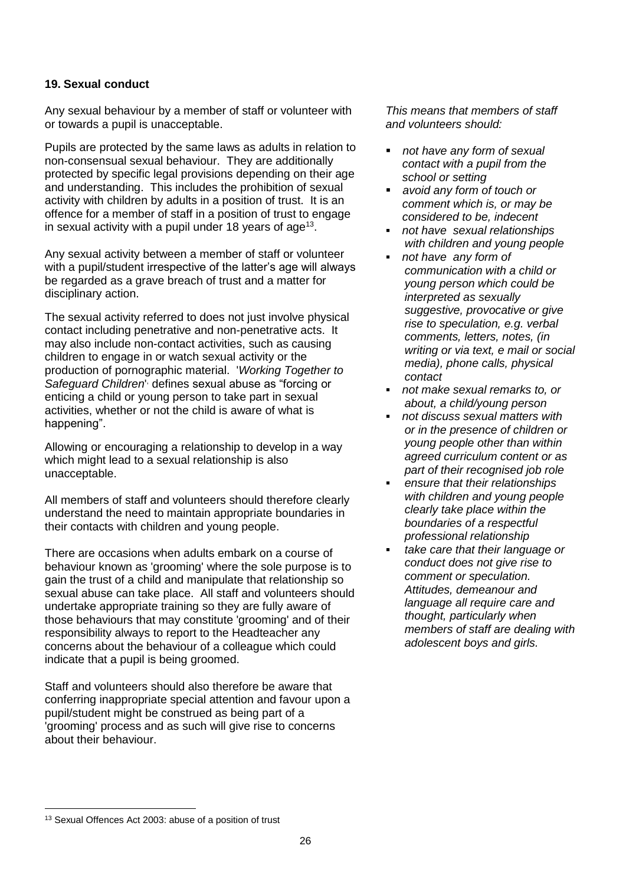### 19. Sexual conduct

Any sexual behaviour by a member of staff or volunteer with or towards a pupil is unacceptable.

Pupils are protected by the same laws as adults in relation to non-consensual sexual behaviour. They are additionally protected by specific legal provisions depending on their age and understanding. This includes the prohibition of sexual activity with children by adults in a position of trust. It is an offence for a member of staff in a position of trust to engage in sexual activity with a pupil under 18 years of age[13].

Any sexual activity between a member of staff or volunteer with a pupil/student irrespective of the latter's age will always be regarded as a grave breach of trust and a matter for disciplinary action.

The sexual activity referred to does not just involve physical contact including penetrative and non-penetrative acts. It may also include non-contact activities, such as causing children to engage in or watch sexual activity or the production of pornographic material. '*Working Together to Safeguard Children*', defines sexual abuse as "forcing or enticing a child or young person to take part in sexual activities, whether or not the child is aware of what is happening".

Allowing or encouraging a relationship to develop in a way which might lead to a sexual relationship is also unacceptable.

All members of staff and volunteers should therefore clearly understand the need to maintain appropriate boundaries in their contacts with children and young people.

There are occasions when adults embark on a course of behaviour known as 'grooming' where the sole purpose is to gain the trust of a child and manipulate that relationship so sexual abuse can take place. All staff and volunteers should undertake appropriate training so they are fully aware of those behaviours that may constitute 'grooming' and of their responsibility always to report to the Headteacher any concerns about the behaviour of a colleague which could indicate that a pupil is being groomed.

Staff and volunteers should also therefore be aware that conferring inappropriate special attention and favour upon a pupil/student might be construed as being part of a 'grooming' process and as such will give rise to concerns about their behaviour.

*This means that members of staff and volunteers should:*

- *not have any form of sexual contact with a pupil from the school or setting*
- *avoid any form of touch or comment which is, or may be considered to be, indecent*
- *not have sexual relationships with children and young people*
- *not have any form of communication with a child or young person which could be interpreted as sexually suggestive, provocative or give rise to speculation, e.g. verbal comments, letters, notes, (in writing or via text, e mail or social media), phone calls, physical contact*
- *not make sexual remarks to, or about, a child/young person*
- *not discuss sexual matters with or in the presence of children or young people other than within agreed curriculum content or as part of their recognised job role*
- *ensure that their relationships with children and young people clearly take place within the boundaries of a respectful professional relationship*
- *take care that their language or conduct does not give rise to comment or speculation. Attitudes, demeanour and language all require care and thought, particularly when members of staff are dealing with adolescent boys and girls.*

[13] Sexual Offences Act 2003: abuse of a position of trust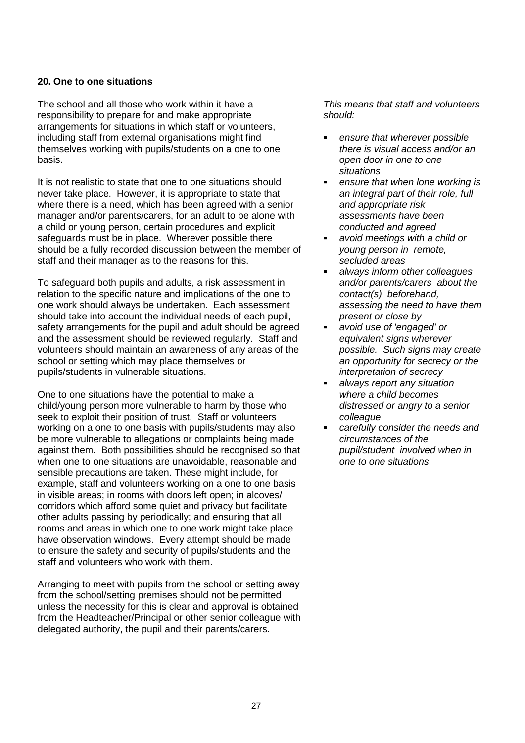**20. One to one situations**

The school and all those who work within it have a responsibility to prepare for and make appropriate arrangements for situations in which staff or volunteers, including staff from external organisations might find themselves working with pupils/students on a one to one basis.

It is not realistic to state that one to one situations should never take place. However, it is appropriate to state that where there is a need, which has been agreed with a senior manager and/or parents/carers, for an adult to be alone with a child or young person, certain procedures and explicit safeguards must be in place. Wherever possible there should be a fully recorded discussion between the member of staff and their manager as to the reasons for this.

To safeguard both pupils and adults, a risk assessment in relation to the specific nature and implications of the one to one work should always be undertaken. Each assessment should take into account the individual needs of each pupil, safety arrangements for the pupil and adult should be agreed and the assessment should be reviewed regularly. Staff and volunteers should maintain an awareness of any areas of the school or setting which may place themselves or pupils/students in vulnerable situations.

One to one situations have the potential to make a child/young person more vulnerable to harm by those who seek to exploit their position of trust. Staff or volunteers working on a one to one basis with pupils/students may also be more vulnerable to allegations or complaints being made against them. Both possibilities should be recognised so that when one to one situations are unavoidable, reasonable and sensible precautions are taken. These might include, for example, staff and volunteers working on a one to one basis in visible areas; in rooms with doors left open; in alcoves/ corridors which afford some quiet and privacy but facilitate other adults passing by periodically; and ensuring that all rooms and areas in which one to one work might take place have observation windows. Every attempt should be made to ensure the safety and security of pupils/students and the staff and volunteers who work with them.

Arranging to meet with pupils from the school or setting away from the school/setting premises should not be permitted unless the necessity for this is clear and approval is obtained from the Headteacher/Principal or other senior colleague with delegated authority, the pupil and their parents/carers.

*This means that staff and volunteers should:*

- *ensure that wherever possible there is visual access and/or an open door in one to one situations*
- *ensure that when lone working is an integral part of their role, full and appropriate risk assessments have been conducted and agreed*
- *avoid meetings with a child or young person in remote, secluded areas*
- *always inform other colleagues and/or parents/carers about the contact(s) beforehand, assessing the need to have them present or close by*
- *avoid use of 'engaged' or equivalent signs wherever possible. Such signs may create an opportunity for secrecy or the interpretation of secrecy*
- *always report any situation where a child becomes distressed or angry to a senior colleague*
- *carefully consider the needs and circumstances of the pupil/student involved when in one to one situations*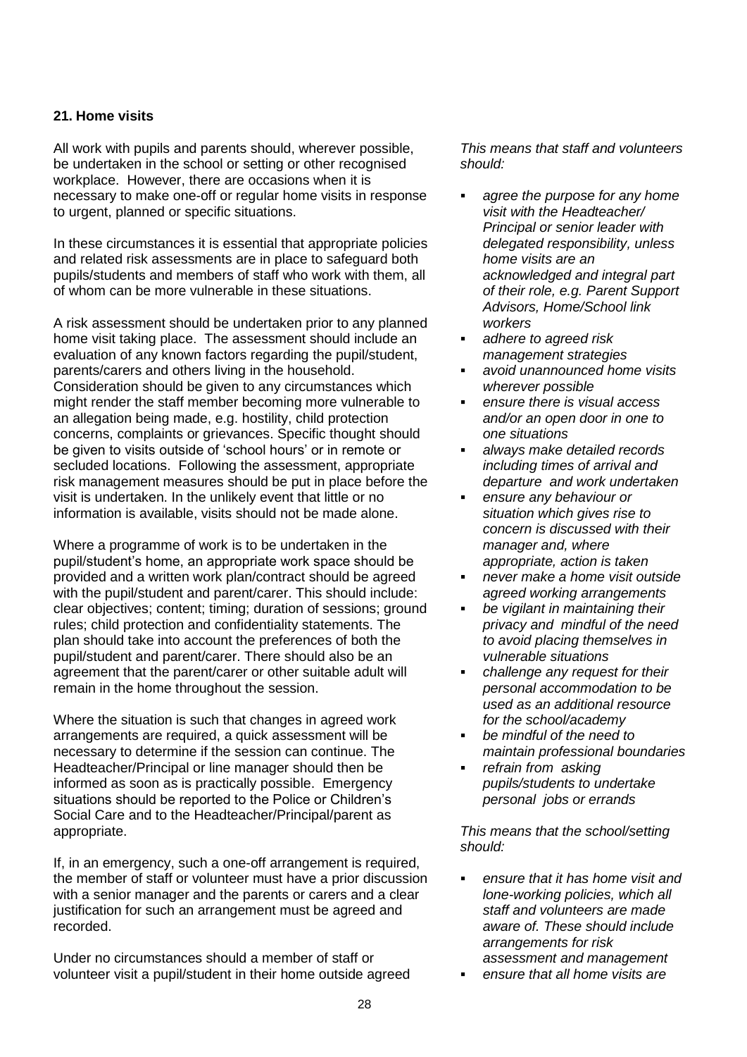**21. Home visits**

All work with pupils and parents should, wherever possible, be undertaken in the school or setting or other recognised workplace. However, there are occasions when it is necessary to make one-off or regular home visits in response to urgent, planned or specific situations.

In these circumstances it is essential that appropriate policies and related risk assessments are in place to safeguard both pupils/students and members of staff who work with them, all of whom can be more vulnerable in these situations.

A risk assessment should be undertaken prior to any planned home visit taking place. The assessment should include an evaluation of any known factors regarding the pupil/student, parents/carers and others living in the household. Consideration should be given to any circumstances which might render the staff member becoming more vulnerable to an allegation being made, e.g. hostility, child protection concerns, complaints or grievances. Specific thought should be given to visits outside of 'school hours' or in remote or secluded locations. Following the assessment, appropriate risk management measures should be put in place before the visit is undertaken. In the unlikely event that little or no information is available, visits should not be made alone.

Where a programme of work is to be undertaken in the pupil/student's home, an appropriate work space should be provided and a written work plan/contract should be agreed with the pupil/student and parent/carer. This should include: clear objectives; content; timing; duration of sessions; ground rules; child protection and confidentiality statements. The plan should take into account the preferences of both the pupil/student and parent/carer. There should also be an agreement that the parent/carer or other suitable adult will remain in the home throughout the session.

Where the situation is such that changes in agreed work arrangements are required, a quick assessment will be necessary to determine if the session can continue. The Headteacher/Principal or line manager should then be informed as soon as is practically possible. Emergency situations should be reported to the Police or Children's Social Care and to the Headteacher/Principal/parent as appropriate.

If, in an emergency, such a one-off arrangement is required, the member of staff or volunteer must have a prior discussion with a senior manager and the parents or carers and a clear justification for such an arrangement must be agreed and recorded.

Under no circumstances should a member of staff or volunteer visit a pupil/student in their home outside agreed

*This means that staff and volunteers should:*

- *agree the purpose for any home visit with the Headteacher/ Principal or senior leader with delegated responsibility, unless home visits are an acknowledged and integral part of their role, e.g. Parent Support Advisors, Home/School link workers*
- *adhere to agreed risk management strategies*
- *avoid unannounced home visits wherever possible*
- *ensure there is visual access and/or an open door in one to one situations*
- *always make detailed records including times of arrival and departure and work undertaken*
- *ensure any behaviour or situation which gives rise to concern is discussed with their manager and, where appropriate, action is taken*
- *never make a home visit outside agreed working arrangements*
- *be vigilant in maintaining their privacy and mindful of the need to avoid placing themselves in vulnerable situations*
- *challenge any request for their personal accommodation to be used as an additional resource for the school/academy*
- *be mindful of the need to maintain professional boundaries*
- *refrain from asking pupils/students to undertake personal jobs or errands*

*This means that the school/setting should:*

- *ensure that it has home visit and lone-working policies, which all staff and volunteers are made aware of. These should include arrangements for risk assessment and management*
- *ensure that all home visits are*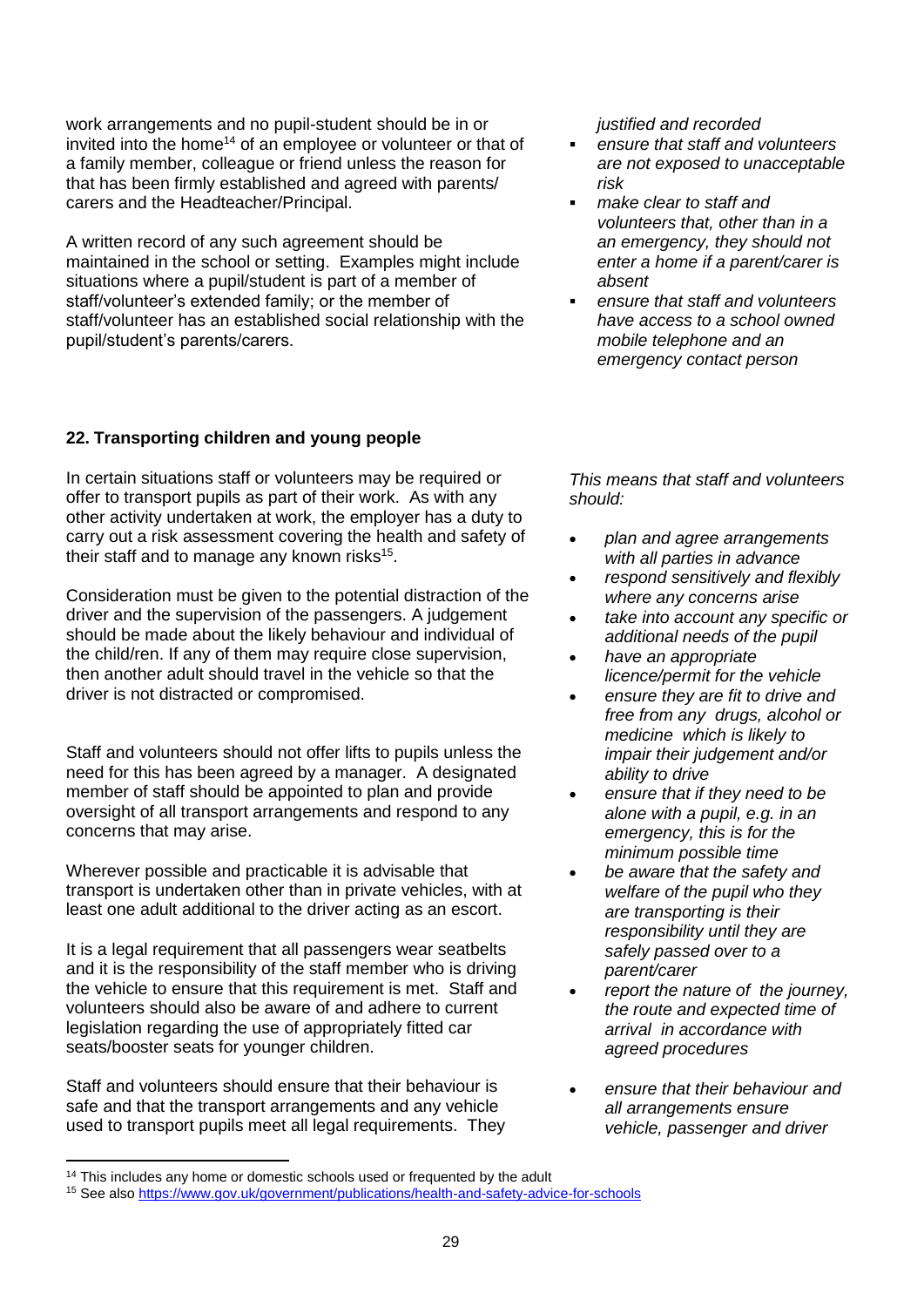work arrangements and no pupil-student should be in or invited into the home[14] of an employee or volunteer or that of a family member, colleague or friend unless the reason for that has been firmly established and agreed with parents/ carers and the Headteacher/Principal.

A written record of any such agreement should be maintained in the school or setting. Examples might include situations where a pupil/student is part of a member of staff/volunteer's extended family; or the member of staff/volunteer has an established social relationship with the pupil/student's parents/carers.

*justified and recorded*

- *ensure that staff and volunteers are not exposed to unacceptable risk*
- *make clear to staff and volunteers that, other than in a an emergency, they should not enter a home if a parent/carer is absent*
- *ensure that staff and volunteers have access to a school owned mobile telephone and an emergency contact person*

**22. Transporting children and young people**

In certain situations staff or volunteers may be required or offer to transport pupils as part of their work. As with any other activity undertaken at work, the employer has a duty to carry out a risk assessment covering the health and safety of their staff and to manage any known risks[15].

Consideration must be given to the potential distraction of the driver and the supervision of the passengers. A judgement should be made about the likely behaviour and individual of the child/ren. If any of them may require close supervision, then another adult should travel in the vehicle so that the driver is not distracted or compromised.

Staff and volunteers should not offer lifts to pupils unless the need for this has been agreed by a manager. A designated member of staff should be appointed to plan and provide oversight of all transport arrangements and respond to any concerns that may arise.

Wherever possible and practicable it is advisable that transport is undertaken other than in private vehicles, with at least one adult additional to the driver acting as an escort.

It is a legal requirement that all passengers wear seatbelts and it is the responsibility of the staff member who is driving the vehicle to ensure that this requirement is met. Staff and volunteers should also be aware of and adhere to current legislation regarding the use of appropriately fitted car seats/booster seats for younger children.

Staff and volunteers should ensure that their behaviour is safe and that the transport arrangements and any vehicle used to transport pupils meet all legal requirements. They

*This means that staff and volunteers should:*

- *plan and agree arrangements with all parties in advance*
- *respond sensitively and flexibly where any concerns arise*
- *take into account any specific or additional needs of the pupil*
- *have an appropriate licence/permit for the vehicle*
- *ensure they are fit to drive and free from any drugs, alcohol or medicine which is likely to impair their judgement and/or ability to drive*
- *ensure that if they need to be alone with a pupil, e.g. in an emergency, this is for the minimum possible time*
- *be aware that the safety and welfare of the pupil who they are transporting is their responsibility until they are safely passed over to a parent/carer*
- *report the nature of the journey, the route and expected time of arrival in accordance with agreed procedures*
- *ensure that their behaviour and all arrangements ensure vehicle, passenger and driver*

[14] This includes any home or domestic schools used or frequented by the adult

[15] See also https://www.gov.uk/government/publications/health-and-safety-advice-for-schools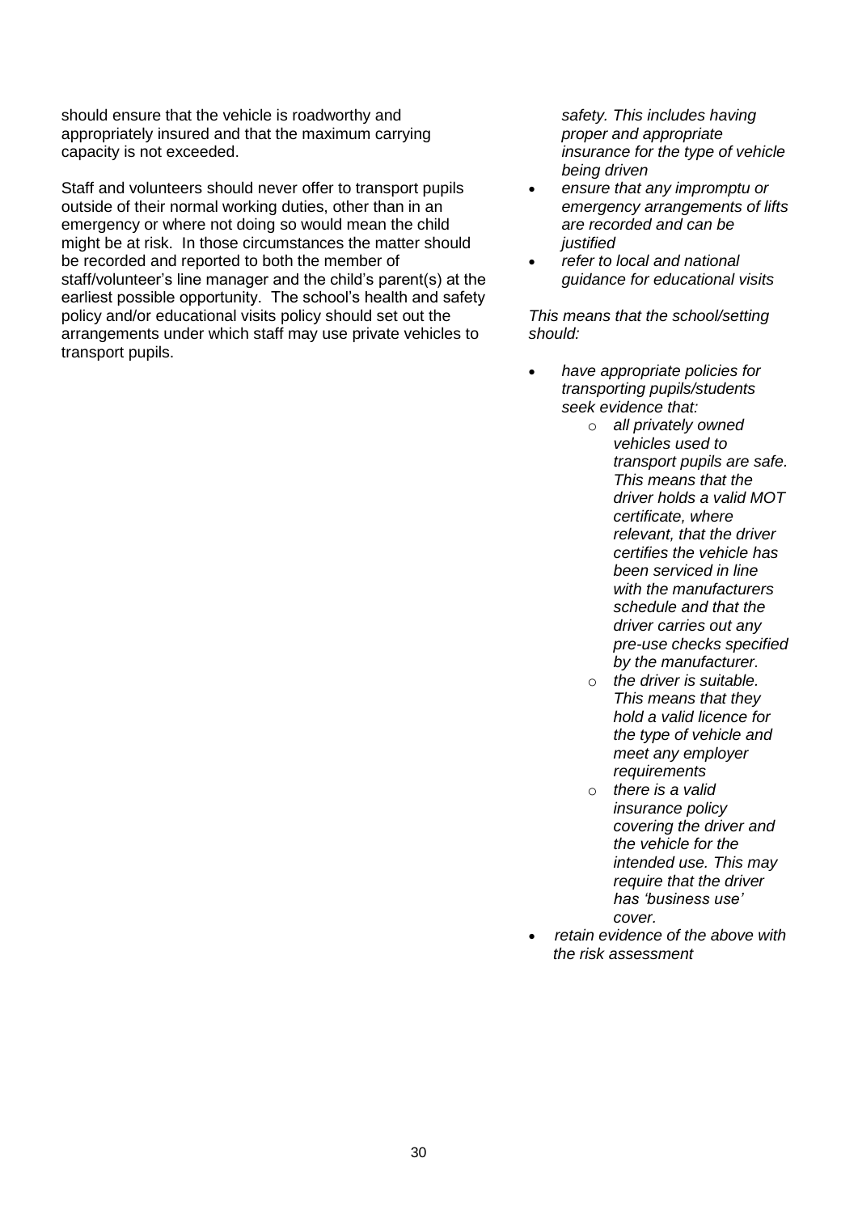should ensure that the vehicle is roadworthy and appropriately insured and that the maximum carrying capacity is not exceeded.

Staff and volunteers should never offer to transport pupils outside of their normal working duties, other than in an emergency or where not doing so would mean the child might be at risk. In those circumstances the matter should be recorded and reported to both the member of staff/volunteer's line manager and the child's parent(s) at the earliest possible opportunity. The school's health and safety policy and/or educational visits policy should set out the arrangements under which staff may use private vehicles to transport pupils.

*safety. This includes having proper and appropriate insurance for the type of vehicle being driven*

- *ensure that any impromptu or emergency arrangements of lifts are recorded and can be justified*
- *refer to local and national guidance for educational visits*

*This means that the school/setting should:*

- *have appropriate policies for transporting pupils/students seek evidence that:*
  - *all privately owned vehicles used to transport pupils are safe. This means that the driver holds a valid MOT certificate, where relevant, that the driver certifies the vehicle has been serviced in line with the manufacturers schedule and that the driver carries out any pre-use checks specified by the manufacturer.*
  - *the driver is suitable. This means that they hold a valid licence for the type of vehicle and meet any employer requirements*
  - *there is a valid insurance policy covering the driver and the vehicle for the intended use. This may require that the driver has 'business use' cover.*
- *retain evidence of the above with the risk assessment*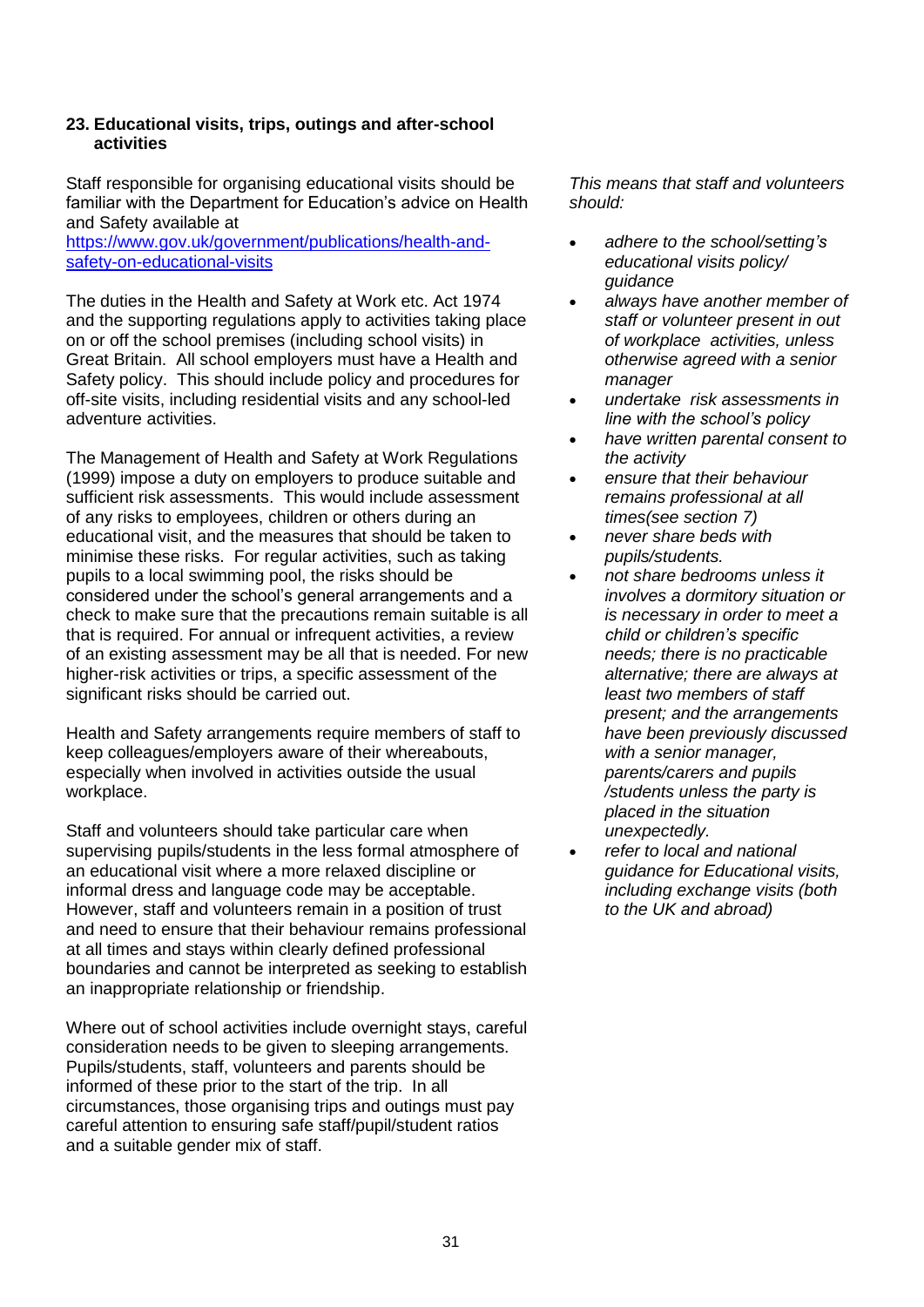## 23. Educational visits, trips, outings and after-school activities

Staff responsible for organising educational visits should be familiar with the Department for Education's advice on Health and Safety available at [https://www.gov.uk/government/publications/health-and-safety-on-educational-visits](https://www.gov.uk/government/publications/health-and-safety-on-educational-visits)

The duties in the Health and Safety at Work etc. Act 1974 and the supporting regulations apply to activities taking place on or off the school premises (including school visits) in Great Britain. All school employers must have a Health and Safety policy. This should include policy and procedures for off-site visits, including residential visits and any school-led adventure activities.

The Management of Health and Safety at Work Regulations (1999) impose a duty on employers to produce suitable and sufficient risk assessments. This would include assessment of any risks to employees, children or others during an educational visit, and the measures that should be taken to minimise these risks. For regular activities, such as taking pupils to a local swimming pool, the risks should be considered under the school's general arrangements and a check to make sure that the precautions remain suitable is all that is required. For annual or infrequent activities, a review of an existing assessment may be all that is needed. For new higher-risk activities or trips, a specific assessment of the significant risks should be carried out.

Health and Safety arrangements require members of staff to keep colleagues/employers aware of their whereabouts, especially when involved in activities outside the usual workplace.

Staff and volunteers should take particular care when supervising pupils/students in the less formal atmosphere of an educational visit where a more relaxed discipline or informal dress and language code may be acceptable. However, staff and volunteers remain in a position of trust and need to ensure that their behaviour remains professional at all times and stays within clearly defined professional boundaries and cannot be interpreted as seeking to establish an inappropriate relationship or friendship.

Where out of school activities include overnight stays, careful consideration needs to be given to sleeping arrangements. Pupils/students, staff, volunteers and parents should be informed of these prior to the start of the trip. In all circumstances, those organising trips and outings must pay careful attention to ensuring safe staff/pupil/student ratios and a suitable gender mix of staff.

*This means that staff and volunteers should:*

- *adhere to the school/setting's educational visits policy/ guidance*
- *always have another member of staff or volunteer present in out of workplace activities, unless otherwise agreed with a senior manager*
- *undertake risk assessments in line with the school's policy*
- *have written parental consent to the activity*
- *ensure that their behaviour remains professional at all times(see section 7)*
- *never share beds with pupils/students.*
- *not share bedrooms unless it involves a dormitory situation or is necessary in order to meet a child or children's specific needs; there is no practicable alternative; there are always at least two members of staff present; and the arrangements have been previously discussed with a senior manager, parents/carers and pupils /students unless the party is placed in the situation unexpectedly.*
- *refer to local and national guidance for Educational visits, including exchange visits (both to the UK and abroad)*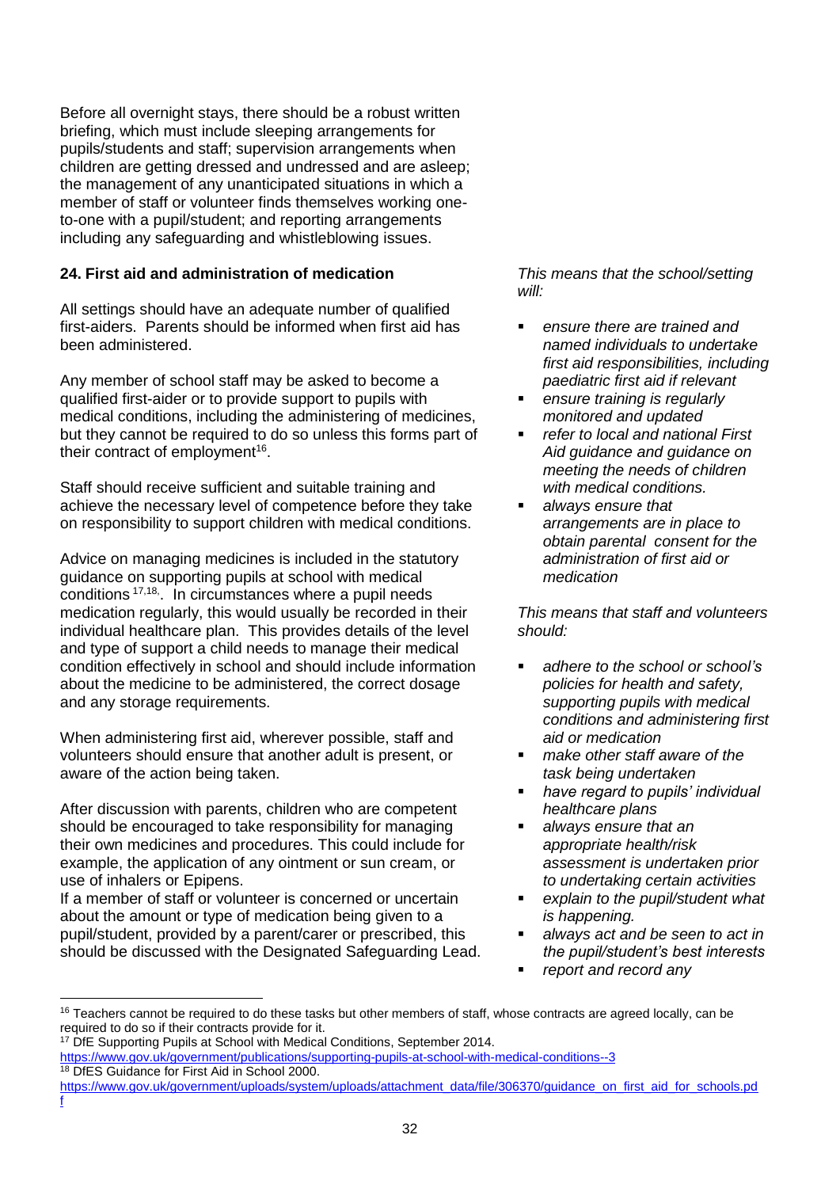Before all overnight stays, there should be a robust written briefing, which must include sleeping arrangements for pupils/students and staff; supervision arrangements when children are getting dressed and undressed and are asleep; the management of any unanticipated situations in which a member of staff or volunteer finds themselves working one-to-one with a pupil/student; and reporting arrangements including any safeguarding and whistleblowing issues.

**24. First aid and administration of medication**

All settings should have an adequate number of qualified first-aiders. Parents should be informed when first aid has been administered.

Any member of school staff may be asked to become a qualified first-aider or to provide support to pupils with medical conditions, including the administering of medicines, but they cannot be required to do so unless this forms part of their contract of employment[16].

Staff should receive sufficient and suitable training and achieve the necessary level of competence before they take on responsibility to support children with medical conditions.

Advice on managing medicines is included in the statutory guidance on supporting pupils at school with medical conditions [17,18]. In circumstances where a pupil needs medication regularly, this would usually be recorded in their individual healthcare plan. This provides details of the level and type of support a child needs to manage their medical condition effectively in school and should include information about the medicine to be administered, the correct dosage and any storage requirements.

When administering first aid, wherever possible, staff and volunteers should ensure that another adult is present, or aware of the action being taken.

After discussion with parents, children who are competent should be encouraged to take responsibility for managing their own medicines and procedures. This could include for example, the application of any ointment or sun cream, or use of inhalers or Epipens.

If a member of staff or volunteer is concerned or uncertain about the amount or type of medication being given to a pupil/student, provided by a parent/carer or prescribed, this should be discussed with the Designated Safeguarding Lead.

*This means that the school/setting will:*

- *ensure there are trained and named individuals to undertake first aid responsibilities, including paediatric first aid if relevant*
- *ensure training is regularly monitored and updated*
- *refer to local and national First Aid guidance and guidance on meeting the needs of children with medical conditions.*
- *always ensure that arrangements are in place to obtain parental consent for the administration of first aid or medication*

*This means that staff and volunteers should:*

- *adhere to the school or school's policies for health and safety, supporting pupils with medical conditions and administering first aid or medication*
- *make other staff aware of the task being undertaken*
- *have regard to pupils' individual healthcare plans*
- *always ensure that an appropriate health/risk assessment is undertaken prior to undertaking certain activities*
- *explain to the pupil/student what is happening.*
- *always act and be seen to act in the pupil/student's best interests*
- *report and record any*

---

[16] Teachers cannot be required to do these tasks but other members of staff, whose contracts are agreed locally, can be required to do so if their contracts provide for it.

[17] DfE Supporting Pupils at School with Medical Conditions, September 2014. https://www.gov.uk/government/publications/supporting-pupils-at-school-with-medical-conditions--3

[18] DfES Guidance for First Aid in School 2000. https://www.gov.uk/government/uploads/system/uploads/attachment_data/file/306370/guidance_on_first_aid_for_schools.pdf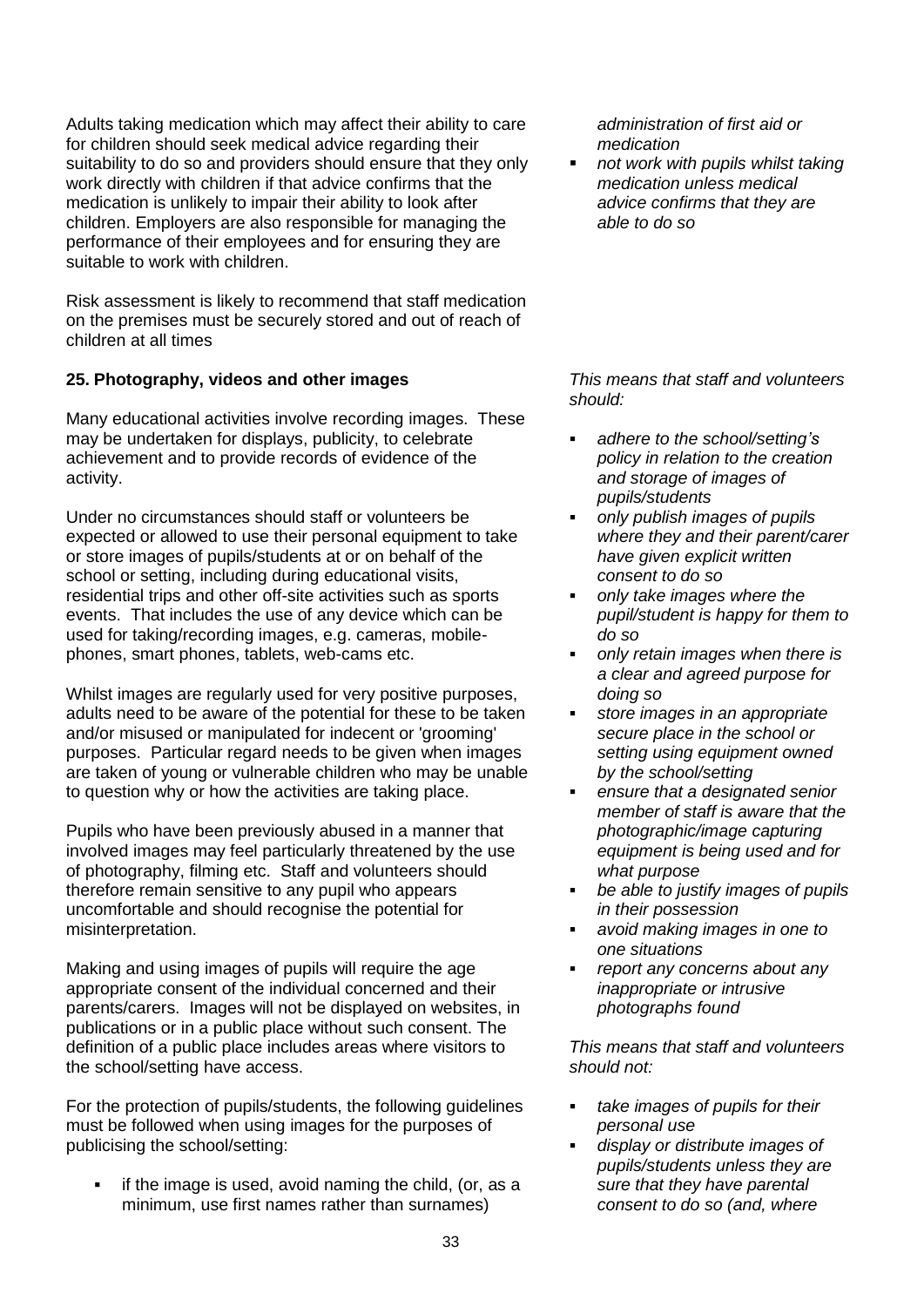Adults taking medication which may affect their ability to care for children should seek medical advice regarding their suitability to do so and providers should ensure that they only work directly with children if that advice confirms that the medication is unlikely to impair their ability to look after children. Employers are also responsible for managing the performance of their employees and for ensuring they are suitable to work with children.

Risk assessment is likely to recommend that staff medication on the premises must be securely stored and out of reach of children at all times

*administration of first aid or medication*

- *not work with pupils whilst taking medication unless medical advice confirms that they are able to do so*

**25. Photography, videos and other images**

Many educational activities involve recording images. These may be undertaken for displays, publicity, to celebrate achievement and to provide records of evidence of the activity.

Under no circumstances should staff or volunteers be expected or allowed to use their personal equipment to take or store images of pupils/students at or on behalf of the school or setting, including during educational visits, residential trips and other off-site activities such as sports events. That includes the use of any device which can be used for taking/recording images, e.g. cameras, mobile-phones, smart phones, tablets, web-cams etc.

Whilst images are regularly used for very positive purposes, adults need to be aware of the potential for these to be taken and/or misused or manipulated for indecent or 'grooming' purposes. Particular regard needs to be given when images are taken of young or vulnerable children who may be unable to question why or how the activities are taking place.

Pupils who have been previously abused in a manner that involved images may feel particularly threatened by the use of photography, filming etc. Staff and volunteers should therefore remain sensitive to any pupil who appears uncomfortable and should recognise the potential for misinterpretation.

Making and using images of pupils will require the age appropriate consent of the individual concerned and their parents/carers. Images will not be displayed on websites, in publications or in a public place without such consent. The definition of a public place includes areas where visitors to the school/setting have access.

For the protection of pupils/students, the following guidelines must be followed when using images for the purposes of publicising the school/setting:

- if the image is used, avoid naming the child, (or, as a minimum, use first names rather than surnames)

*This means that staff and volunteers should:*

- *adhere to the school/setting's policy in relation to the creation and storage of images of pupils/students*
- *only publish images of pupils where they and their parent/carer have given explicit written consent to do so*
- *only take images where the pupil/student is happy for them to do so*
- *only retain images when there is a clear and agreed purpose for doing so*
- *store images in an appropriate secure place in the school or setting using equipment owned by the school/setting*
- *ensure that a designated senior member of staff is aware that the photographic/image capturing equipment is being used and for what purpose*
- *be able to justify images of pupils in their possession*
- *avoid making images in one to one situations*
- *report any concerns about any inappropriate or intrusive photographs found*

*This means that staff and volunteers should not:*

- *take images of pupils for their personal use*
- *display or distribute images of pupils/students unless they are sure that they have parental consent to do so (and, where*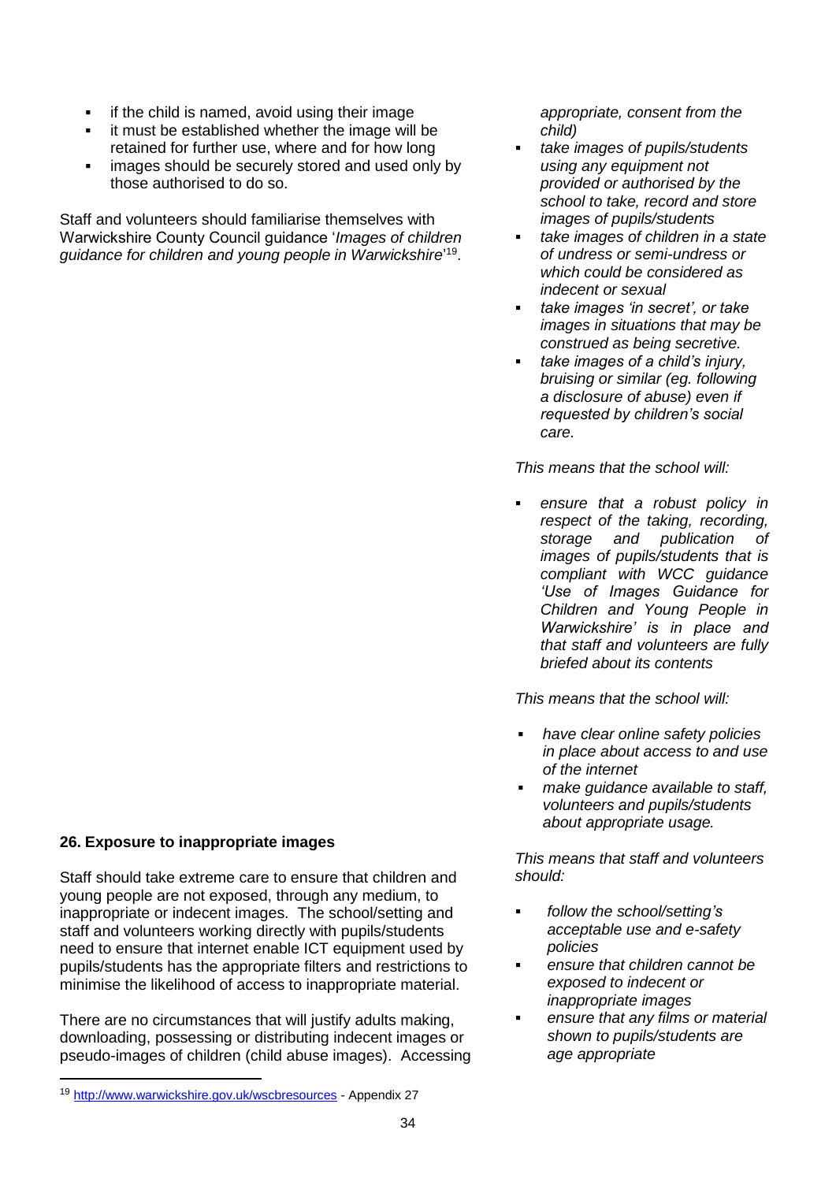- if the child is named, avoid using their image
- it must be established whether the image will be retained for further use, where and for how long
- images should be securely stored and used only by those authorised to do so.

Staff and volunteers should familiarise themselves with Warwickshire County Council guidance '*Images of children guidance for children and young people in Warwickshire*'[19].

*appropriate, consent from the child)*

- *take images of pupils/students using any equipment not provided or authorised by the school to take, record and store images of pupils/students*
- *take images of children in a state of undress or semi-undress or which could be considered as indecent or sexual*
- *take images 'in secret', or take images in situations that may be construed as being secretive.*
- *take images of a child's injury, bruising or similar (eg. following a disclosure of abuse) even if requested by children's social care.*

*This means that the school will:*

- *ensure that a robust policy in respect of the taking, recording, storage and publication of images of pupils/students that is compliant with WCC guidance 'Use of Images Guidance for Children and Young People in Warwickshire' is in place and that staff and volunteers are fully briefed about its contents*

### 26. Exposure to inappropriate images

Staff should take extreme care to ensure that children and young people are not exposed, through any medium, to inappropriate or indecent images. The school/setting and staff and volunteers working directly with pupils/students need to ensure that internet enable ICT equipment used by pupils/students has the appropriate filters and restrictions to minimise the likelihood of access to inappropriate material.

There are no circumstances that will justify adults making, downloading, possessing or distributing indecent images or pseudo-images of children (child abuse images). Accessing

*This means that the school will:*

- *have clear online safety policies in place about access to and use of the internet*
- *make guidance available to staff, volunteers and pupils/students about appropriate usage.*

*This means that staff and volunteers should:*

- *follow the school/setting's acceptable use and e-safety policies*
- *ensure that children cannot be exposed to indecent or inappropriate images*
- *ensure that any films or material shown to pupils/students are age appropriate*

[19] http://www.warwickshire.gov.uk/wscbresources - Appendix 27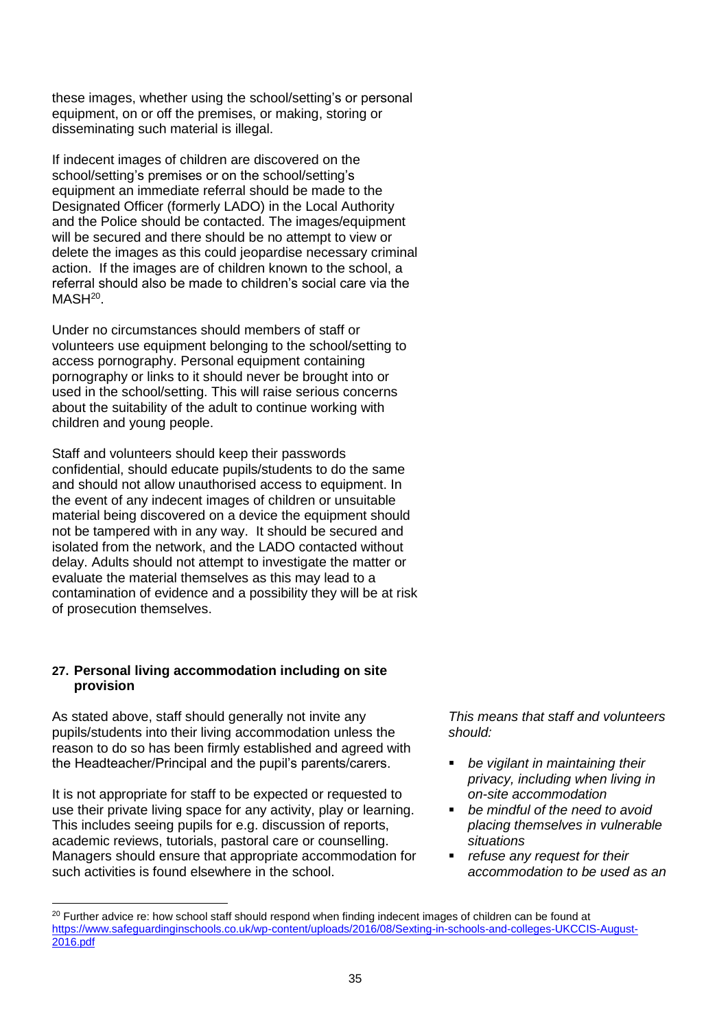these images, whether using the school/setting's or personal equipment, on or off the premises, or making, storing or disseminating such material is illegal.

If indecent images of children are discovered on the school/setting's premises or on the school/setting's equipment an immediate referral should be made to the Designated Officer (formerly LADO) in the Local Authority and the Police should be contacted. The images/equipment will be secured and there should be no attempt to view or delete the images as this could jeopardise necessary criminal action. If the images are of children known to the school, a referral should also be made to children's social care via the MASH[20].

Under no circumstances should members of staff or volunteers use equipment belonging to the school/setting to access pornography. Personal equipment containing pornography or links to it should never be brought into or used in the school/setting. This will raise serious concerns about the suitability of the adult to continue working with children and young people.

Staff and volunteers should keep their passwords confidential, should educate pupils/students to do the same and should not allow unauthorised access to equipment. In the event of any indecent images of children or unsuitable material being discovered on a device the equipment should not be tampered with in any way. It should be secured and isolated from the network, and the LADO contacted without delay. Adults should not attempt to investigate the matter or evaluate the material themselves as this may lead to a contamination of evidence and a possibility they will be at risk of prosecution themselves.

#### 27. Personal living accommodation including on site provision

As stated above, staff should generally not invite any pupils/students into their living accommodation unless the reason to do so has been firmly established and agreed with the Headteacher/Principal and the pupil's parents/carers.

It is not appropriate for staff to be expected or requested to use their private living space for any activity, play or learning. This includes seeing pupils for e.g. discussion of reports, academic reviews, tutorials, pastoral care or counselling. Managers should ensure that appropriate accommodation for such activities is found elsewhere in the school.

*This means that staff and volunteers should:*

- *be vigilant in maintaining their privacy, including when living in on-site accommodation*
- *be mindful of the need to avoid placing themselves in vulnerable situations*
- *refuse any request for their accommodation to be used as an*

[20] Further advice re: how school staff should respond when finding indecent images of children can be found at https://www.safeguardinginschools.co.uk/wp-content/uploads/2016/08/Sexting-in-schools-and-colleges-UKCCIS-August-2016.pdf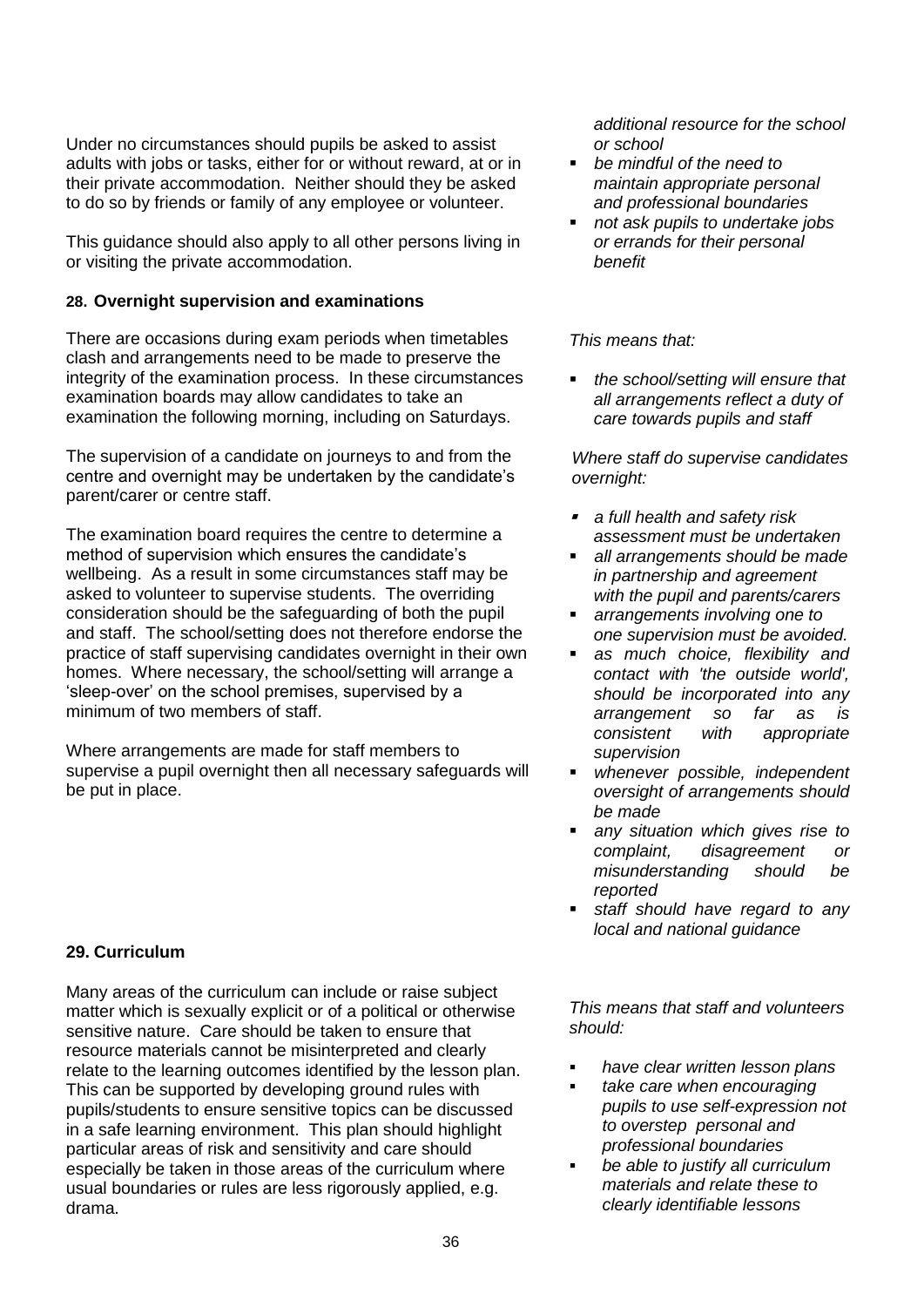Under no circumstances should pupils be asked to assist adults with jobs or tasks, either for or without reward, at or in their private accommodation. Neither should they be asked to do so by friends or family of any employee or volunteer.

This guidance should also apply to all other persons living in or visiting the private accommodation.

*additional resource for the school or school*

- *be mindful of the need to maintain appropriate personal and professional boundaries*
- *not ask pupils to undertake jobs or errands for their personal benefit*

### 28. Overnight supervision and examinations

There are occasions during exam periods when timetables clash and arrangements need to be made to preserve the integrity of the examination process. In these circumstances examination boards may allow candidates to take an examination the following morning, including on Saturdays.

The supervision of a candidate on journeys to and from the centre and overnight may be undertaken by the candidate's parent/carer or centre staff.

The examination board requires the centre to determine a method of supervision which ensures the candidate's wellbeing. As a result in some circumstances staff may be asked to volunteer to supervise students. The overriding consideration should be the safeguarding of both the pupil and staff. The school/setting does not therefore endorse the practice of staff supervising candidates overnight in their own homes. Where necessary, the school/setting will arrange a 'sleep-over' on the school premises, supervised by a minimum of two members of staff.

Where arrangements are made for staff members to supervise a pupil overnight then all necessary safeguards will be put in place.

*This means that:*

- *the school/setting will ensure that all arrangements reflect a duty of care towards pupils and staff*

*Where staff do supervise candidates overnight:*

- *a full health and safety risk assessment must be undertaken*
- *all arrangements should be made in partnership and agreement with the pupil and parents/carers*
- *arrangements involving one to one supervision must be avoided.*
- *as much choice, flexibility and contact with 'the outside world', should be incorporated into any arrangement so far as is consistent with appropriate supervision*
- *whenever possible, independent oversight of arrangements should be made*
- *any situation which gives rise to complaint, disagreement or misunderstanding should be reported*
- *staff should have regard to any local and national guidance*

### 29. Curriculum

Many areas of the curriculum can include or raise subject matter which is sexually explicit or of a political or otherwise sensitive nature. Care should be taken to ensure that resource materials cannot be misinterpreted and clearly relate to the learning outcomes identified by the lesson plan. This can be supported by developing ground rules with pupils/students to ensure sensitive topics can be discussed in a safe learning environment. This plan should highlight particular areas of risk and sensitivity and care should especially be taken in those areas of the curriculum where usual boundaries or rules are less rigorously applied, e.g. drama.

*This means that staff and volunteers should:*

- *have clear written lesson plans*
- *take care when encouraging pupils to use self-expression not to overstep personal and professional boundaries*
- *be able to justify all curriculum materials and relate these to clearly identifiable lessons*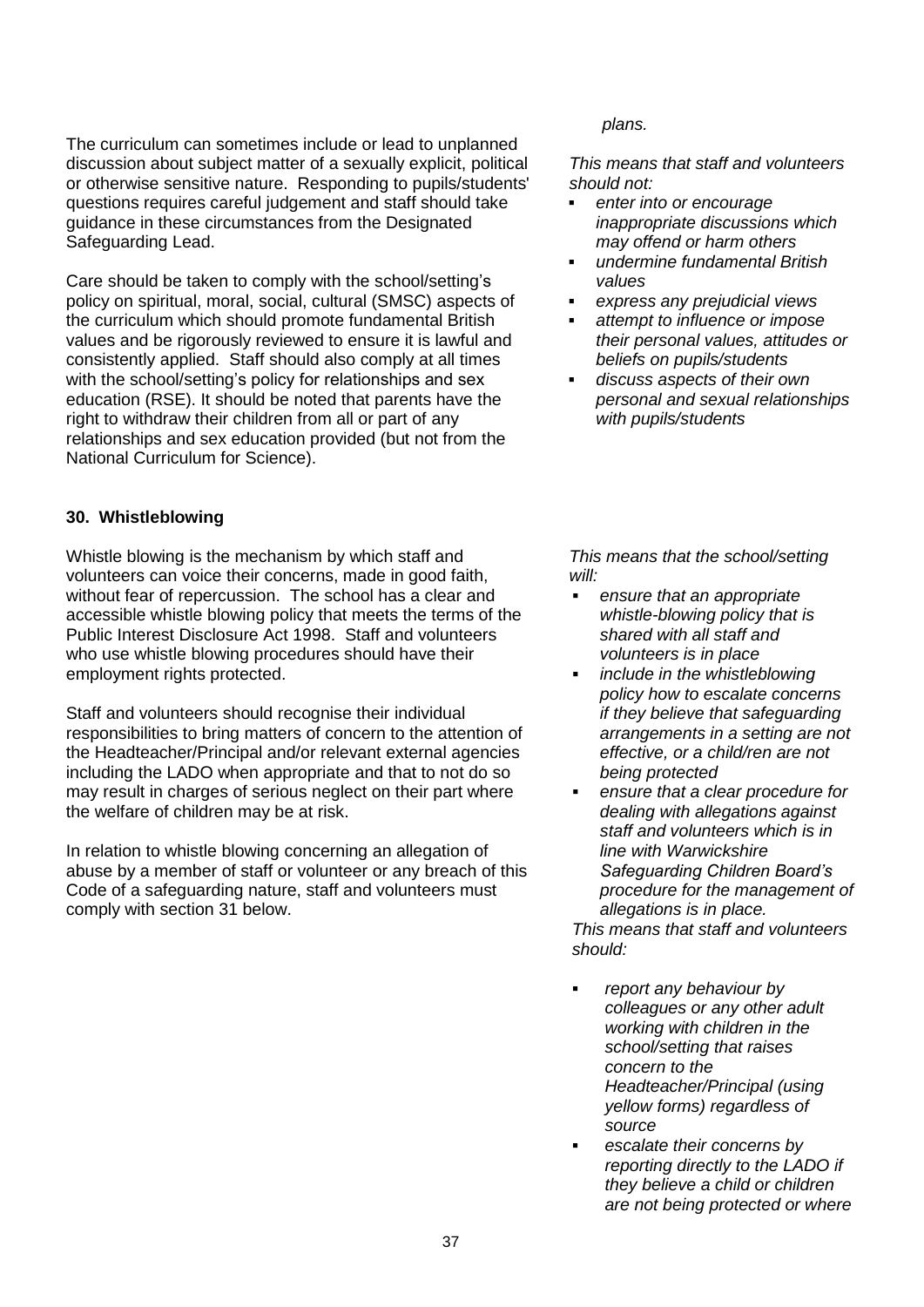The curriculum can sometimes include or lead to unplanned discussion about subject matter of a sexually explicit, political or otherwise sensitive nature. Responding to pupils/students' questions requires careful judgement and staff should take guidance in these circumstances from the Designated Safeguarding Lead.

Care should be taken to comply with the school/setting's policy on spiritual, moral, social, cultural (SMSC) aspects of the curriculum which should promote fundamental British values and be rigorously reviewed to ensure it is lawful and consistently applied. Staff should also comply at all times with the school/setting's policy for relationships and sex education (RSE). It should be noted that parents have the right to withdraw their children from all or part of any relationships and sex education provided (but not from the National Curriculum for Science).

*plans.*

*This means that staff and volunteers should not:*

- *enter into or encourage inappropriate discussions which may offend or harm others*
- *undermine fundamental British values*
- *express any prejudicial views*
- *attempt to influence or impose their personal values, attitudes or beliefs on pupils/students*
- *discuss aspects of their own personal and sexual relationships with pupils/students*

### 30. Whistleblowing

Whistle blowing is the mechanism by which staff and volunteers can voice their concerns, made in good faith, without fear of repercussion. The school has a clear and accessible whistle blowing policy that meets the terms of the Public Interest Disclosure Act 1998. Staff and volunteers who use whistle blowing procedures should have their employment rights protected.

Staff and volunteers should recognise their individual responsibilities to bring matters of concern to the attention of the Headteacher/Principal and/or relevant external agencies including the LADO when appropriate and that to not do so may result in charges of serious neglect on their part where the welfare of children may be at risk.

In relation to whistle blowing concerning an allegation of abuse by a member of staff or volunteer or any breach of this Code of a safeguarding nature, staff and volunteers must comply with section 31 below.

*This means that the school/setting will:*

- *ensure that an appropriate whistle-blowing policy that is shared with all staff and volunteers is in place*
- *include in the whistleblowing policy how to escalate concerns if they believe that safeguarding arrangements in a setting are not effective, or a child/ren are not being protected*
- *ensure that a clear procedure for dealing with allegations against staff and volunteers which is in line with Warwickshire Safeguarding Children Board's procedure for the management of allegations is in place.*

*This means that staff and volunteers should:*

- *report any behaviour by colleagues or any other adult working with children in the school/setting that raises concern to the Headteacher/Principal (using yellow forms) regardless of source*
- *escalate their concerns by reporting directly to the LADO if they believe a child or children are not being protected or where*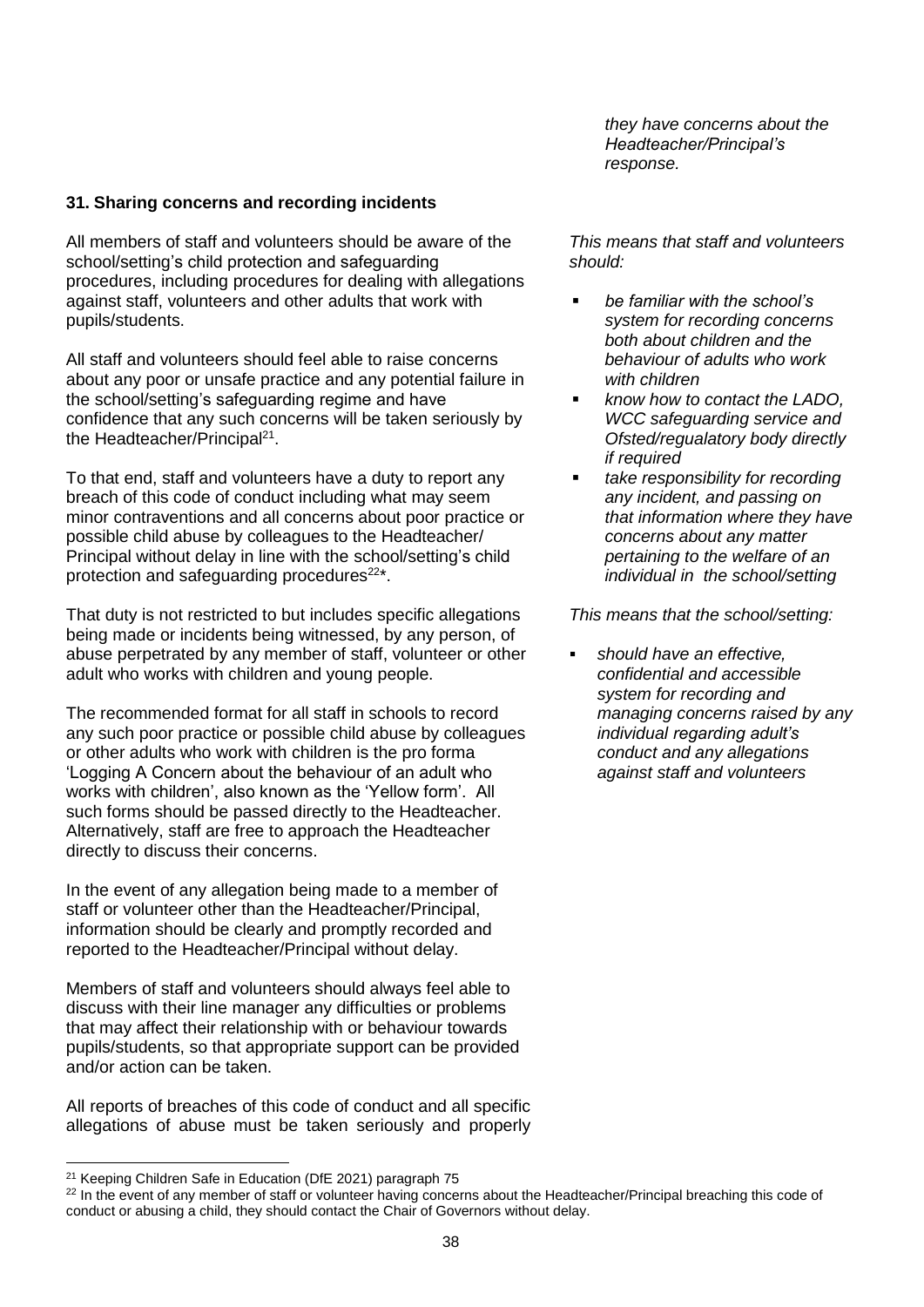## 31. Sharing concerns and recording incidents

All members of staff and volunteers should be aware of the school/setting's child protection and safeguarding procedures, including procedures for dealing with allegations against staff, volunteers and other adults that work with pupils/students.

All staff and volunteers should feel able to raise concerns about any poor or unsafe practice and any potential failure in the school/setting's safeguarding regime and have confidence that any such concerns will be taken seriously by the Headteacher/Principal[21].

To that end, staff and volunteers have a duty to report any breach of this code of conduct including what may seem minor contraventions and all concerns about poor practice or possible child abuse by colleagues to the Headteacher/ Principal without delay in line with the school/setting's child protection and safeguarding procedures[22]*.

That duty is not restricted to but includes specific allegations being made or incidents being witnessed, by any person, of abuse perpetrated by any member of staff, volunteer or other adult who works with children and young people.

The recommended format for all staff in schools to record any such poor practice or possible child abuse by colleagues or other adults who work with children is the pro forma 'Logging A Concern about the behaviour of an adult who works with children', also known as the 'Yellow form'. All such forms should be passed directly to the Headteacher. Alternatively, staff are free to approach the Headteacher directly to discuss their concerns.

In the event of any allegation being made to a member of staff or volunteer other than the Headteacher/Principal, information should be clearly and promptly recorded and reported to the Headteacher/Principal without delay.

Members of staff and volunteers should always feel able to discuss with their line manager any difficulties or problems that may affect their relationship with or behaviour towards pupils/students, so that appropriate support can be provided and/or action can be taken.

All reports of breaches of this code of conduct and all specific allegations of abuse must be taken seriously and properly

*they have concerns about the Headteacher/Principal's response.*

*This means that staff and volunteers should:*

- *be familiar with the school's system for recording concerns both about children and the behaviour of adults who work with children*
- *know how to contact the LADO, WCC safeguarding service and Ofsted/regualatory body directly if required*
- *take responsibility for recording any incident, and passing on that information where they have concerns about any matter pertaining to the welfare of an individual in the school/setting*

*This means that the school/setting:*

- *should have an effective, confidential and accessible system for recording and managing concerns raised by any individual regarding adult's conduct and any allegations against staff and volunteers*

---

[21] Keeping Children Safe in Education (DfE 2021) paragraph 75

[22] In the event of any member of staff or volunteer having concerns about the Headteacher/Principal breaching this code of conduct or abusing a child, they should contact the Chair of Governors without delay.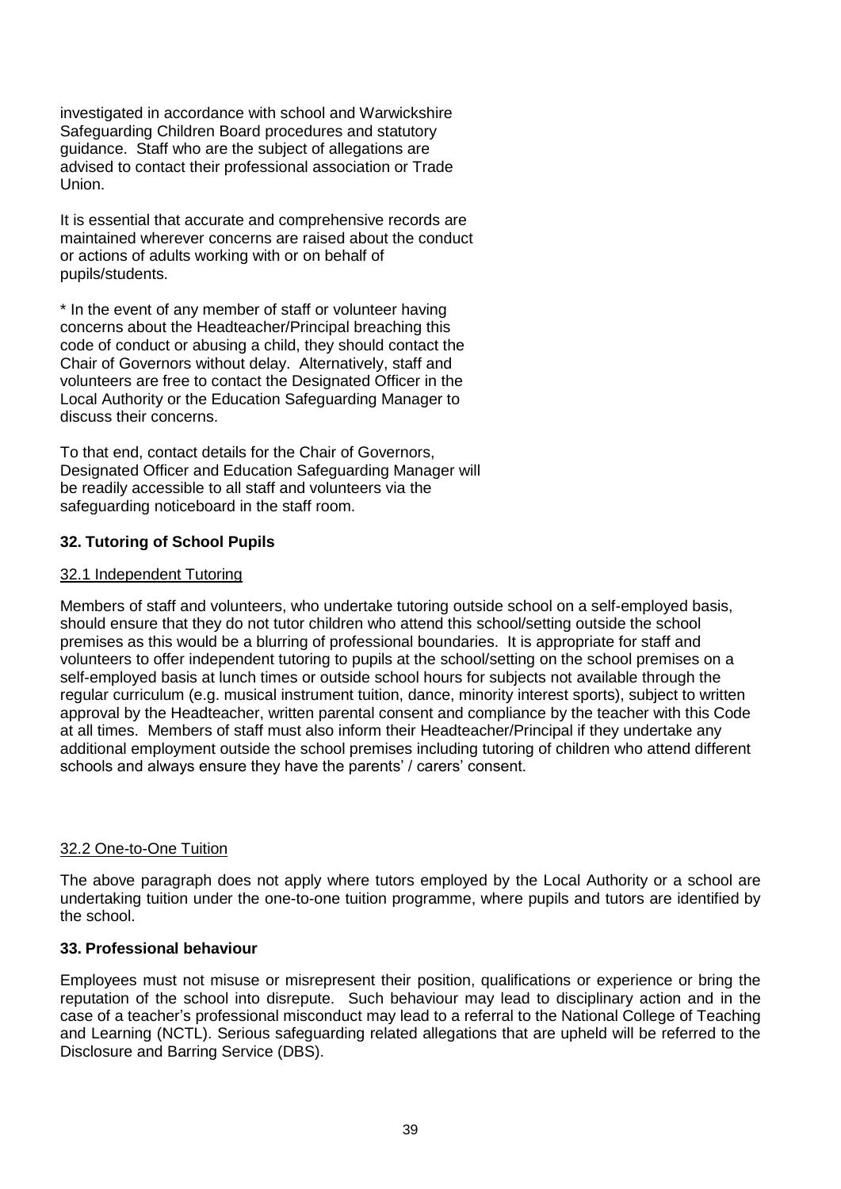investigated in accordance with school and Warwickshire Safeguarding Children Board procedures and statutory guidance. Staff who are the subject of allegations are advised to contact their professional association or Trade Union.

It is essential that accurate and comprehensive records are maintained wherever concerns are raised about the conduct or actions of adults working with or on behalf of pupils/students.

* In the event of any member of staff or volunteer having concerns about the Headteacher/Principal breaching this code of conduct or abusing a child, they should contact the Chair of Governors without delay. Alternatively, staff and volunteers are free to contact the Designated Officer in the Local Authority or the Education Safeguarding Manager to discuss their concerns.

To that end, contact details for the Chair of Governors, Designated Officer and Education Safeguarding Manager will be readily accessible to all staff and volunteers via the safeguarding noticeboard in the staff room.

## 32. Tutoring of School Pupils

### 32.1 Independent Tutoring

Members of staff and volunteers, who undertake tutoring outside school on a self-employed basis, should ensure that they do not tutor children who attend this school/setting outside the school premises as this would be a blurring of professional boundaries. It is appropriate for staff and volunteers to offer independent tutoring to pupils at the school/setting on the school premises on a self-employed basis at lunch times or outside school hours for subjects not available through the regular curriculum (e.g. musical instrument tuition, dance, minority interest sports), subject to written approval by the Headteacher, written parental consent and compliance by the teacher with this Code at all times. Members of staff must also inform their Headteacher/Principal if they undertake any additional employment outside the school premises including tutoring of children who attend different schools and always ensure they have the parents' / carers' consent.

### 32.2 One-to-One Tuition

The above paragraph does not apply where tutors employed by the Local Authority or a school are undertaking tuition under the one-to-one tuition programme, where pupils and tutors are identified by the school.

## 33. Professional behaviour

Employees must not misuse or misrepresent their position, qualifications or experience or bring the reputation of the school into disrepute. Such behaviour may lead to disciplinary action and in the case of a teacher's professional misconduct may lead to a referral to the National College of Teaching and Learning (NCTL). Serious safeguarding related allegations that are upheld will be referred to the Disclosure and Barring Service (DBS).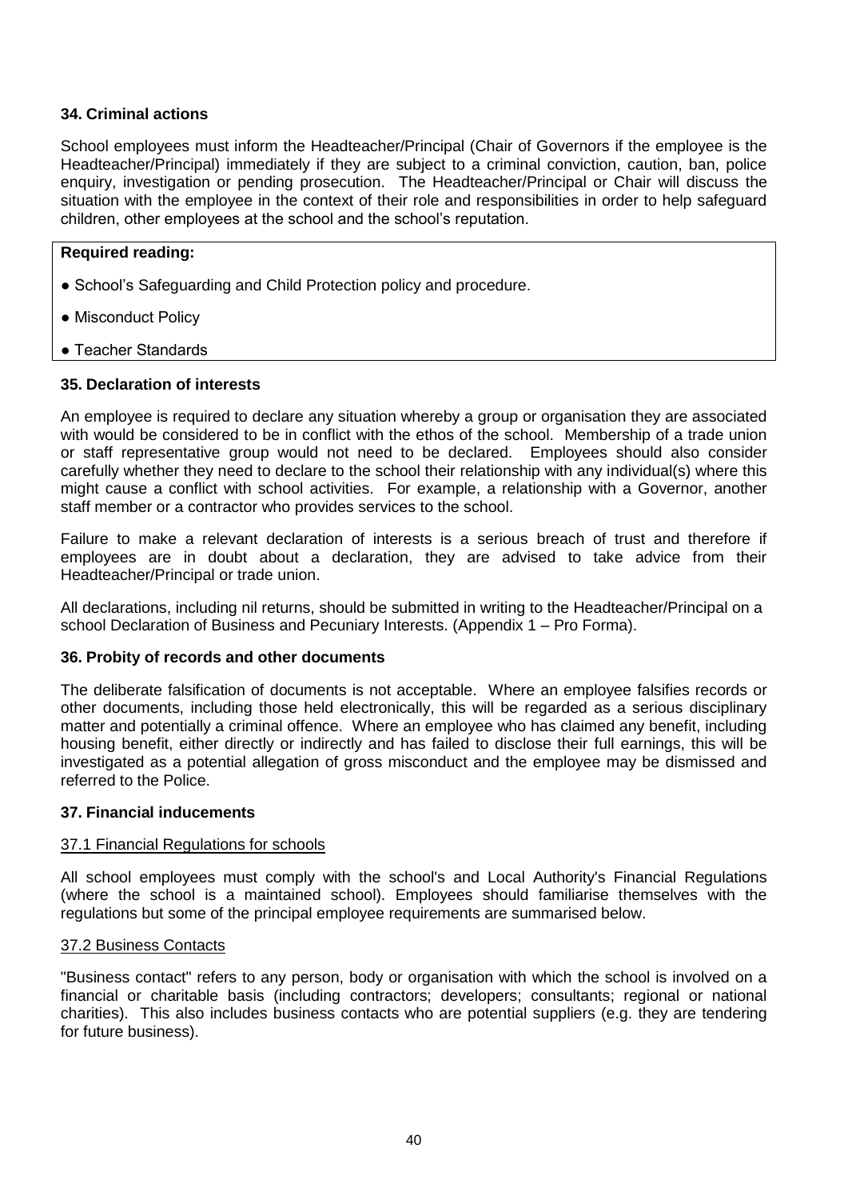### 34. Criminal actions

School employees must inform the Headteacher/Principal (Chair of Governors if the employee is the Headteacher/Principal) immediately if they are subject to a criminal conviction, caution, ban, police enquiry, investigation or pending prosecution. The Headteacher/Principal or Chair will discuss the situation with the employee in the context of their role and responsibilities in order to help safeguard children, other employees at the school and the school's reputation.

**Required reading:**

- School's Safeguarding and Child Protection policy and procedure.
- Misconduct Policy
- Teacher Standards

### 35. Declaration of interests

An employee is required to declare any situation whereby a group or organisation they are associated with would be considered to be in conflict with the ethos of the school. Membership of a trade union or staff representative group would not need to be declared. Employees should also consider carefully whether they need to declare to the school their relationship with any individual(s) where this might cause a conflict with school activities. For example, a relationship with a Governor, another staff member or a contractor who provides services to the school.

Failure to make a relevant declaration of interests is a serious breach of trust and therefore if employees are in doubt about a declaration, they are advised to take advice from their Headteacher/Principal or trade union.

All declarations, including nil returns, should be submitted in writing to the Headteacher/Principal on a school Declaration of Business and Pecuniary Interests. (Appendix 1 – Pro Forma).

### 36. Probity of records and other documents

The deliberate falsification of documents is not acceptable. Where an employee falsifies records or other documents, including those held electronically, this will be regarded as a serious disciplinary matter and potentially a criminal offence. Where an employee who has claimed any benefit, including housing benefit, either directly or indirectly and has failed to disclose their full earnings, this will be investigated as a potential allegation of gross misconduct and the employee may be dismissed and referred to the Police.

### 37. Financial inducements

#### 37.1 Financial Regulations for schools

All school employees must comply with the school's and Local Authority's Financial Regulations (where the school is a maintained school). Employees should familiarise themselves with the regulations but some of the principal employee requirements are summarised below.

#### 37.2 Business Contacts

"Business contact" refers to any person, body or organisation with which the school is involved on a financial or charitable basis (including contractors; developers; consultants; regional or national charities). This also includes business contacts who are potential suppliers (e.g. they are tendering for future business).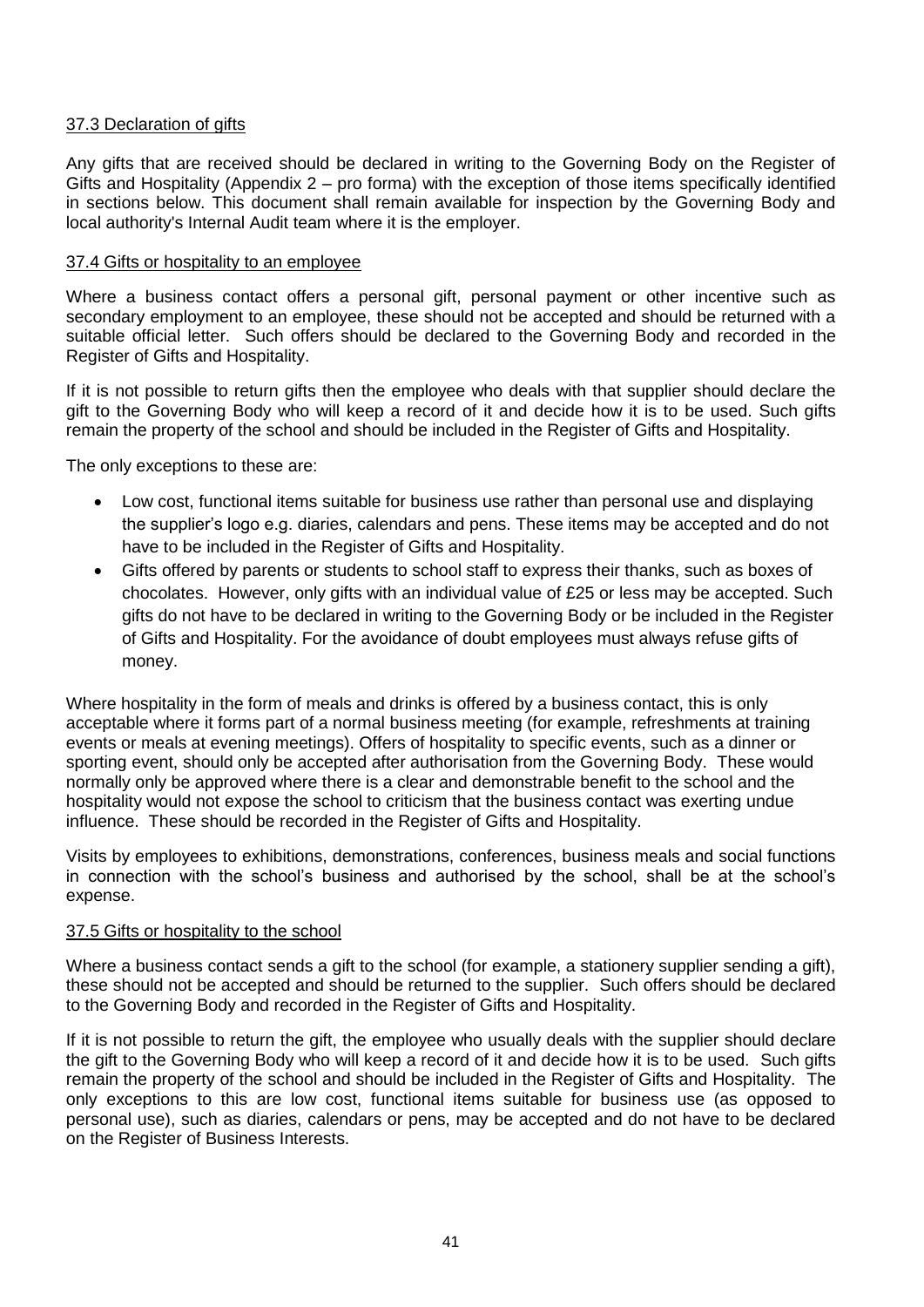### 37.3 Declaration of gifts

Any gifts that are received should be declared in writing to the Governing Body on the Register of Gifts and Hospitality (Appendix 2 – pro forma) with the exception of those items specifically identified in sections below. This document shall remain available for inspection by the Governing Body and local authority's Internal Audit team where it is the employer.

### 37.4 Gifts or hospitality to an employee

Where a business contact offers a personal gift, personal payment or other incentive such as secondary employment to an employee, these should not be accepted and should be returned with a suitable official letter. Such offers should be declared to the Governing Body and recorded in the Register of Gifts and Hospitality.

If it is not possible to return gifts then the employee who deals with that supplier should declare the gift to the Governing Body who will keep a record of it and decide how it is to be used. Such gifts remain the property of the school and should be included in the Register of Gifts and Hospitality.

The only exceptions to these are:

- Low cost, functional items suitable for business use rather than personal use and displaying the supplier's logo e.g. diaries, calendars and pens. These items may be accepted and do not have to be included in the Register of Gifts and Hospitality.
- Gifts offered by parents or students to school staff to express their thanks, such as boxes of chocolates. However, only gifts with an individual value of £25 or less may be accepted. Such gifts do not have to be declared in writing to the Governing Body or be included in the Register of Gifts and Hospitality. For the avoidance of doubt employees must always refuse gifts of money.

Where hospitality in the form of meals and drinks is offered by a business contact, this is only acceptable where it forms part of a normal business meeting (for example, refreshments at training events or meals at evening meetings). Offers of hospitality to specific events, such as a dinner or sporting event, should only be accepted after authorisation from the Governing Body. These would normally only be approved where there is a clear and demonstrable benefit to the school and the hospitality would not expose the school to criticism that the business contact was exerting undue influence. These should be recorded in the Register of Gifts and Hospitality.

Visits by employees to exhibitions, demonstrations, conferences, business meals and social functions in connection with the school's business and authorised by the school, shall be at the school's expense.

### 37.5 Gifts or hospitality to the school

Where a business contact sends a gift to the school (for example, a stationery supplier sending a gift), these should not be accepted and should be returned to the supplier. Such offers should be declared to the Governing Body and recorded in the Register of Gifts and Hospitality.

If it is not possible to return the gift, the employee who usually deals with the supplier should declare the gift to the Governing Body who will keep a record of it and decide how it is to be used. Such gifts remain the property of the school and should be included in the Register of Gifts and Hospitality. The only exceptions to this are low cost, functional items suitable for business use (as opposed to personal use), such as diaries, calendars or pens, may be accepted and do not have to be declared on the Register of Business Interests.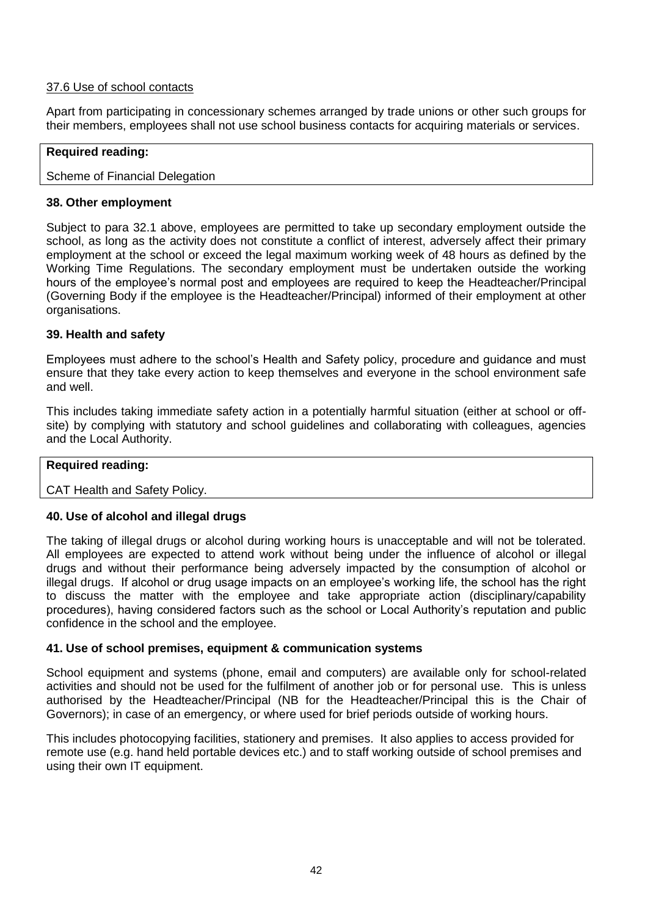37.6 Use of school contacts

Apart from participating in concessionary schemes arranged by trade unions or other such groups for their members, employees shall not use school business contacts for acquiring materials or services.

| **Required reading:** |
| --- |
| Scheme of Financial Delegation |

**38. Other employment**

Subject to para 32.1 above, employees are permitted to take up secondary employment outside the school, as long as the activity does not constitute a conflict of interest, adversely affect their primary employment at the school or exceed the legal maximum working week of 48 hours as defined by the Working Time Regulations. The secondary employment must be undertaken outside the working hours of the employee's normal post and employees are required to keep the Headteacher/Principal (Governing Body if the employee is the Headteacher/Principal) informed of their employment at other organisations.

**39. Health and safety**

Employees must adhere to the school's Health and Safety policy, procedure and guidance and must ensure that they take every action to keep themselves and everyone in the school environment safe and well.

This includes taking immediate safety action in a potentially harmful situation (either at school or off-site) by complying with statutory and school guidelines and collaborating with colleagues, agencies and the Local Authority.

| **Required reading:** |
| --- |
| CAT Health and Safety Policy. |

**40. Use of alcohol and illegal drugs**

The taking of illegal drugs or alcohol during working hours is unacceptable and will not be tolerated. All employees are expected to attend work without being under the influence of alcohol or illegal drugs and without their performance being adversely impacted by the consumption of alcohol or illegal drugs. If alcohol or drug usage impacts on an employee's working life, the school has the right to discuss the matter with the employee and take appropriate action (disciplinary/capability procedures), having considered factors such as the school or Local Authority's reputation and public confidence in the school and the employee.

**41. Use of school premises, equipment & communication systems**

School equipment and systems (phone, email and computers) are available only for school-related activities and should not be used for the fulfilment of another job or for personal use. This is unless authorised by the Headteacher/Principal (NB for the Headteacher/Principal this is the Chair of Governors); in case of an emergency, or where used for brief periods outside of working hours.

This includes photocopying facilities, stationery and premises. It also applies to access provided for remote use (e.g. hand held portable devices etc.) and to staff working outside of school premises and using their own IT equipment.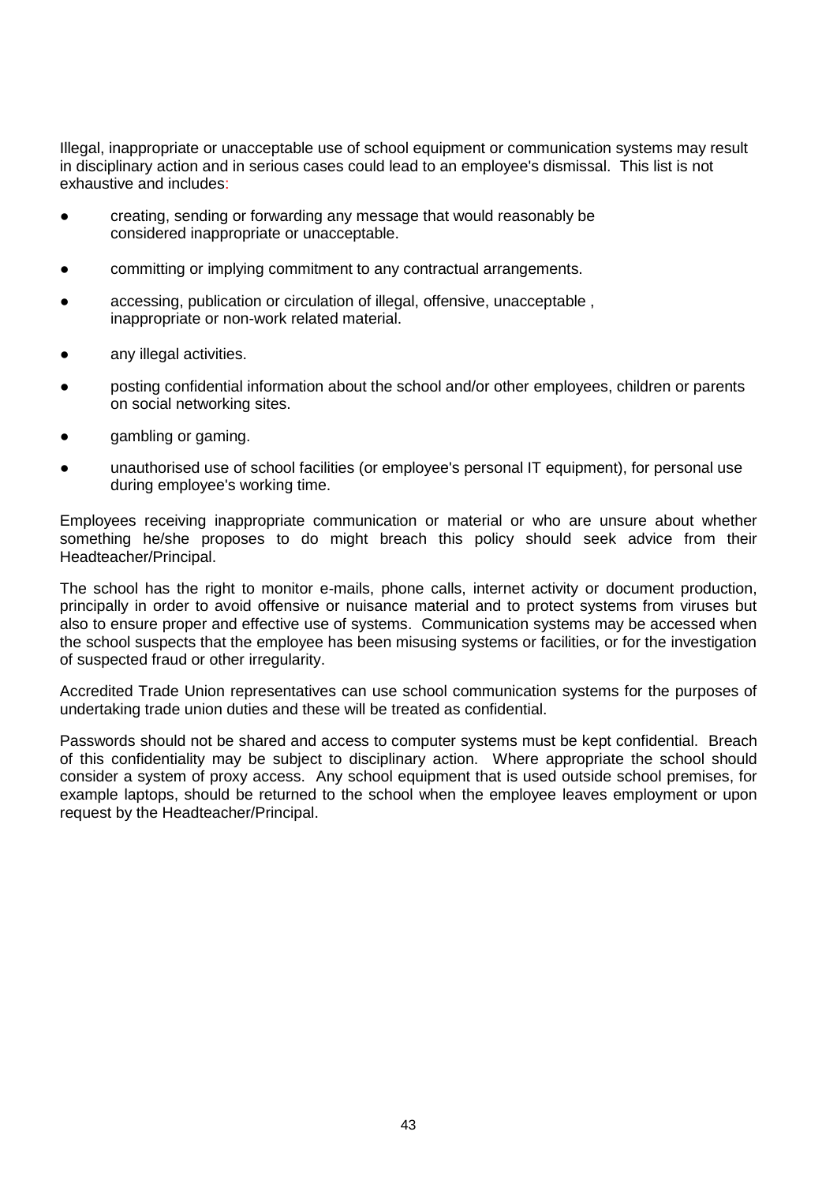Illegal, inappropriate or unacceptable use of school equipment or communication systems may result in disciplinary action and in serious cases could lead to an employee's dismissal. This list is not exhaustive and includes:

- creating, sending or forwarding any message that would reasonably be considered inappropriate or unacceptable.
- committing or implying commitment to any contractual arrangements.
- accessing, publication or circulation of illegal, offensive, unacceptable , inappropriate or non-work related material.
- any illegal activities.
- posting confidential information about the school and/or other employees, children or parents on social networking sites.
- gambling or gaming.
- unauthorised use of school facilities (or employee's personal IT equipment), for personal use during employee's working time.

Employees receiving inappropriate communication or material or who are unsure about whether something he/she proposes to do might breach this policy should seek advice from their Headteacher/Principal.

The school has the right to monitor e-mails, phone calls, internet activity or document production, principally in order to avoid offensive or nuisance material and to protect systems from viruses but also to ensure proper and effective use of systems. Communication systems may be accessed when the school suspects that the employee has been misusing systems or facilities, or for the investigation of suspected fraud or other irregularity.

Accredited Trade Union representatives can use school communication systems for the purposes of undertaking trade union duties and these will be treated as confidential.

Passwords should not be shared and access to computer systems must be kept confidential. Breach of this confidentiality may be subject to disciplinary action. Where appropriate the school should consider a system of proxy access. Any school equipment that is used outside school premises, for example laptops, should be returned to the school when the employee leaves employment or upon request by the Headteacher/Principal.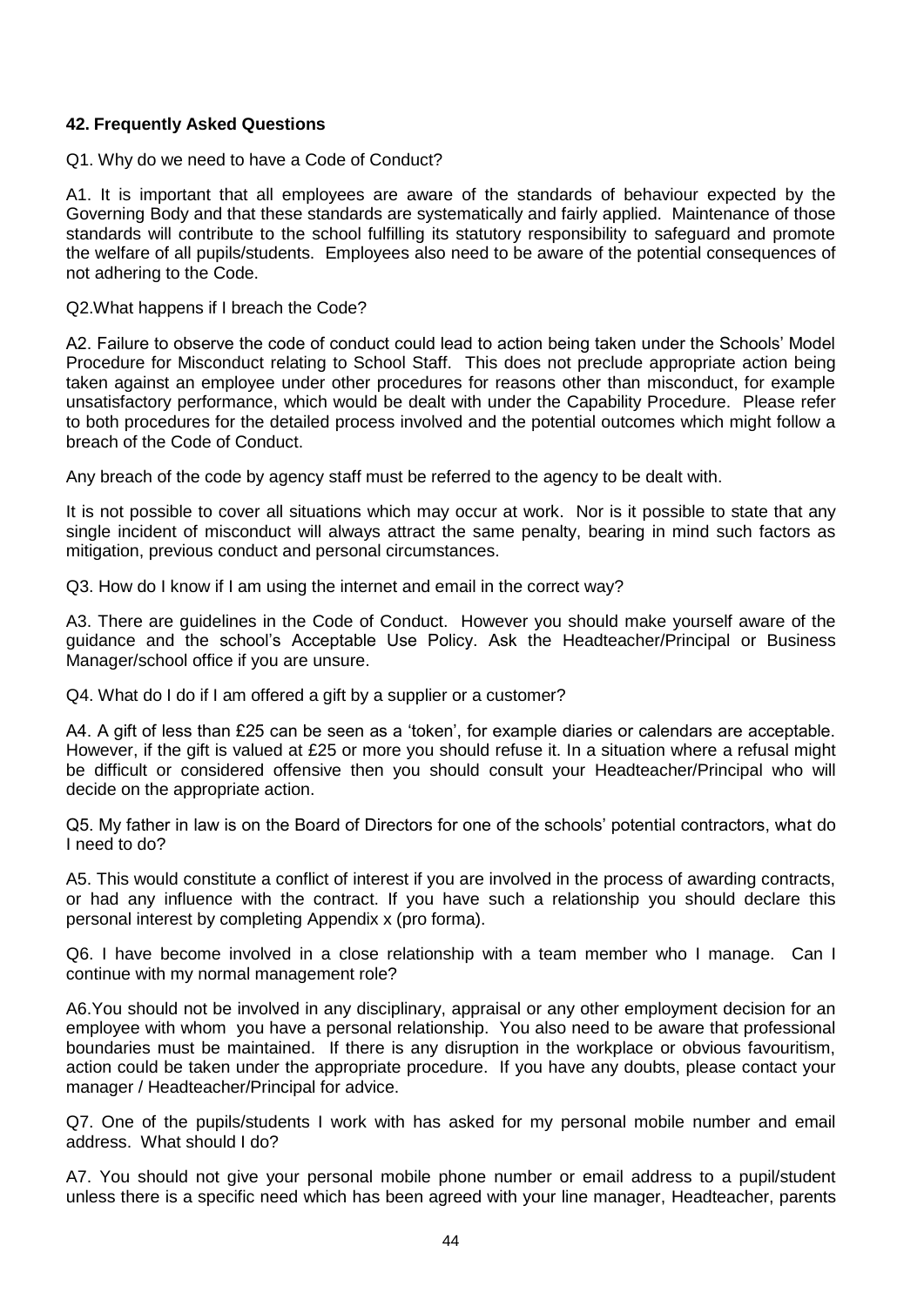## 42. Frequently Asked Questions

Q1. Why do we need to have a Code of Conduct?

A1. It is important that all employees are aware of the standards of behaviour expected by the Governing Body and that these standards are systematically and fairly applied. Maintenance of those standards will contribute to the school fulfilling its statutory responsibility to safeguard and promote the welfare of all pupils/students. Employees also need to be aware of the potential consequences of not adhering to the Code.

Q2.What happens if I breach the Code?

A2. Failure to observe the code of conduct could lead to action being taken under the Schools' Model Procedure for Misconduct relating to School Staff. This does not preclude appropriate action being taken against an employee under other procedures for reasons other than misconduct, for example unsatisfactory performance, which would be dealt with under the Capability Procedure. Please refer to both procedures for the detailed process involved and the potential outcomes which might follow a breach of the Code of Conduct.

Any breach of the code by agency staff must be referred to the agency to be dealt with.

It is not possible to cover all situations which may occur at work. Nor is it possible to state that any single incident of misconduct will always attract the same penalty, bearing in mind such factors as mitigation, previous conduct and personal circumstances.

Q3. How do I know if I am using the internet and email in the correct way?

A3. There are guidelines in the Code of Conduct. However you should make yourself aware of the guidance and the school's Acceptable Use Policy. Ask the Headteacher/Principal or Business Manager/school office if you are unsure.

Q4. What do I do if I am offered a gift by a supplier or a customer?

A4. A gift of less than £25 can be seen as a 'token', for example diaries or calendars are acceptable. However, if the gift is valued at £25 or more you should refuse it. In a situation where a refusal might be difficult or considered offensive then you should consult your Headteacher/Principal who will decide on the appropriate action.

Q5. My father in law is on the Board of Directors for one of the schools' potential contractors, what do I need to do?

A5. This would constitute a conflict of interest if you are involved in the process of awarding contracts, or had any influence with the contract. If you have such a relationship you should declare this personal interest by completing Appendix x (pro forma).

Q6. I have become involved in a close relationship with a team member who I manage. Can I continue with my normal management role?

A6.You should not be involved in any disciplinary, appraisal or any other employment decision for an employee with whom you have a personal relationship. You also need to be aware that professional boundaries must be maintained. If there is any disruption in the workplace or obvious favouritism, action could be taken under the appropriate procedure. If you have any doubts, please contact your manager / Headteacher/Principal for advice.

Q7. One of the pupils/students I work with has asked for my personal mobile number and email address. What should I do?

A7. You should not give your personal mobile phone number or email address to a pupil/student unless there is a specific need which has been agreed with your line manager, Headteacher, parents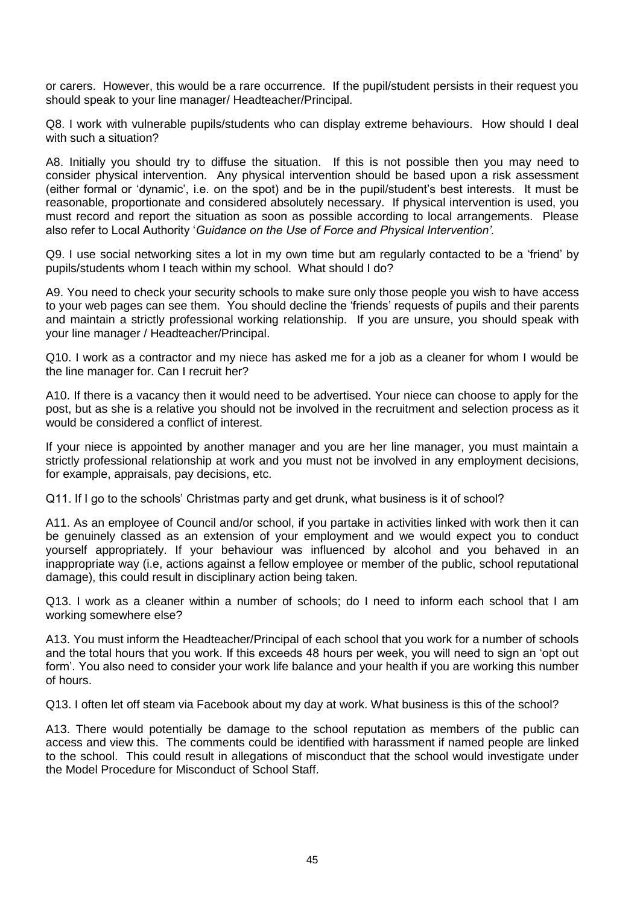or carers. However, this would be a rare occurrence. If the pupil/student persists in their request you should speak to your line manager/ Headteacher/Principal.

Q8. I work with vulnerable pupils/students who can display extreme behaviours. How should I deal with such a situation?

A8. Initially you should try to diffuse the situation. If this is not possible then you may need to consider physical intervention. Any physical intervention should be based upon a risk assessment (either formal or 'dynamic', i.e. on the spot) and be in the pupil/student's best interests. It must be reasonable, proportionate and considered absolutely necessary. If physical intervention is used, you must record and report the situation as soon as possible according to local arrangements. Please also refer to Local Authority '*Guidance on the Use of Force and Physical Intervention'.*

Q9. I use social networking sites a lot in my own time but am regularly contacted to be a 'friend' by pupils/students whom I teach within my school. What should I do?

A9. You need to check your security schools to make sure only those people you wish to have access to your web pages can see them. You should decline the 'friends' requests of pupils and their parents and maintain a strictly professional working relationship. If you are unsure, you should speak with your line manager / Headteacher/Principal.

Q10. I work as a contractor and my niece has asked me for a job as a cleaner for whom I would be the line manager for. Can I recruit her?

A10. If there is a vacancy then it would need to be advertised. Your niece can choose to apply for the post, but as she is a relative you should not be involved in the recruitment and selection process as it would be considered a conflict of interest.

If your niece is appointed by another manager and you are her line manager, you must maintain a strictly professional relationship at work and you must not be involved in any employment decisions, for example, appraisals, pay decisions, etc.

Q11. If I go to the schools' Christmas party and get drunk, what business is it of school?

A11. As an employee of Council and/or school, if you partake in activities linked with work then it can be genuinely classed as an extension of your employment and we would expect you to conduct yourself appropriately. If your behaviour was influenced by alcohol and you behaved in an inappropriate way (i.e, actions against a fellow employee or member of the public, school reputational damage), this could result in disciplinary action being taken.

Q13. I work as a cleaner within a number of schools; do I need to inform each school that I am working somewhere else?

A13. You must inform the Headteacher/Principal of each school that you work for a number of schools and the total hours that you work. If this exceeds 48 hours per week, you will need to sign an 'opt out form'. You also need to consider your work life balance and your health if you are working this number of hours.

Q13. I often let off steam via Facebook about my day at work. What business is this of the school?

A13. There would potentially be damage to the school reputation as members of the public can access and view this. The comments could be identified with harassment if named people are linked to the school. This could result in allegations of misconduct that the school would investigate under the Model Procedure for Misconduct of School Staff.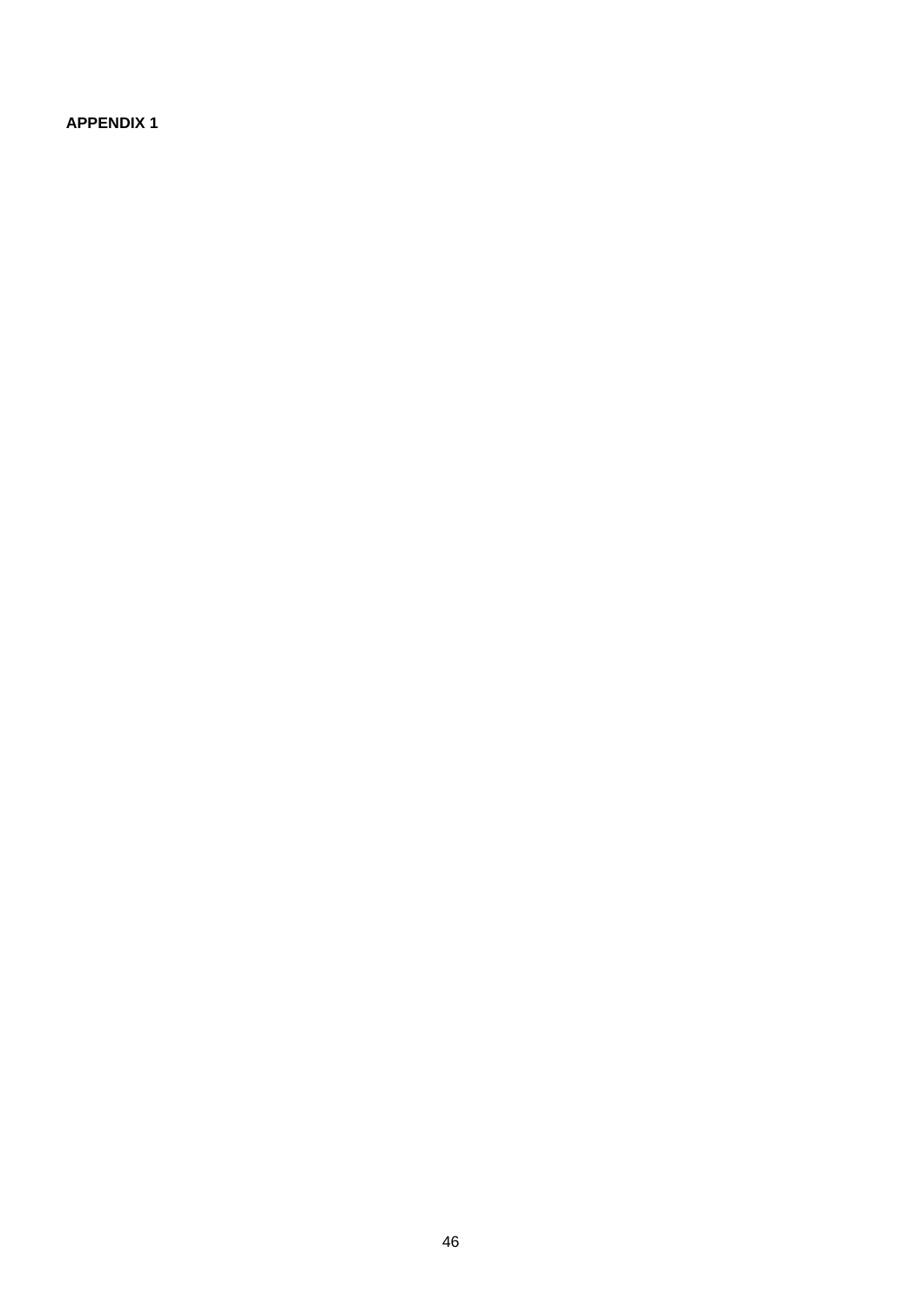**APPENDIX 1**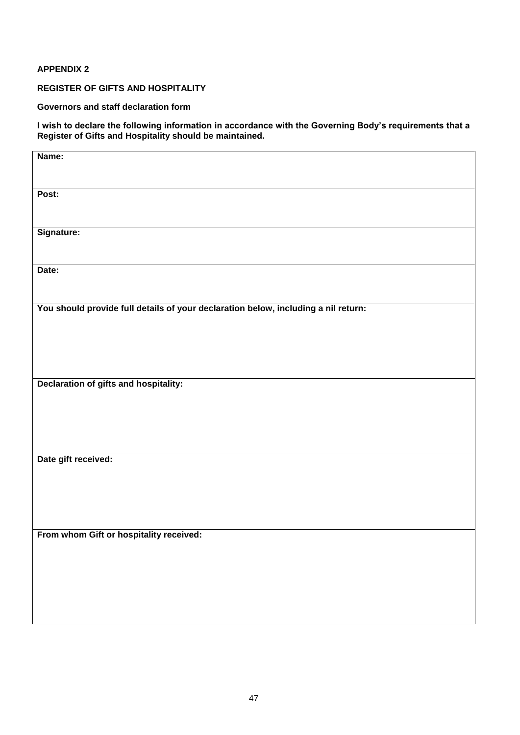**APPENDIX 2**

**REGISTER OF GIFTS AND HOSPITALITY**

**Governors and staff declaration form**

**I wish to declare the following information in accordance with the Governing Body's requirements that a Register of Gifts and Hospitality should be maintained.**

| |
|---|
| **Name:** |
| **Post:** |
| **Signature:** |
| **Date:** |
| **You should provide full details of your declaration below, including a nil return:** |
| **Declaration of gifts and hospitality:** |
| **Date gift received:** |
| **From whom Gift or hospitality received:** |